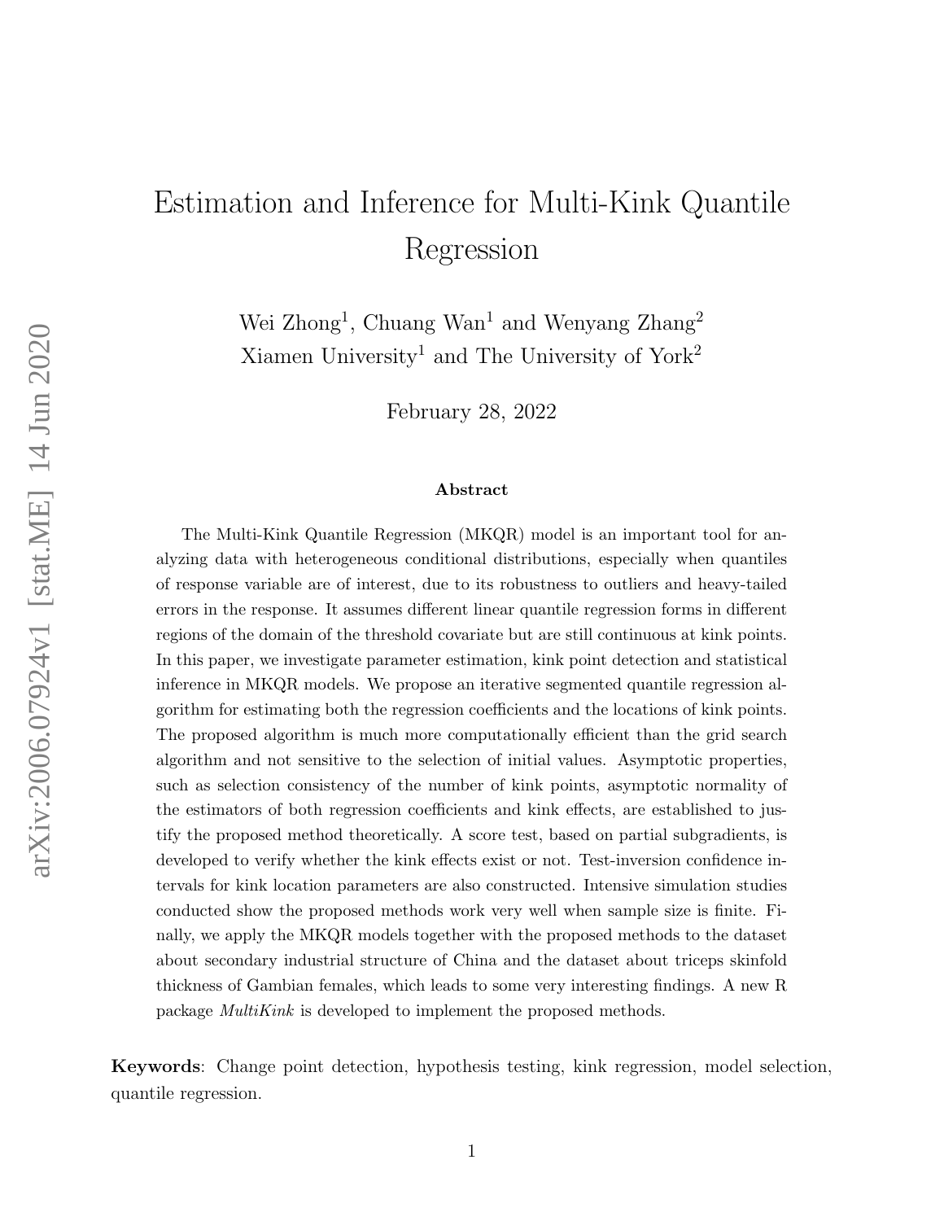# Estimation and Inference for Multi-Kink Quantile Regression

Wei Zhong[1], Chuang Wan[1] and Wenyang Zhang[2]
Xiamen University[1] and The University of York[2]

February 28, 2022

**Abstract**

The Multi-Kink Quantile Regression (MKQR) model is an important tool for analyzing data with heterogeneous conditional distributions, especially when quantiles of response variable are of interest, due to its robustness to outliers and heavy-tailed errors in the response. It assumes different linear quantile regression forms in different regions of the domain of the threshold covariate but are still continuous at kink points. In this paper, we investigate parameter estimation, kink point detection and statistical inference in MKQR models. We propose an iterative segmented quantile regression algorithm for estimating both the regression coefficients and the locations of kink points. The proposed algorithm is much more computationally efficient than the grid search algorithm and not sensitive to the selection of initial values. Asymptotic properties, such as selection consistency of the number of kink points, asymptotic normality of the estimators of both regression coefficients and kink effects, are established to justify the proposed method theoretically. A score test, based on partial subgradients, is developed to verify whether the kink effects exist or not. Test-inversion confidence intervals for kink location parameters are also constructed. Intensive simulation studies conducted show the proposed methods work very well when sample size is finite. Finally, we apply the MKQR models together with the proposed methods to the dataset about secondary industrial structure of China and the dataset about triceps skinfold thickness of Gambian females, which leads to some very interesting findings. A new R package *MultiKink* is developed to implement the proposed methods.

**Keywords**: Change point detection, hypothesis testing, kink regression, model selection, quantile regression.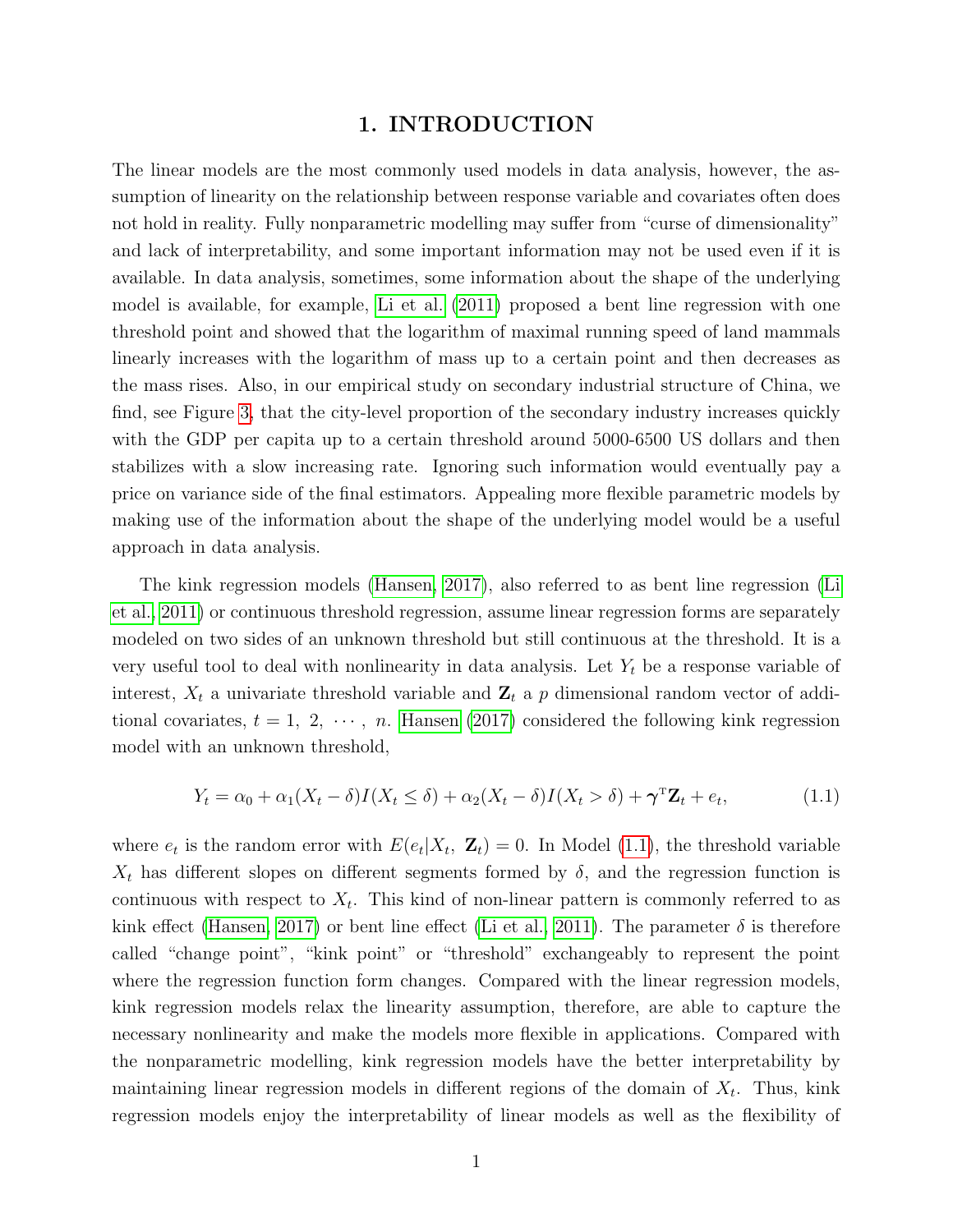# 1. INTRODUCTION

The linear models are the most commonly used models in data analysis, however, the assumption of linearity on the relationship between response variable and covariates often does not hold in reality. Fully nonparametric modelling may suffer from "curse of dimensionality" and lack of interpretability, and some important information may not be used even if it is available. In data analysis, sometimes, some information about the shape of the underlying model is available, for example, Li et al. (2011) proposed a bent line regression with one threshold point and showed that the logarithm of maximal running speed of land mammals linearly increases with the logarithm of mass up to a certain point and then decreases as the mass rises. Also, in our empirical study on secondary industrial structure of China, we find, see Figure 3, that the city-level proportion of the secondary industry increases quickly with the GDP per capita up to a certain threshold around 5000-6500 US dollars and then stabilizes with a slow increasing rate. Ignoring such information would eventually pay a price on variance side of the final estimators. Appealing more flexible parametric models by making use of the information about the shape of the underlying model would be a useful approach in data analysis.

The kink regression models (Hansen, 2017), also referred to as bent line regression (Li et al., 2011) or continuous threshold regression, assume linear regression forms are separately modeled on two sides of an unknown threshold but still continuous at the threshold. It is a very useful tool to deal with nonlinearity in data analysis. Let $Y_t$ be a response variable of interest, $X_t$ a univariate threshold variable and $\mathbf{Z}_t$ a $p$ dimensional random vector of additional covariates, $t = 1,\ 2,\ \cdots,\ n$. Hansen (2017) considered the following kink regression model with an unknown threshold,

$$Y_t = \alpha_0 + \alpha_1(X_t - \delta)I(X_t \leq \delta) + \alpha_2(X_t - \delta)I(X_t > \delta) + \boldsymbol{\gamma}^{\mathrm{T}}\mathbf{Z}_t + e_t, \tag{1.1}$$

where $e_t$ is the random error with $E(e_t|X_t,\ \mathbf{Z}_t) = 0$. In Model (1.1), the threshold variable $X_t$ has different slopes on different segments formed by $\delta$, and the regression function is continuous with respect to $X_t$. This kind of non-linear pattern is commonly referred to as kink effect (Hansen, 2017) or bent line effect (Li et al., 2011). The parameter $\delta$ is therefore called "change point", "kink point" or "threshold" exchangeably to represent the point where the regression function form changes. Compared with the linear regression models, kink regression models relax the linearity assumption, therefore, are able to capture the necessary nonlinearity and make the models more flexible in applications. Compared with the nonparametric modelling, kink regression models have the better interpretability by maintaining linear regression models in different regions of the domain of $X_t$. Thus, kink regression models enjoy the interpretability of linear models as well as the flexibility of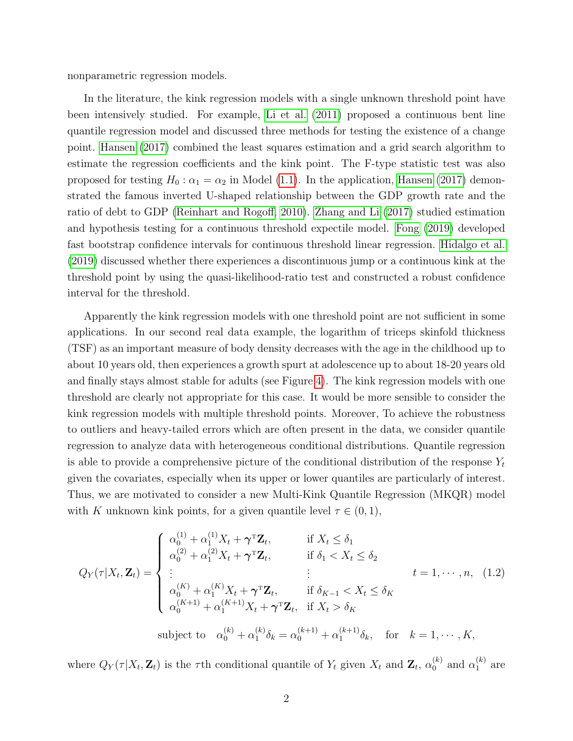nonparametric regression models.

In the literature, the kink regression models with a single unknown threshold point have been intensively studied. For example, Li et al. (2011) proposed a continuous bent line quantile regression model and discussed three methods for testing the existence of a change point. Hansen (2017) combined the least squares estimation and a grid search algorithm to estimate the regression coefficients and the kink point. The F-type statistic test was also proposed for testing $H_0 : \alpha_1 = \alpha_2$ in Model (1.1). In the application, Hansen (2017) demonstrated the famous inverted U-shaped relationship between the GDP growth rate and the ratio of debt to GDP (Reinhart and Rogoff, 2010). Zhang and Li (2017) studied estimation and hypothesis testing for a continuous threshold expectile model. Fong (2019) developed fast bootstrap confidence intervals for continuous threshold linear regression. Hidalgo et al. (2019) discussed whether there experiences a discontinuous jump or a continuous kink at the threshold point by using the quasi-likelihood-ratio test and constructed a robust confidence interval for the threshold.

Apparently the kink regression models with one threshold point are not sufficient in some applications. In our second real data example, the logarithm of triceps skinfold thickness (TSF) as an important measure of body density decreases with the age in the childhood up to about 10 years old, then experiences a growth spurt at adolescence up to about 18-20 years old and finally stays almost stable for adults (see Figure 4). The kink regression models with one threshold are clearly not appropriate for this case. It would be more sensible to consider the kink regression models with multiple threshold points. Moreover, To achieve the robustness to outliers and heavy-tailed errors which are often present in the data, we consider quantile regression to analyze data with heterogeneous conditional distributions. Quantile regression is able to provide a comprehensive picture of the conditional distribution of the response $Y_t$ given the covariates, especially when its upper or lower quantiles are particularly of interest. Thus, we are motivated to consider a new Multi-Kink Quantile Regression (MKQR) model with $K$ unknown kink points, for a given quantile level $\tau \in (0, 1)$,

$$
Q_Y(\tau|X_t, \mathbf{Z}_t) = \begin{cases} \alpha_0^{(1)} + \alpha_1^{(1)} X_t + \boldsymbol{\gamma}^{\mathrm{T}} \mathbf{Z}_t, & \text{if } X_t \le \delta_1 \\ \alpha_0^{(2)} + \alpha_1^{(2)} X_t + \boldsymbol{\gamma}^{\mathrm{T}} \mathbf{Z}_t, & \text{if } \delta_1 < X_t \le \delta_2 \\ \vdots & \vdots \\ \alpha_0^{(K)} + \alpha_1^{(K)} X_t + \boldsymbol{\gamma}^{\mathrm{T}} \mathbf{Z}_t, & \text{if } \delta_{K-1} < X_t \le \delta_K \\ \alpha_0^{(K+1)} + \alpha_1^{(K+1)} X_t + \boldsymbol{\gamma}^{\mathrm{T}} \mathbf{Z}_t, & \text{if } X_t > \delta_K \end{cases} \quad t = 1, \cdots, n, \quad (1.2)
$$

$$
\text{subject to} \quad \alpha_0^{(k)} + \alpha_1^{(k)} \delta_k = \alpha_0^{(k+1)} + \alpha_1^{(k+1)} \delta_k, \quad \text{for} \quad k = 1, \cdots, K,
$$

where $Q_Y(\tau|X_t, \mathbf{Z}_t)$ is the $\tau$th conditional quantile of $Y_t$ given $X_t$ and $\mathbf{Z}_t$, $\alpha_0^{(k)}$ and $\alpha_1^{(k)}$ are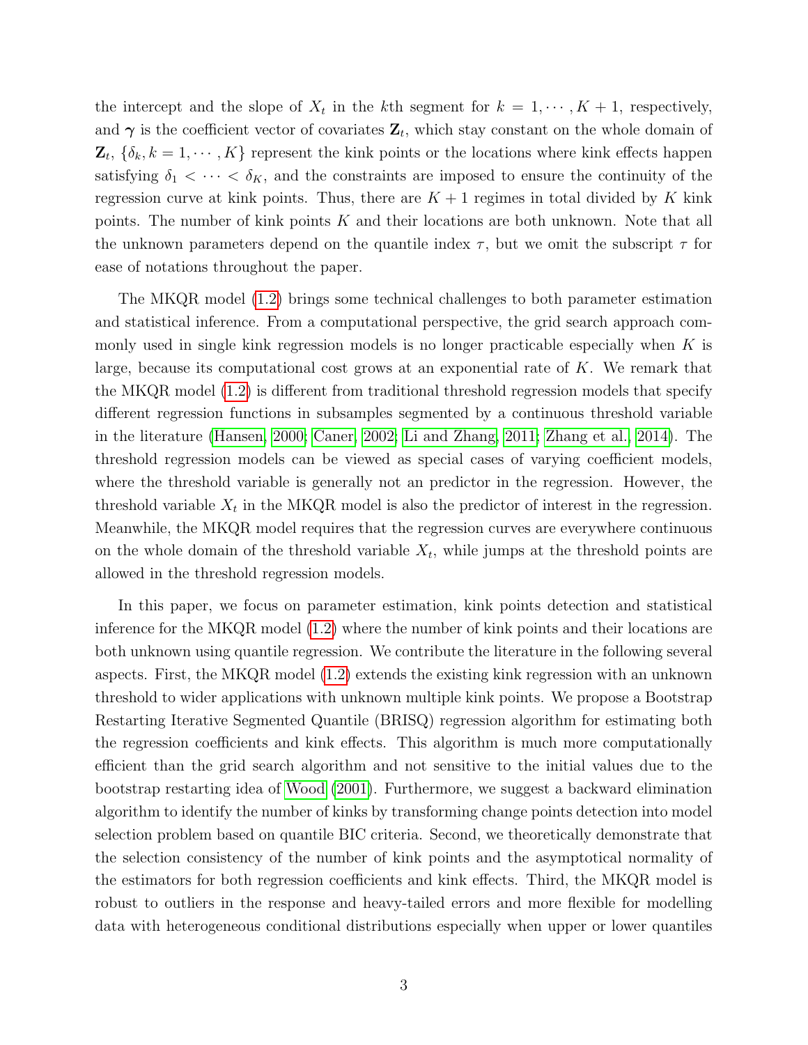the intercept and the slope of $X_t$ in the $k$th segment for $k = 1, \cdots, K+1$, respectively, and $\boldsymbol{\gamma}$ is the coefficient vector of covariates $\mathbf{Z}_t$, which stay constant on the whole domain of $\mathbf{Z}_t$, $\{\delta_k, k = 1, \cdots, K\}$ represent the kink points or the locations where kink effects happen satisfying $\delta_1 < \cdots < \delta_K$, and the constraints are imposed to ensure the continuity of the regression curve at kink points. Thus, there are $K+1$ regimes in total divided by $K$ kink points. The number of kink points $K$ and their locations are both unknown. Note that all the unknown parameters depend on the quantile index $\tau$, but we omit the subscript $\tau$ for ease of notations throughout the paper.

The MKQR model (1.2) brings some technical challenges to both parameter estimation and statistical inference. From a computational perspective, the grid search approach commonly used in single kink regression models is no longer practicable especially when $K$ is large, because its computational cost grows at an exponential rate of $K$. We remark that the MKQR model (1.2) is different from traditional threshold regression models that specify different regression functions in subsamples segmented by a continuous threshold variable in the literature (Hansen, 2000; Caner, 2002; Li and Zhang, 2011; Zhang et al., 2014). The threshold regression models can be viewed as special cases of varying coefficient models, where the threshold variable is generally not an predictor in the regression. However, the threshold variable $X_t$ in the MKQR model is also the predictor of interest in the regression. Meanwhile, the MKQR model requires that the regression curves are everywhere continuous on the whole domain of the threshold variable $X_t$, while jumps at the threshold points are allowed in the threshold regression models.

In this paper, we focus on parameter estimation, kink points detection and statistical inference for the MKQR model (1.2) where the number of kink points and their locations are both unknown using quantile regression. We contribute the literature in the following several aspects. First, the MKQR model (1.2) extends the existing kink regression with an unknown threshold to wider applications with unknown multiple kink points. We propose a Bootstrap Restarting Iterative Segmented Quantile (BRISQ) regression algorithm for estimating both the regression coefficients and kink effects. This algorithm is much more computationally efficient than the grid search algorithm and not sensitive to the initial values due to the bootstrap restarting idea of Wood (2001). Furthermore, we suggest a backward elimination algorithm to identify the number of kinks by transforming change points detection into model selection problem based on quantile BIC criteria. Second, we theoretically demonstrate that the selection consistency of the number of kink points and the asymptotical normality of the estimators for both regression coefficients and kink effects. Third, the MKQR model is robust to outliers in the response and heavy-tailed errors and more flexible for modelling data with heterogeneous conditional distributions especially when upper or lower quantiles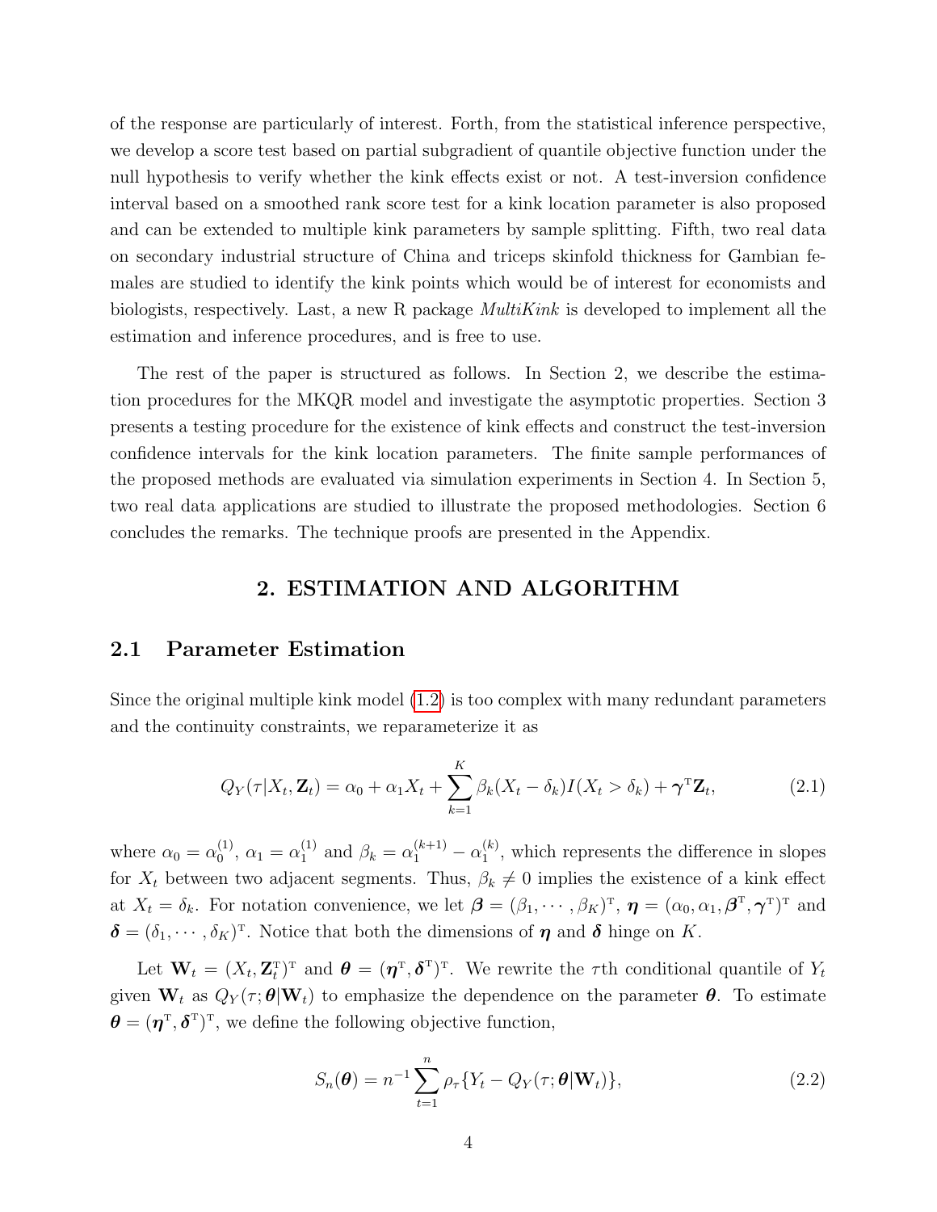of the response are particularly of interest. Forth, from the statistical inference perspective, we develop a score test based on partial subgradient of quantile objective function under the null hypothesis to verify whether the kink effects exist or not. A test-inversion confidence interval based on a smoothed rank score test for a kink location parameter is also proposed and can be extended to multiple kink parameters by sample splitting. Fifth, two real data on secondary industrial structure of China and triceps skinfold thickness for Gambian females are studied to identify the kink points which would be of interest for economists and biologists, respectively. Last, a new R package *MultiKink* is developed to implement all the estimation and inference procedures, and is free to use.

The rest of the paper is structured as follows. In Section 2, we describe the estimation procedures for the MKQR model and investigate the asymptotic properties. Section 3 presents a testing procedure for the existence of kink effects and construct the test-inversion confidence intervals for the kink location parameters. The finite sample performances of the proposed methods are evaluated via simulation experiments in Section 4. In Section 5, two real data applications are studied to illustrate the proposed methodologies. Section 6 concludes the remarks. The technique proofs are presented in the Appendix.

# 2. ESTIMATION AND ALGORITHM

## 2.1 Parameter Estimation

Since the original multiple kink model (1.2) is too complex with many redundant parameters and the continuity constraints, we reparameterize it as

$$Q_Y(\tau|X_t, \mathbf{Z}_t) = \alpha_0 + \alpha_1 X_t + \sum_{k=1}^{K} \beta_k (X_t - \delta_k) I(X_t > \delta_k) + \boldsymbol{\gamma}^{\mathrm{T}} \mathbf{Z}_t, \tag{2.1}$$

where $\alpha_0 = \alpha_0^{(1)}$, $\alpha_1 = \alpha_1^{(1)}$ and $\beta_k = \alpha_1^{(k+1)} - \alpha_1^{(k)}$, which represents the difference in slopes for $X_t$ between two adjacent segments. Thus, $\beta_k \neq 0$ implies the existence of a kink effect at $X_t = \delta_k$. For notation convenience, we let $\boldsymbol{\beta} = (\beta_1, \cdots, \beta_K)^{\mathrm{T}}$, $\boldsymbol{\eta} = (\alpha_0, \alpha_1, \boldsymbol{\beta}^{\mathrm{T}}, \boldsymbol{\gamma}^{\mathrm{T}})^{\mathrm{T}}$ and $\boldsymbol{\delta} = (\delta_1, \cdots, \delta_K)^{\mathrm{T}}$. Notice that both the dimensions of $\boldsymbol{\eta}$ and $\boldsymbol{\delta}$ hinge on $K$.

Let $\mathbf{W}_t = (X_t, \mathbf{Z}_t^{\mathrm{T}})^{\mathrm{T}}$ and $\boldsymbol{\theta} = (\boldsymbol{\eta}^{\mathrm{T}}, \boldsymbol{\delta}^{\mathrm{T}})^{\mathrm{T}}$. We rewrite the $\tau$th conditional quantile of $Y_t$ given $\mathbf{W}_t$ as $Q_Y(\tau; \boldsymbol{\theta}|\mathbf{W}_t)$ to emphasize the dependence on the parameter $\boldsymbol{\theta}$. To estimate $\boldsymbol{\theta} = (\boldsymbol{\eta}^{\mathrm{T}}, \boldsymbol{\delta}^{\mathrm{T}})^{\mathrm{T}}$, we define the following objective function,

$$S_n(\boldsymbol{\theta}) = n^{-1} \sum_{t=1}^{n} \rho_\tau \{Y_t - Q_Y(\tau; \boldsymbol{\theta}|\mathbf{W}_t)\}, \tag{2.2}$$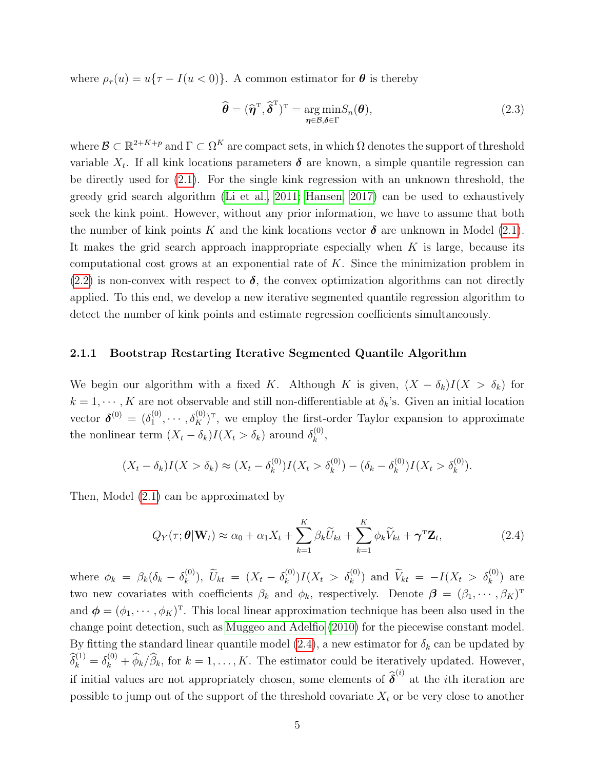where $\rho_\tau(u) = u\{\tau - I(u < 0)\}$. A common estimator for $\boldsymbol{\theta}$ is thereby

$$\widehat{\boldsymbol{\theta}} = (\widehat{\boldsymbol{\eta}}^{\mathrm{T}}, \widehat{\boldsymbol{\delta}}^{\mathrm{T}})^{\mathrm{T}} = \underset{\boldsymbol{\eta}\in\mathcal{B}, \boldsymbol{\delta}\in\Gamma}{\arg\min} S_n(\boldsymbol{\theta}), \tag{2.3}$$

where $\mathcal{B} \subset \mathbb{R}^{2+K+p}$ and $\Gamma \subset \Omega^K$ are compact sets, in which $\Omega$ denotes the support of threshold variable $X_t$. If all kink locations parameters $\boldsymbol{\delta}$ are known, a simple quantile regression can be directly used for (2.1). For the single kink regression with an unknown threshold, the greedy grid search algorithm (Li et al., 2011; Hansen, 2017) can be used to exhaustively seek the kink point. However, without any prior information, we have to assume that both the number of kink points $K$ and the kink locations vector $\boldsymbol{\delta}$ are unknown in Model (2.1). It makes the grid search approach inappropriate especially when $K$ is large, because its computational cost grows at an exponential rate of $K$. Since the minimization problem in (2.2) is non-convex with respect to $\boldsymbol{\delta}$, the convex optimization algorithms can not directly applied. To this end, we develop a new iterative segmented quantile regression algorithm to detect the number of kink points and estimate regression coefficients simultaneously.

### 2.1.1 Bootstrap Restarting Iterative Segmented Quantile Algorithm

We begin our algorithm with a fixed $K$. Although $K$ is given, $(X - \delta_k)I(X > \delta_k)$ for $k = 1, \cdots, K$ are not observable and still non-differentiable at $\delta_k$'s. Given an initial location vector $\boldsymbol{\delta}^{(0)} = (\delta_1^{(0)}, \cdots, \delta_K^{(0)})^{\mathrm{T}}$, we employ the first-order Taylor expansion to approximate the nonlinear term $(X_t - \delta_k)I(X_t > \delta_k)$ around $\delta_k^{(0)}$,

$$(X_t - \delta_k)I(X > \delta_k) \approx (X_t - \delta_k^{(0)})I(X_t > \delta_k^{(0)}) - (\delta_k - \delta_k^{(0)})I(X_t > \delta_k^{(0)}).$$

Then, Model (2.1) can be approximated by

$$Q_Y(\tau; \boldsymbol{\theta}|\mathbf{W}_t) \approx \alpha_0 + \alpha_1 X_t + \sum_{k=1}^{K} \beta_k \widetilde{U}_{kt} + \sum_{k=1}^{K} \phi_k \widetilde{V}_{kt} + \boldsymbol{\gamma}^{\mathrm{T}} \mathbf{Z}_t, \tag{2.4}$$

where $\phi_k = \beta_k(\delta_k - \delta_k^{(0)})$, $\widetilde{U}_{kt} = (X_t - \delta_k^{(0)})I(X_t > \delta_k^{(0)})$ and $\widetilde{V}_{kt} = -I(X_t > \delta_k^{(0)})$ are two new covariates with coefficients $\beta_k$ and $\phi_k$, respectively. Denote $\boldsymbol{\beta} = (\beta_1, \cdots, \beta_K)^{\mathrm{T}}$ and $\boldsymbol{\phi} = (\phi_1, \cdots, \phi_K)^{\mathrm{T}}$. This local linear approximation technique has been also used in the change point detection, such as Muggeo and Adelfio (2010) for the piecewise constant model. By fitting the standard linear quantile model (2.4), a new estimator for $\delta_k$ can be updated by $\widehat{\delta}_k^{(1)} = \delta_k^{(0)} + \widehat{\phi}_k / \widehat{\beta}_k$, for $k = 1, \ldots, K$. The estimator could be iteratively updated. However, if initial values are not appropriately chosen, some elements of $\widehat{\boldsymbol{\delta}}^{(i)}$ at the $i$th iteration are possible to jump out of the support of the threshold covariate $X_t$ or be very close to another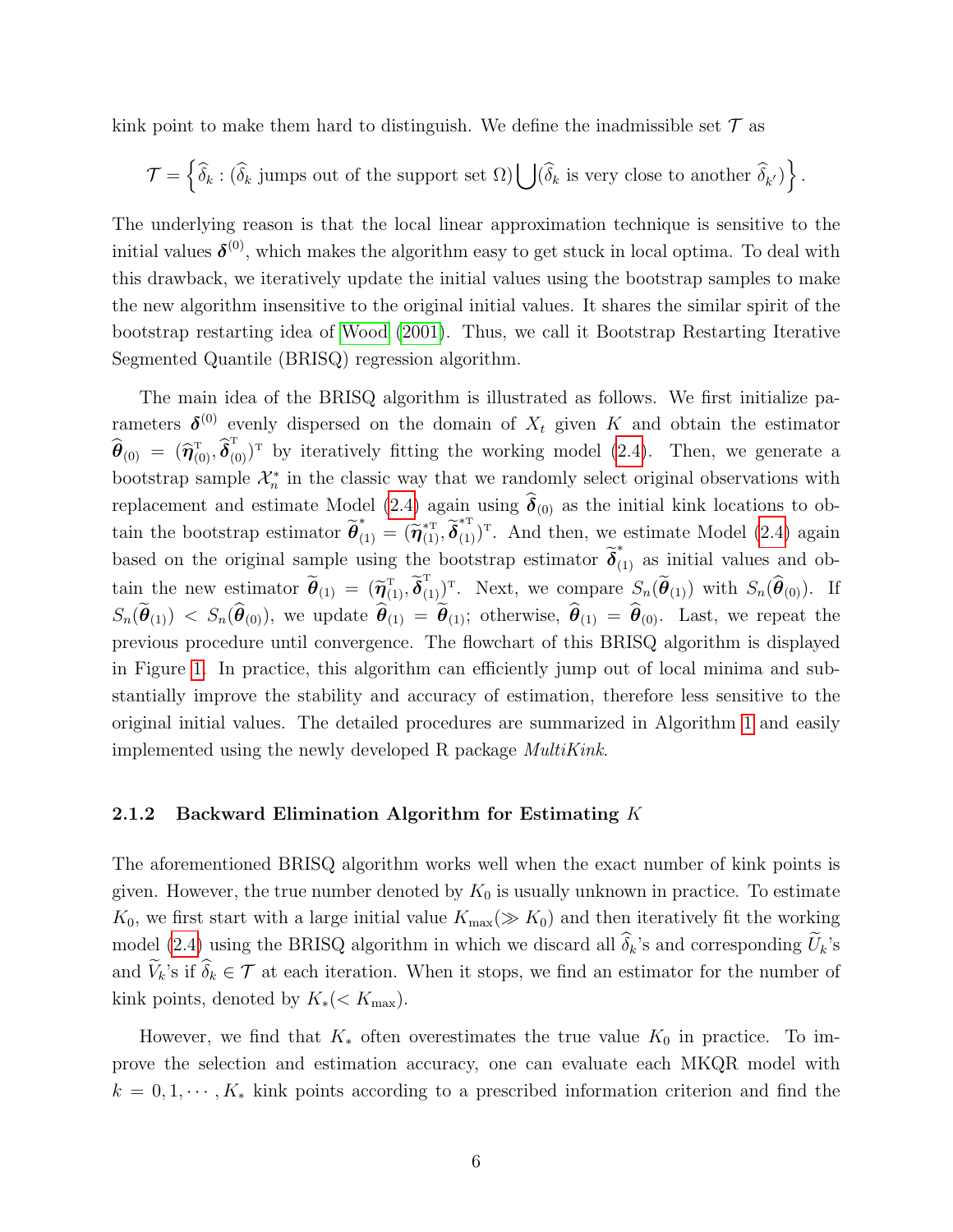kink point to make them hard to distinguish. We define the inadmissible set $\mathcal{T}$ as

$$\mathcal{T} = \left\{ \widehat{\delta}_k : (\widehat{\delta}_k \text{ jumps out of the support set } \Omega) \bigcup (\widehat{\delta}_k \text{ is very close to another } \widehat{\delta}_{k'}) \right\}.$$

The underlying reason is that the local linear approximation technique is sensitive to the initial values $\boldsymbol{\delta}^{(0)}$, which makes the algorithm easy to get stuck in local optima. To deal with this drawback, we iteratively update the initial values using the bootstrap samples to make the new algorithm insensitive to the original initial values. It shares the similar spirit of the bootstrap restarting idea of Wood (2001). Thus, we call it Bootstrap Restarting Iterative Segmented Quantile (BRISQ) regression algorithm.

The main idea of the BRISQ algorithm is illustrated as follows. We first initialize parameters $\boldsymbol{\delta}^{(0)}$ evenly dispersed on the domain of $X_t$ given $K$ and obtain the estimator $\widehat{\boldsymbol{\theta}}_{(0)} = (\widehat{\boldsymbol{\eta}}_{(0)}^{\mathrm{T}}, \widehat{\boldsymbol{\delta}}_{(0)}^{\mathrm{T}})^{\mathrm{T}}$ by iteratively fitting the working model (2.4). Then, we generate a bootstrap sample $\mathcal{X}_n^*$ in the classic way that we randomly select original observations with replacement and estimate Model (2.4) again using $\widehat{\boldsymbol{\delta}}_{(0)}$ as the initial kink locations to obtain the bootstrap estimator $\widetilde{\boldsymbol{\theta}}_{(1)}^* = (\widetilde{\boldsymbol{\eta}}_{(1)}^{*\mathrm{T}}, \widetilde{\boldsymbol{\delta}}_{(1)}^{*\mathrm{T}})^{\mathrm{T}}$. And then, we estimate Model (2.4) again based on the original sample using the bootstrap estimator $\widetilde{\boldsymbol{\delta}}_{(1)}^*$ as initial values and obtain the new estimator $\widetilde{\boldsymbol{\theta}}_{(1)} = (\widetilde{\boldsymbol{\eta}}_{(1)}^{\mathrm{T}}, \widetilde{\boldsymbol{\delta}}_{(1)}^{\mathrm{T}})^{\mathrm{T}}$. Next, we compare $S_n(\widetilde{\boldsymbol{\theta}}_{(1)})$ with $S_n(\widehat{\boldsymbol{\theta}}_{(0)})$. If $S_n(\widetilde{\boldsymbol{\theta}}_{(1)}) < S_n(\widehat{\boldsymbol{\theta}}_{(0)})$, we update $\widehat{\boldsymbol{\theta}}_{(1)} = \widetilde{\boldsymbol{\theta}}_{(1)}$; otherwise, $\widehat{\boldsymbol{\theta}}_{(1)} = \widehat{\boldsymbol{\theta}}_{(0)}$. Last, we repeat the previous procedure until convergence. The flowchart of this BRISQ algorithm is displayed in Figure 1. In practice, this algorithm can efficiently jump out of local minima and substantially improve the stability and accuracy of estimation, therefore less sensitive to the original initial values. The detailed procedures are summarized in Algorithm 1 and easily implemented using the newly developed R package *MultiKink*.

### 2.1.2 Backward Elimination Algorithm for Estimating $K$

The aforementioned BRISQ algorithm works well when the exact number of kink points is given. However, the true number denoted by $K_0$ is usually unknown in practice. To estimate $K_0$, we first start with a large initial value $K_{\max}(\gg K_0)$ and then iteratively fit the working model (2.4) using the BRISQ algorithm in which we discard all $\widehat{\delta}_k$'s and corresponding $\widetilde{U}_k$'s and $\widetilde{V}_k$'s if $\widehat{\delta}_k \in \mathcal{T}$ at each iteration. When it stops, we find an estimator for the number of kink points, denoted by $K_*(< K_{\max})$.

However, we find that $K_*$ often overestimates the true value $K_0$ in practice. To improve the selection and estimation accuracy, one can evaluate each MKQR model with $k = 0, 1, \cdots, K_*$ kink points according to a prescribed information criterion and find the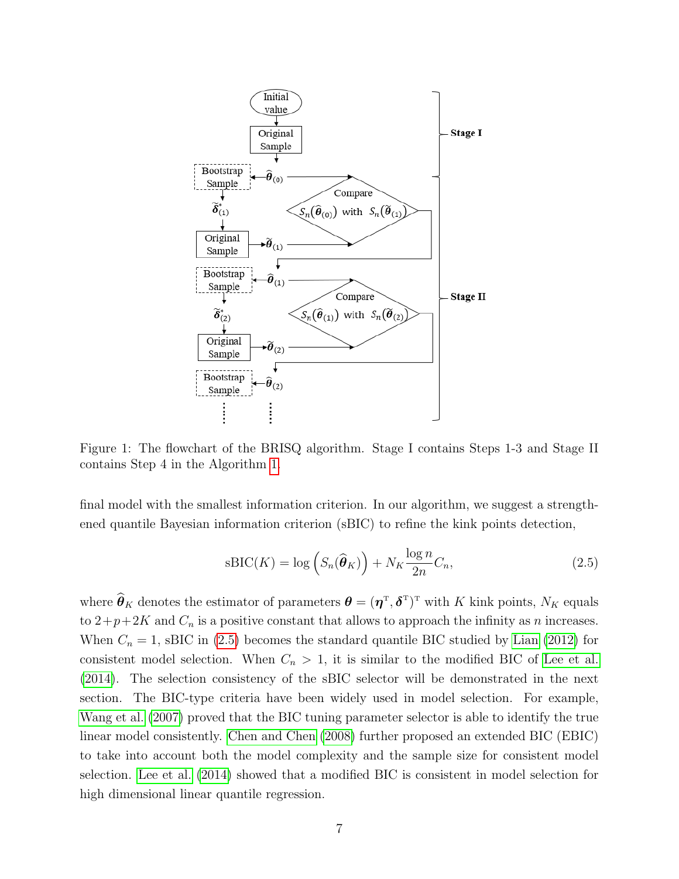Figure 1: The flowchart of the BRISQ algorithm. Stage I contains Steps 1-3 and Stage II contains Step 4 in the Algorithm 1.

final model with the smallest information criterion. In our algorithm, we suggest a strengthened quantile Bayesian information criterion (sBIC) to refine the kink points detection,

$$\text{sBIC}(K) = \log\left(S_n(\widehat{\boldsymbol{\theta}}_K)\right) + N_K \frac{\log n}{2n} C_n, \tag{2.5}$$

where $\widehat{\boldsymbol{\theta}}_K$ denotes the estimator of parameters $\boldsymbol{\theta} = (\boldsymbol{\eta}^{\mathrm{T}}, \boldsymbol{\delta}^{\mathrm{T}})^{\mathrm{T}}$ with $K$ kink points, $N_K$ equals to $2+p+2K$ and $C_n$ is a positive constant that allows to approach the infinity as $n$ increases. When $C_n = 1$, sBIC in (2.5) becomes the standard quantile BIC studied by Lian (2012) for consistent model selection. When $C_n > 1$, it is similar to the modified BIC of Lee et al. (2014). The selection consistency of the sBIC selector will be demonstrated in the next section. The BIC-type criteria have been widely used in model selection. For example, Wang et al. (2007) proved that the BIC tuning parameter selector is able to identify the true linear model consistently. Chen and Chen (2008) further proposed an extended BIC (EBIC) to take into account both the model complexity and the sample size for consistent model selection. Lee et al. (2014) showed that a modified BIC is consistent in model selection for high dimensional linear quantile regression.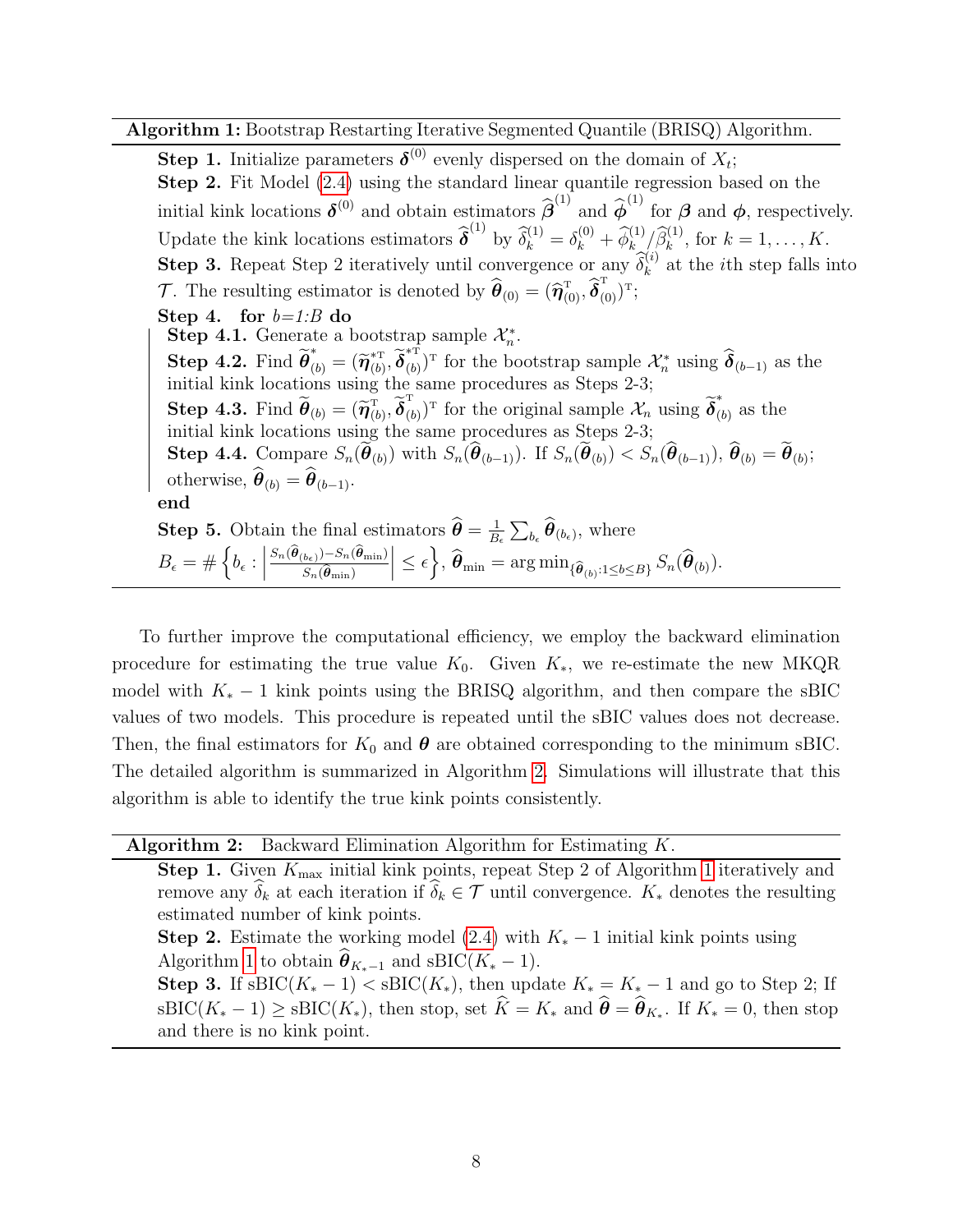**Algorithm 1:** Bootstrap Restarting Iterative Segmented Quantile (BRISQ) Algorithm.

**Step 1.** Initialize parameters $\boldsymbol{\delta}^{(0)}$ evenly dispersed on the domain of $X_t$;

**Step 2.** Fit Model (2.4) using the standard linear quantile regression based on the initial kink locations $\boldsymbol{\delta}^{(0)}$ and obtain estimators $\widehat{\boldsymbol{\beta}}^{(1)}$ and $\widehat{\boldsymbol{\phi}}^{(1)}$ for $\boldsymbol{\beta}$ and $\boldsymbol{\phi}$, respectively. Update the kink locations estimators $\widehat{\boldsymbol{\delta}}^{(1)}$ by $\widehat{\delta}_k^{(1)} = \delta_k^{(0)} + \widehat{\phi}_k^{(1)}/\widehat{\beta}_k^{(1)}$, for $k = 1, \ldots, K$.

**Step 3.** Repeat Step 2 iteratively until convergence or any $\widehat{\delta}_k^{(i)}$ at the $i$th step falls into $\mathcal{T}$. The resulting estimator is denoted by $\widehat{\boldsymbol{\theta}}_{(0)} = (\widehat{\boldsymbol{\eta}}_{(0)}^{\mathrm{T}}, \widehat{\boldsymbol{\delta}}_{(0)}^{\mathrm{T}})^{\mathrm{T}}$;

**Step 4.** **for** $b$=1:$B$ **do**

- **Step 4.1.** Generate a bootstrap sample $\mathcal{X}_n^*$.
- **Step 4.2.** Find $\widetilde{\boldsymbol{\theta}}_{(b)}^* = (\widetilde{\boldsymbol{\eta}}_{(b)}^{*\mathrm{T}}, \widetilde{\boldsymbol{\delta}}_{(b)}^{*\mathrm{T}})^{\mathrm{T}}$ for the bootstrap sample $\mathcal{X}_n^*$ using $\widehat{\boldsymbol{\delta}}_{(b-1)}$ as the initial kink locations using the same procedures as Steps 2-3;
- **Step 4.3.** Find $\widetilde{\boldsymbol{\theta}}_{(b)} = (\widetilde{\boldsymbol{\eta}}_{(b)}^{\mathrm{T}}, \widetilde{\boldsymbol{\delta}}_{(b)}^{\mathrm{T}})^{\mathrm{T}}$ for the original sample $\mathcal{X}_n$ using $\widetilde{\boldsymbol{\delta}}_{(b)}^*$ as the initial kink locations using the same procedures as Steps 2-3;
- **Step 4.4.** Compare $S_n(\widetilde{\boldsymbol{\theta}}_{(b)})$ with $S_n(\widehat{\boldsymbol{\theta}}_{(b-1)})$. If $S_n(\widetilde{\boldsymbol{\theta}}_{(b)}) < S_n(\widehat{\boldsymbol{\theta}}_{(b-1)})$, $\widehat{\boldsymbol{\theta}}_{(b)} = \widetilde{\boldsymbol{\theta}}_{(b)}$; otherwise, $\widehat{\boldsymbol{\theta}}_{(b)} = \widehat{\boldsymbol{\theta}}_{(b-1)}$.

**end**

**Step 5.** Obtain the final estimators $\widehat{\boldsymbol{\theta}} = \frac{1}{B_\epsilon}\sum_{b_\epsilon} \widehat{\boldsymbol{\theta}}_{(b_\epsilon)}$, where $B_\epsilon = \#\left\{b_\epsilon : \left|\frac{S_n(\widehat{\boldsymbol{\theta}}_{(b_\epsilon)}) - S_n(\widehat{\boldsymbol{\theta}}_{\min})}{S_n(\widehat{\boldsymbol{\theta}}_{\min})}\right| \le \epsilon\right\}$, $\widehat{\boldsymbol{\theta}}_{\min} = \arg\min_{\{\widehat{\boldsymbol{\theta}}_{(b)}:1\le b\le B\}} S_n(\widehat{\boldsymbol{\theta}}_{(b)})$.

To further improve the computational efficiency, we employ the backward elimination procedure for estimating the true value $K_0$. Given $K_*$, we re-estimate the new MKQR model with $K_* - 1$ kink points using the BRISQ algorithm, and then compare the sBIC values of two models. This procedure is repeated until the sBIC values does not decrease. Then, the final estimators for $K_0$ and $\boldsymbol{\theta}$ are obtained corresponding to the minimum sBIC. The detailed algorithm is summarized in Algorithm 2. Simulations will illustrate that this algorithm is able to identify the true kink points consistently.

**Algorithm 2:** Backward Elimination Algorithm for Estimating $K$.

**Step 1.** Given $K_{\max}$ initial kink points, repeat Step 2 of Algorithm 1 iteratively and remove any $\widehat{\delta}_k$ at each iteration if $\widehat{\delta}_k \in \mathcal{T}$ until convergence. $K_*$ denotes the resulting estimated number of kink points.

**Step 2.** Estimate the working model (2.4) with $K_* - 1$ initial kink points using Algorithm 1 to obtain $\widehat{\boldsymbol{\theta}}_{K_*-1}$ and sBIC$(K_* - 1)$.

**Step 3.** If sBIC$(K_* - 1) <$ sBIC$(K_*)$, then update $K_* = K_* - 1$ and go to Step 2; If sBIC$(K_* - 1) \ge$ sBIC$(K_*)$, then stop, set $\widehat{K} = K_*$ and $\widehat{\boldsymbol{\theta}} = \widehat{\boldsymbol{\theta}}_{K_*}$. If $K_* = 0$, then stop and there is no kink point.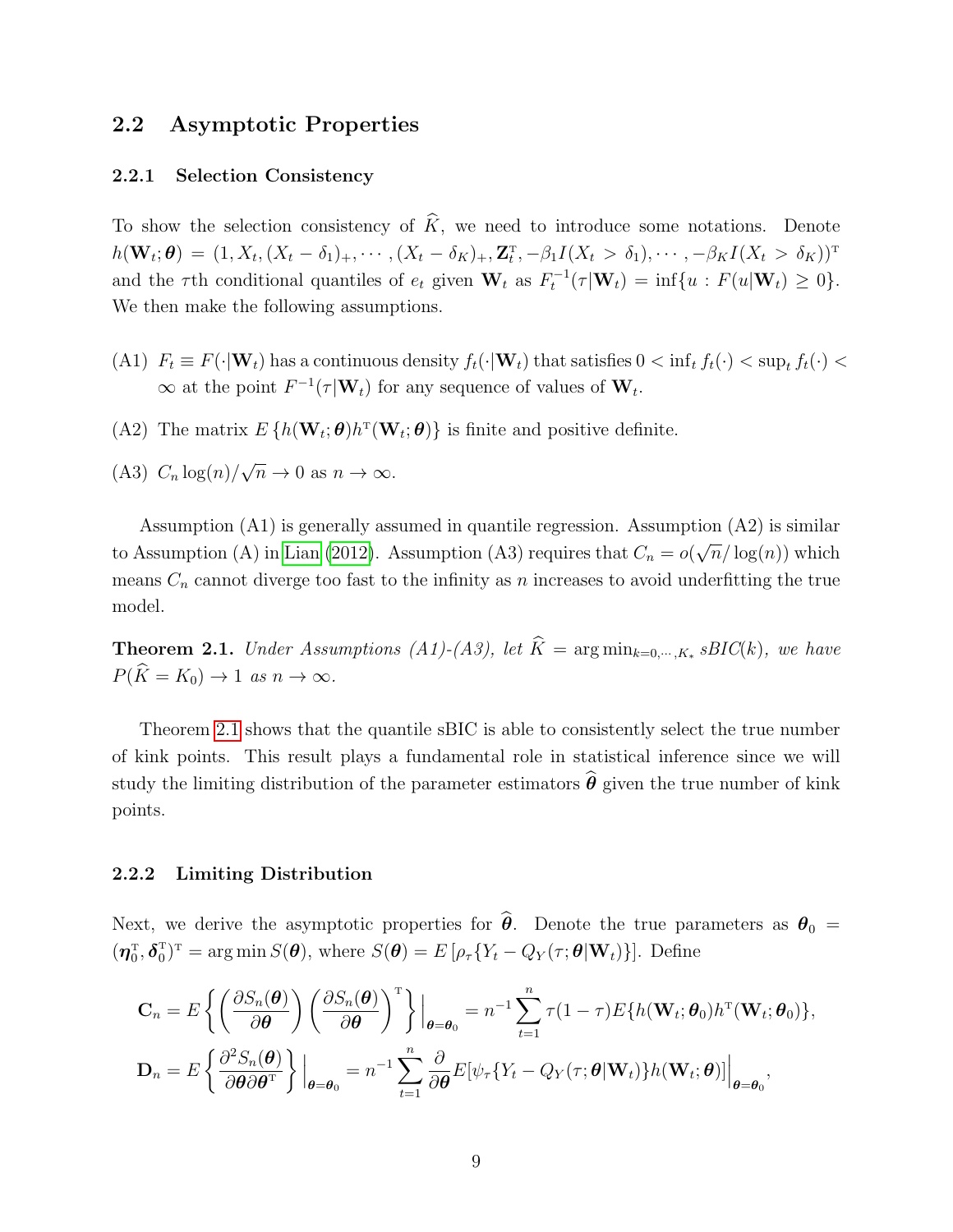## 2.2 Asymptotic Properties

### 2.2.1 Selection Consistency

To show the selection consistency of $\widehat{K}$, we need to introduce some notations. Denote $h(\mathbf{W}_t;\boldsymbol{\theta}) = (1, X_t, (X_t-\delta_1)_+, \cdots, (X_t-\delta_K)_+, \mathbf{Z}_t^{\mathrm{T}}, -\beta_1 I(X_t > \delta_1), \cdots, -\beta_K I(X_t > \delta_K))^{\mathrm{T}}$ and the $\tau$th conditional quantiles of $e_t$ given $\mathbf{W}_t$ as $F_t^{-1}(\tau|\mathbf{W}_t) = \inf\{u : F(u|\mathbf{W}_t) \geq 0\}$. We then make the following assumptions.

- (A1) $F_t \equiv F(\cdot|\mathbf{W}_t)$ has a continuous density $f_t(\cdot|\mathbf{W}_t)$ that satisfies $0 < \inf_t f_t(\cdot) < \sup_t f_t(\cdot) < \infty$ at the point $F^{-1}(\tau|\mathbf{W}_t)$ for any sequence of values of $\mathbf{W}_t$.
- (A2) The matrix $E\{h(\mathbf{W}_t;\boldsymbol{\theta})h^{\mathrm{T}}(\mathbf{W}_t;\boldsymbol{\theta})\}$ is finite and positive definite.
- (A3) $C_n \log(n)/\sqrt{n} \to 0$ as $n \to \infty$.

Assumption (A1) is generally assumed in quantile regression. Assumption (A2) is similar to Assumption (A) in Lian (2012). Assumption (A3) requires that $C_n = o(\sqrt{n}/\log(n))$ which means $C_n$ cannot diverge too fast to the infinity as $n$ increases to avoid underfitting the true model.

**Theorem 2.1.** *Under Assumptions (A1)-(A3), let $\widehat{K} = \arg\min_{k=0,\cdots,K_*} sBIC(k)$, we have $P(\widehat{K} = K_0) \to 1$ as $n \to \infty$.*

Theorem 2.1 shows that the quantile sBIC is able to consistently select the true number of kink points. This result plays a fundamental role in statistical inference since we will study the limiting distribution of the parameter estimators $\widehat{\boldsymbol{\theta}}$ given the true number of kink points.

### 2.2.2 Limiting Distribution

Next, we derive the asymptotic properties for $\widehat{\boldsymbol{\theta}}$. Denote the true parameters as $\boldsymbol{\theta}_0 = (\boldsymbol{\eta}_0^{\mathrm{T}}, \boldsymbol{\delta}_0^{\mathrm{T}})^{\mathrm{T}} = \arg\min S(\boldsymbol{\theta})$, where $S(\boldsymbol{\theta}) = E\left[\rho_\tau\{Y_t - Q_Y(\tau;\boldsymbol{\theta}|\mathbf{W}_t)\}\right]$. Define

$$\mathbf{C}_n = E\left\{\left(\frac{\partial S_n(\boldsymbol{\theta})}{\partial \boldsymbol{\theta}}\right)\left(\frac{\partial S_n(\boldsymbol{\theta})}{\partial \boldsymbol{\theta}}\right)^{\mathrm{T}}\right\}\Big|_{\boldsymbol{\theta}=\boldsymbol{\theta}_0} = n^{-1}\sum_{t=1}^{n} \tau(1-\tau)E\{h(\mathbf{W}_t;\boldsymbol{\theta}_0)h^{\mathrm{T}}(\mathbf{W}_t;\boldsymbol{\theta}_0)\},$$

$$\mathbf{D}_n = E\left\{\frac{\partial^2 S_n(\boldsymbol{\theta})}{\partial \boldsymbol{\theta}\partial \boldsymbol{\theta}^{\mathrm{T}}}\right\}\Big|_{\boldsymbol{\theta}=\boldsymbol{\theta}_0} = n^{-1}\sum_{t=1}^{n} \frac{\partial}{\partial \boldsymbol{\theta}} E[\psi_\tau\{Y_t - Q_Y(\tau;\boldsymbol{\theta}|\mathbf{W}_t)\}h(\mathbf{W}_t;\boldsymbol{\theta})]\Big|_{\boldsymbol{\theta}=\boldsymbol{\theta}_0},$$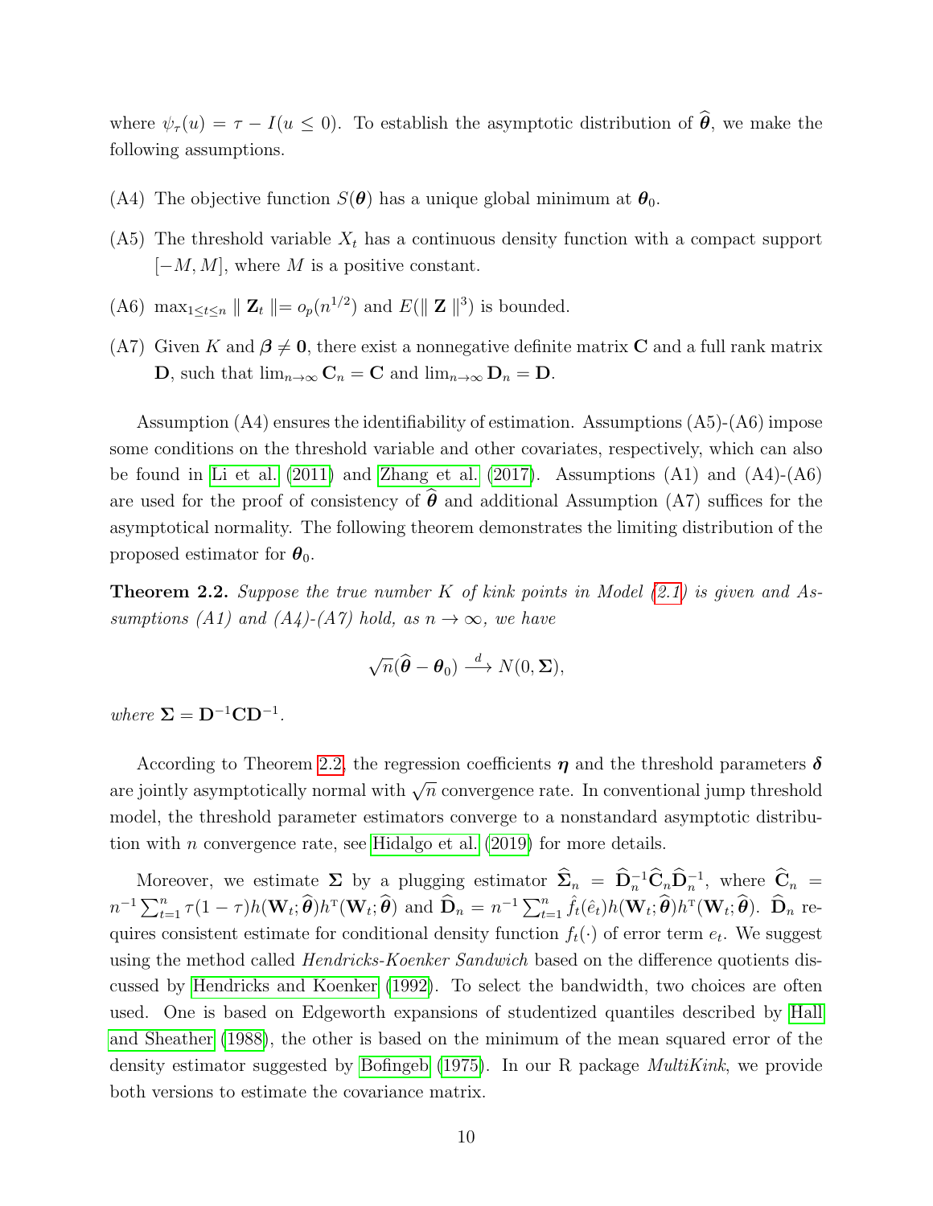where $\psi_\tau(u) = \tau - I(u \leq 0)$. To establish the asymptotic distribution of $\widehat{\boldsymbol{\theta}}$, we make the following assumptions.

- (A4) The objective function $S(\boldsymbol{\theta})$ has a unique global minimum at $\boldsymbol{\theta}_0$.
- (A5) The threshold variable $X_t$ has a continuous density function with a compact support $[-M, M]$, where $M$ is a positive constant.
- (A6) $\max_{1\leq t\leq n} \| \mathbf{Z}_t \| = o_p(n^{1/2})$ and $E(\| \mathbf{Z} \|^3)$ is bounded.
- (A7) Given $K$ and $\boldsymbol{\beta} \neq \mathbf{0}$, there exist a nonnegative definite matrix $\mathbf{C}$ and a full rank matrix $\mathbf{D}$, such that $\lim_{n\to\infty} \mathbf{C}_n = \mathbf{C}$ and $\lim_{n\to\infty} \mathbf{D}_n = \mathbf{D}$.

Assumption (A4) ensures the identifiability of estimation. Assumptions (A5)-(A6) impose some conditions on the threshold variable and other covariates, respectively, which can also be found in Li et al. (2011) and Zhang et al. (2017). Assumptions (A1) and (A4)-(A6) are used for the proof of consistency of $\widehat{\boldsymbol{\theta}}$ and additional Assumption (A7) suffices for the asymptotical normality. The following theorem demonstrates the limiting distribution of the proposed estimator for $\boldsymbol{\theta}_0$.

**Theorem 2.2.** *Suppose the true number $K$ of kink points in Model (2.1) is given and Assumptions (A1) and (A4)-(A7) hold, as $n \to \infty$, we have*

$$\sqrt{n}(\widehat{\boldsymbol{\theta}} - \boldsymbol{\theta}_0) \xrightarrow{d} N(0, \boldsymbol{\Sigma}),$$

*where* $\boldsymbol{\Sigma} = \mathbf{D}^{-1}\mathbf{C}\mathbf{D}^{-1}$.

According to Theorem 2.2, the regression coefficients $\boldsymbol{\eta}$ and the threshold parameters $\boldsymbol{\delta}$ are jointly asymptotically normal with $\sqrt{n}$ convergence rate. In conventional jump threshold model, the threshold parameter estimators converge to a nonstandard asymptotic distribution with $n$ convergence rate, see Hidalgo et al. (2019) for more details.

Moreover, we estimate $\boldsymbol{\Sigma}$ by a plugging estimator $\widehat{\boldsymbol{\Sigma}}_n = \widehat{\mathbf{D}}_n^{-1}\widehat{\mathbf{C}}_n\widehat{\mathbf{D}}_n^{-1}$, where $\widehat{\mathbf{C}}_n = n^{-1}\sum_{t=1}^n \tau(1-\tau)h(\mathbf{W}_t;\widehat{\boldsymbol{\theta}})h^{\mathrm{T}}(\mathbf{W}_t;\widehat{\boldsymbol{\theta}})$ and $\widehat{\mathbf{D}}_n = n^{-1}\sum_{t=1}^n \hat{f}_t(\hat{e}_t)h(\mathbf{W}_t;\widehat{\boldsymbol{\theta}})h^{\mathrm{T}}(\mathbf{W}_t;\widehat{\boldsymbol{\theta}})$. $\widehat{\mathbf{D}}_n$ requires consistent estimate for conditional density function $f_t(\cdot)$ of error term $e_t$. We suggest using the method called *Hendricks-Koenker Sandwich* based on the difference quotients discussed by Hendricks and Koenker (1992). To select the bandwidth, two choices are often used. One is based on Edgeworth expansions of studentized quantiles described by Hall and Sheather (1988), the other is based on the minimum of the mean squared error of the density estimator suggested by Bofingeb (1975). In our R package *MultiKink*, we provide both versions to estimate the covariance matrix.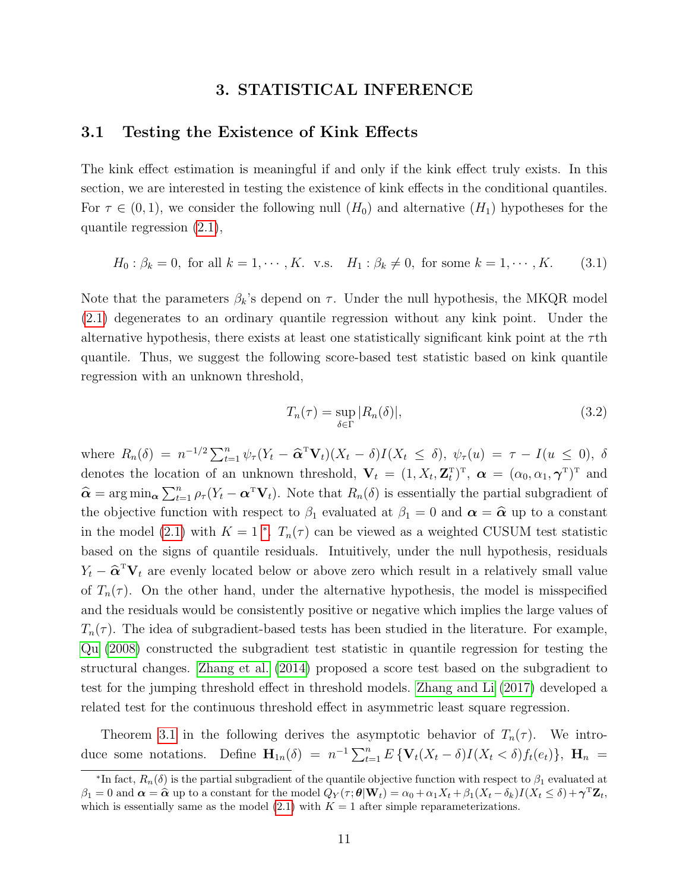# 3. STATISTICAL INFERENCE

## 3.1 Testing the Existence of Kink Effects

The kink effect estimation is meaningful if and only if the kink effect truly exists. In this section, we are interested in testing the existence of kink effects in the conditional quantiles. For $\tau \in (0,1)$, we consider the following null ($H_0$) and alternative ($H_1$) hypotheses for the quantile regression (2.1),

$$H_0: \beta_k = 0, \text{ for all } k = 1, \cdots, K. \text{ v.s. } H_1: \beta_k \neq 0, \text{ for some } k = 1, \cdots, K. \tag{3.1}$$

Note that the parameters $\beta_k$'s depend on $\tau$. Under the null hypothesis, the MKQR model (2.1) degenerates to an ordinary quantile regression without any kink point. Under the alternative hypothesis, there exists at least one statistically significant kink point at the $\tau$th quantile. Thus, we suggest the following score-based test statistic based on kink quantile regression with an unknown threshold,

$$T_n(\tau) = \sup_{\delta \in \Gamma} |R_n(\delta)|, \tag{3.2}$$

where $R_n(\delta) = n^{-1/2} \sum_{t=1}^{n} \psi_\tau(Y_t - \widehat{\boldsymbol{\alpha}}^{\mathrm{T}} \mathbf{V}_t)(X_t - \delta) I(X_t \leq \delta)$, $\psi_\tau(u) = \tau - I(u \leq 0)$, $\delta$ denotes the location of an unknown threshold, $\mathbf{V}_t = (1, X_t, \mathbf{Z}_t^{\mathrm{T}})^{\mathrm{T}}$, $\boldsymbol{\alpha} = (\alpha_0, \alpha_1, \boldsymbol{\gamma}^{\mathrm{T}})^{\mathrm{T}}$ and $\widehat{\boldsymbol{\alpha}} = \arg\min_{\boldsymbol{\alpha}} \sum_{t=1}^{n} \rho_\tau(Y_t - \boldsymbol{\alpha}^{\mathrm{T}} \mathbf{V}_t)$. Note that $R_n(\delta)$ is essentially the partial subgradient of the objective function with respect to $\beta_1$ evaluated at $\beta_1 = 0$ and $\boldsymbol{\alpha} = \widehat{\boldsymbol{\alpha}}$ up to a constant in the model (2.1) with $K = 1$ *. $T_n(\tau)$ can be viewed as a weighted CUSUM test statistic based on the signs of quantile residuals. Intuitively, under the null hypothesis, residuals $Y_t - \widehat{\boldsymbol{\alpha}}^{\mathrm{T}} \mathbf{V}_t$ are evenly located below or above zero which result in a relatively small value of $T_n(\tau)$. On the other hand, under the alternative hypothesis, the model is misspecified and the residuals would be consistently positive or negative which implies the large values of $T_n(\tau)$. The idea of subgradient-based tests has been studied in the literature. For example, Qu (2008) constructed the subgradient test statistic in quantile regression for testing the structural changes. Zhang et al. (2014) proposed a score test based on the subgradient to test for the jumping threshold effect in threshold models. Zhang and Li (2017) developed a related test for the continuous threshold effect in asymmetric least square regression.

Theorem 3.1 in the following derives the asymptotic behavior of $T_n(\tau)$. We introduce some notations. Define $\mathbf{H}_{1n}(\delta) = n^{-1} \sum_{t=1}^{n} E\{\mathbf{V}_t(X_t - \delta) I(X_t < \delta) f_t(e_t)\}$, $\mathbf{H}_n =$

---

*In fact, $R_n(\delta)$ is the partial subgradient of the quantile objective function with respect to $\beta_1$ evaluated at $\beta_1 = 0$ and $\boldsymbol{\alpha} = \widehat{\boldsymbol{\alpha}}$ up to a constant for the model $Q_Y(\tau; \boldsymbol{\theta} | \mathbf{W}_t) = \alpha_0 + \alpha_1 X_t + \beta_1 (X_t - \delta_k) I(X_t \leq \delta) + \boldsymbol{\gamma}^{\mathrm{T}} \mathbf{Z}_t$, which is essentially same as the model (2.1) with $K = 1$ after simple reparameterizations.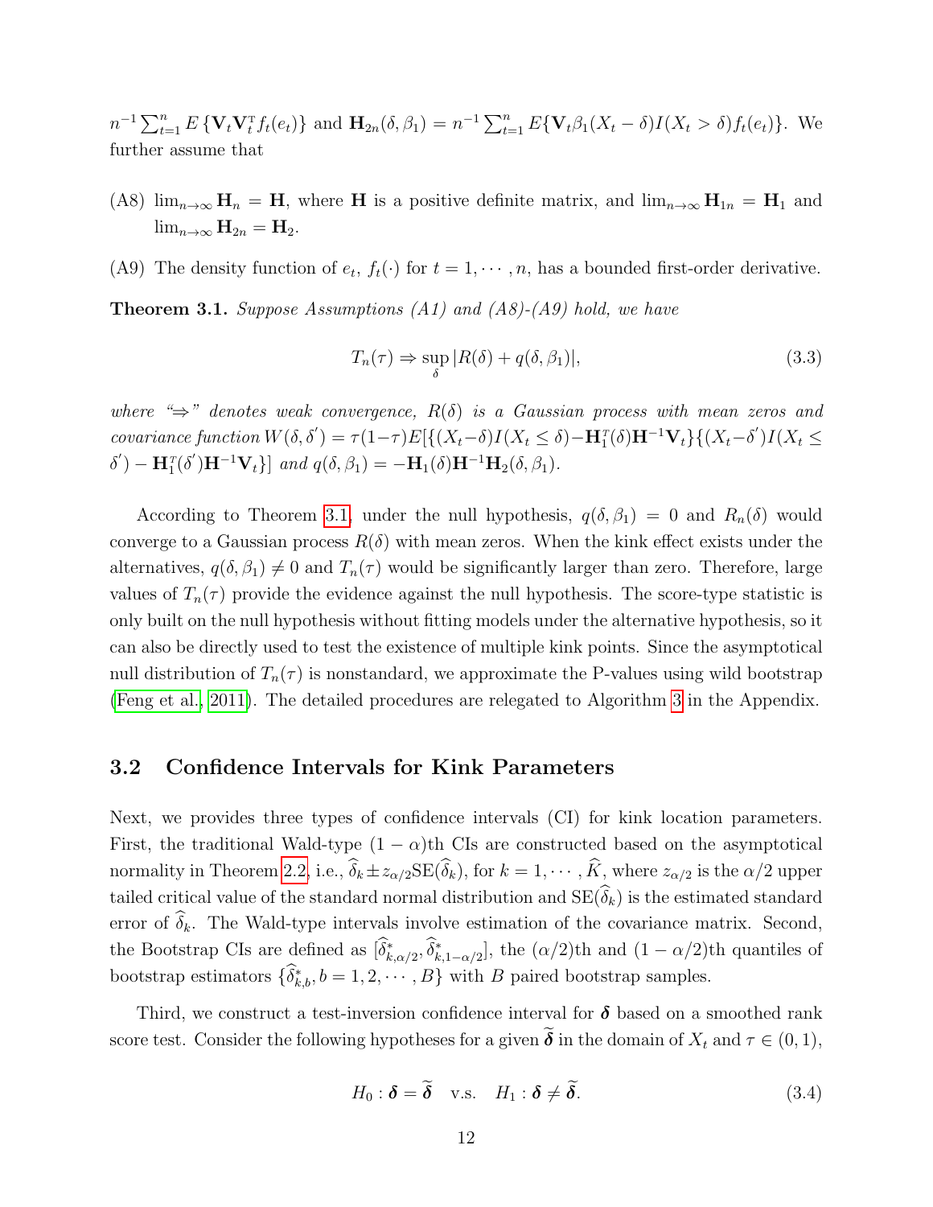$n^{-1}\sum_{t=1}^{n} E\{\mathbf{V}_t\mathbf{V}_t^{\mathrm{T}} f_t(e_t)\}$ and $\mathbf{H}_{2n}(\delta, \beta_1) = n^{-1}\sum_{t=1}^{n} E\{\mathbf{V}_t\beta_1(X_t - \delta)I(X_t > \delta)f_t(e_t)\}$. We further assume that

(A8) $\lim_{n\to\infty} \mathbf{H}_n = \mathbf{H}$, where $\mathbf{H}$ is a positive definite matrix, and $\lim_{n\to\infty} \mathbf{H}_{1n} = \mathbf{H}_1$ and $\lim_{n\to\infty} \mathbf{H}_{2n} = \mathbf{H}_2$.

(A9) The density function of $e_t$, $f_t(\cdot)$ for $t = 1, \cdots, n$, has a bounded first-order derivative.

**Theorem 3.1.** *Suppose Assumptions (A1) and (A8)-(A9) hold, we have*

$$T_n(\tau) \Rightarrow \sup_{\delta} |R(\delta) + q(\delta, \beta_1)|, \tag{3.3}$$

*where "⇒" denotes weak convergence, $R(\delta)$ is a Gaussian process with mean zeros and covariance function $W(\delta, \delta') = \tau(1-\tau)E[\{(X_t-\delta)I(X_t \le \delta)-\mathbf{H}_1^{\mathrm{T}}(\delta)\mathbf{H}^{-1}\mathbf{V}_t\}\{(X_t-\delta')I(X_t \le \delta') - \mathbf{H}_1^{\mathrm{T}}(\delta')\mathbf{H}^{-1}\mathbf{V}_t\}]$ and $q(\delta, \beta_1) = -\mathbf{H}_1(\delta)\mathbf{H}^{-1}\mathbf{H}_2(\delta, \beta_1)$.*

According to Theorem 3.1, under the null hypothesis, $q(\delta, \beta_1) = 0$ and $R_n(\delta)$ would converge to a Gaussian process $R(\delta)$ with mean zeros. When the kink effect exists under the alternatives, $q(\delta, \beta_1) \neq 0$ and $T_n(\tau)$ would be significantly larger than zero. Therefore, large values of $T_n(\tau)$ provide the evidence against the null hypothesis. The score-type statistic is only built on the null hypothesis without fitting models under the alternative hypothesis, so it can also be directly used to test the existence of multiple kink points. Since the asymptotical null distribution of $T_n(\tau)$ is nonstandard, we approximate the P-values using wild bootstrap (Feng et al., 2011). The detailed procedures are relegated to Algorithm 3 in the Appendix.

### 3.2 Confidence Intervals for Kink Parameters

Next, we provides three types of confidence intervals (CI) for kink location parameters. First, the traditional Wald-type $(1 - \alpha)$th CIs are constructed based on the asymptotical normality in Theorem 2.2, i.e., $\widehat{\delta}_k \pm z_{\alpha/2}\mathrm{SE}(\widehat{\delta}_k)$, for $k = 1, \cdots, \widehat{K}$, where $z_{\alpha/2}$ is the $\alpha/2$ upper tailed critical value of the standard normal distribution and $\mathrm{SE}(\widehat{\delta}_k)$ is the estimated standard error of $\widehat{\delta}_k$. The Wald-type intervals involve estimation of the covariance matrix. Second, the Bootstrap CIs are defined as $[\widehat{\delta}^*_{k,\alpha/2}, \widehat{\delta}^*_{k,1-\alpha/2}]$, the $(\alpha/2)$th and $(1-\alpha/2)$th quantiles of bootstrap estimators $\{\widehat{\delta}^*_{k,b}, b = 1, 2, \cdots, B\}$ with $B$ paired bootstrap samples.

Third, we construct a test-inversion confidence interval for $\boldsymbol{\delta}$ based on a smoothed rank score test. Consider the following hypotheses for a given $\widetilde{\boldsymbol{\delta}}$ in the domain of $X_t$ and $\tau \in (0, 1)$,

$$H_0 : \boldsymbol{\delta} = \widetilde{\boldsymbol{\delta}} \quad \text{v.s.} \quad H_1 : \boldsymbol{\delta} \neq \widetilde{\boldsymbol{\delta}}. \tag{3.4}$$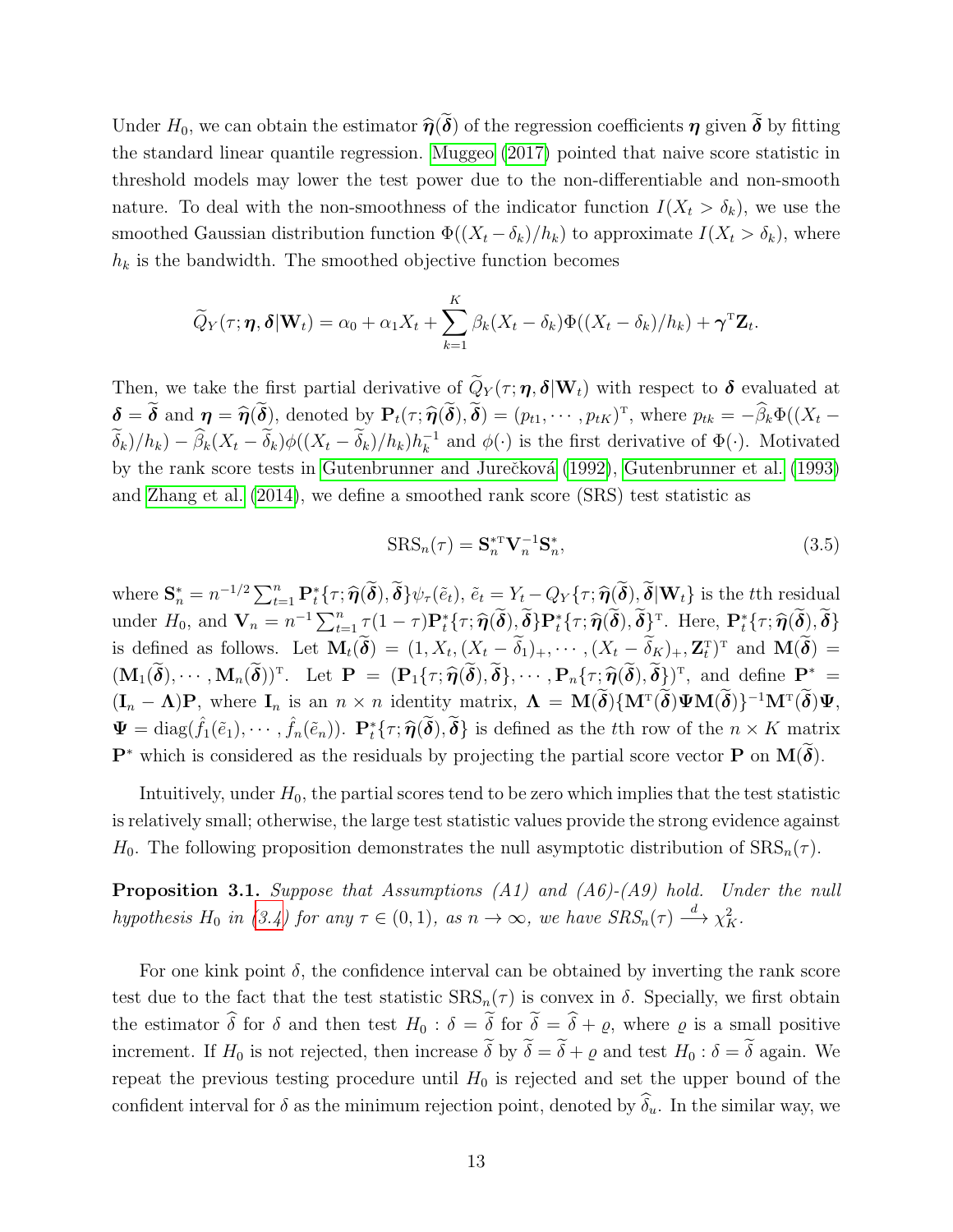Under $H_0$, we can obtain the estimator $\widehat{\boldsymbol{\eta}}(\widetilde{\boldsymbol{\delta}})$ of the regression coefficients $\boldsymbol{\eta}$ given $\widetilde{\boldsymbol{\delta}}$ by fitting the standard linear quantile regression. Muggeo (2017) pointed that naive score statistic in threshold models may lower the test power due to the non-differentiable and non-smooth nature. To deal with the non-smoothness of the indicator function $I(X_t > \delta_k)$, we use the smoothed Gaussian distribution function $\Phi((X_t - \delta_k)/h_k)$ to approximate $I(X_t > \delta_k)$, where $h_k$ is the bandwidth. The smoothed objective function becomes

$$\widetilde{Q}_Y(\tau; \boldsymbol{\eta}, \boldsymbol{\delta}|\mathbf{W}_t) = \alpha_0 + \alpha_1 X_t + \sum_{k=1}^{K} \beta_k (X_t - \delta_k)\Phi((X_t - \delta_k)/h_k) + \boldsymbol{\gamma}^{\mathrm{T}}\mathbf{Z}_t.$$

Then, we take the first partial derivative of $\widetilde{Q}_Y(\tau; \boldsymbol{\eta}, \boldsymbol{\delta}|\mathbf{W}_t)$ with respect to $\boldsymbol{\delta}$ evaluated at $\boldsymbol{\delta} = \widetilde{\boldsymbol{\delta}}$ and $\boldsymbol{\eta} = \widehat{\boldsymbol{\eta}}(\widetilde{\boldsymbol{\delta}})$, denoted by $\mathbf{P}_t(\tau; \widehat{\boldsymbol{\eta}}(\widetilde{\boldsymbol{\delta}}), \widetilde{\boldsymbol{\delta}}) = (p_{t1}, \cdots, p_{tK})^{\mathrm{T}}$, where $p_{tk} = -\widehat{\beta}_k \Phi((X_t - \widetilde{\delta}_k)/h_k) - \widehat{\beta}_k (X_t - \widetilde{\delta}_k)\phi((X_t - \widetilde{\delta}_k)/h_k)h_k^{-1}$ and $\phi(\cdot)$ is the first derivative of $\Phi(\cdot)$. Motivated by the rank score tests in Gutenbrunner and Jurečková (1992), Gutenbrunner et al. (1993) and Zhang et al. (2014), we define a smoothed rank score (SRS) test statistic as

$$\mathrm{SRS}_n(\tau) = \mathbf{S}_n^{*\mathrm{T}} \mathbf{V}_n^{-1} \mathbf{S}_n^*, \tag{3.5}$$

where $\mathbf{S}_n^* = n^{-1/2} \sum_{t=1}^{n} \mathbf{P}_t^*\{\tau; \widehat{\boldsymbol{\eta}}(\widetilde{\boldsymbol{\delta}}), \widetilde{\boldsymbol{\delta}}\}\psi_\tau(\tilde{e}_t)$, $\tilde{e}_t = Y_t - Q_Y\{\tau; \widehat{\boldsymbol{\eta}}(\widetilde{\boldsymbol{\delta}}), \widetilde{\boldsymbol{\delta}}|\mathbf{W}_t\}$ is the $t$th residual under $H_0$, and $\mathbf{V}_n = n^{-1} \sum_{t=1}^{n} \tau(1-\tau)\mathbf{P}_t^*\{\tau; \widehat{\boldsymbol{\eta}}(\widetilde{\boldsymbol{\delta}}), \widetilde{\boldsymbol{\delta}}\}\mathbf{P}_t^*\{\tau; \widehat{\boldsymbol{\eta}}(\widetilde{\boldsymbol{\delta}}), \widetilde{\boldsymbol{\delta}}\}^{\mathrm{T}}$. Here, $\mathbf{P}_t^*\{\tau; \widehat{\boldsymbol{\eta}}(\widetilde{\boldsymbol{\delta}}), \widetilde{\boldsymbol{\delta}}\}$ is defined as follows. Let $\mathbf{M}_t(\widetilde{\boldsymbol{\delta}}) = (1, X_t, (X_t - \widetilde{\delta}_1)_+, \cdots, (X_t - \widetilde{\delta}_K)_+, \mathbf{Z}_t^{\mathrm{T}})^{\mathrm{T}}$ and $\mathbf{M}(\widetilde{\boldsymbol{\delta}}) = (\mathbf{M}_1(\widetilde{\boldsymbol{\delta}}), \cdots, \mathbf{M}_n(\widetilde{\boldsymbol{\delta}}))^{\mathrm{T}}$. Let $\mathbf{P} = (\mathbf{P}_1\{\tau; \widehat{\boldsymbol{\eta}}(\widetilde{\boldsymbol{\delta}}), \widetilde{\boldsymbol{\delta}}\}, \cdots, \mathbf{P}_n\{\tau; \widehat{\boldsymbol{\eta}}(\widetilde{\boldsymbol{\delta}}), \widetilde{\boldsymbol{\delta}}\})^{\mathrm{T}}$, and define $\mathbf{P}^* = (\mathbf{I}_n - \boldsymbol{\Lambda})\mathbf{P}$, where $\mathbf{I}_n$ is an $n \times n$ identity matrix, $\boldsymbol{\Lambda} = \mathbf{M}(\widetilde{\boldsymbol{\delta}})\{\mathbf{M}^{\mathrm{T}}(\widetilde{\boldsymbol{\delta}})\boldsymbol{\Psi}\mathbf{M}(\widetilde{\boldsymbol{\delta}})\}^{-1}\mathbf{M}^{\mathrm{T}}(\widetilde{\boldsymbol{\delta}})\boldsymbol{\Psi}$, $\boldsymbol{\Psi} = \mathrm{diag}(\hat{f}_1(\tilde{e}_1), \cdots, \hat{f}_n(\tilde{e}_n))$. $\mathbf{P}_t^*\{\tau; \widehat{\boldsymbol{\eta}}(\widetilde{\boldsymbol{\delta}}), \widetilde{\boldsymbol{\delta}}\}$ is defined as the $t$th row of the $n \times K$ matrix $\mathbf{P}^*$ which is considered as the residuals by projecting the partial score vector $\mathbf{P}$ on $\mathbf{M}(\widetilde{\boldsymbol{\delta}})$.

Intuitively, under $H_0$, the partial scores tend to be zero which implies that the test statistic is relatively small; otherwise, the large test statistic values provide the strong evidence against $H_0$. The following proposition demonstrates the null asymptotic distribution of $\mathrm{SRS}_n(\tau)$.

**Proposition 3.1.** *Suppose that Assumptions (A1) and (A6)-(A9) hold. Under the null hypothesis $H_0$ in (3.4) for any $\tau \in (0,1)$, as $n \to \infty$, we have $SRS_n(\tau) \xrightarrow{d} \chi_K^2$.*

For one kink point $\delta$, the confidence interval can be obtained by inverting the rank score test due to the fact that the test statistic $\mathrm{SRS}_n(\tau)$ is convex in $\delta$. Specially, we first obtain the estimator $\widehat{\delta}$ for $\delta$ and then test $H_0 : \delta = \widetilde{\delta}$ for $\widetilde{\delta} = \widehat{\delta} + \varrho$, where $\varrho$ is a small positive increment. If $H_0$ is not rejected, then increase $\widetilde{\delta}$ by $\widetilde{\delta} = \widetilde{\delta} + \varrho$ and test $H_0 : \delta = \widetilde{\delta}$ again. We repeat the previous testing procedure until $H_0$ is rejected and set the upper bound of the confident interval for $\delta$ as the minimum rejection point, denoted by $\widehat{\delta}_u$. In the similar way, we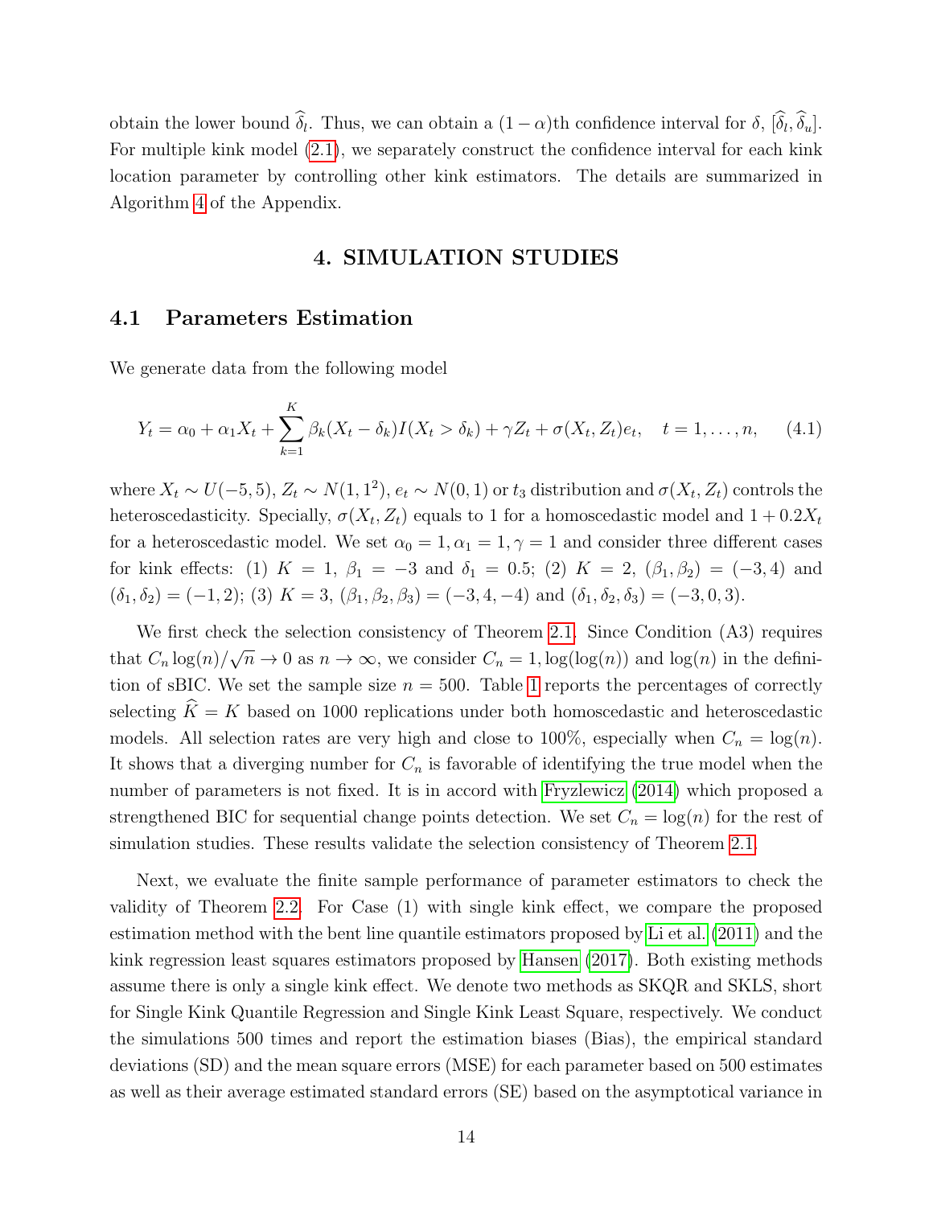obtain the lower bound $\widehat{\delta}_l$. Thus, we can obtain a $(1-\alpha)$th confidence interval for $\delta$, $[\widehat{\delta}_l, \widehat{\delta}_u]$. For multiple kink model (2.1), we separately construct the confidence interval for each kink location parameter by controlling other kink estimators. The details are summarized in Algorithm 4 of the Appendix.

# 4. SIMULATION STUDIES

## 4.1 Parameters Estimation

We generate data from the following model

$$Y_t = \alpha_0 + \alpha_1 X_t + \sum_{k=1}^{K} \beta_k (X_t - \delta_k) I(X_t > \delta_k) + \gamma Z_t + \sigma(X_t, Z_t) e_t, \quad t = 1, \ldots, n, \tag{4.1}$$

where $X_t \sim U(-5, 5)$, $Z_t \sim N(1, 1^2)$, $e_t \sim N(0, 1)$ or $t_3$ distribution and $\sigma(X_t, Z_t)$ controls the heteroscedasticity. Specially, $\sigma(X_t, Z_t)$ equals to 1 for a homoscedastic model and $1 + 0.2X_t$ for a heteroscedastic model. We set $\alpha_0 = 1, \alpha_1 = 1, \gamma = 1$ and consider three different cases for kink effects: (1) $K = 1$, $\beta_1 = -3$ and $\delta_1 = 0.5$; (2) $K = 2$, $(\beta_1, \beta_2) = (-3, 4)$ and $(\delta_1, \delta_2) = (-1, 2)$; (3) $K = 3$, $(\beta_1, \beta_2, \beta_3) = (-3, 4, -4)$ and $(\delta_1, \delta_2, \delta_3) = (-3, 0, 3)$.

We first check the selection consistency of Theorem 2.1. Since Condition (A3) requires that $C_n \log(n)/\sqrt{n} \to 0$ as $n \to \infty$, we consider $C_n = 1, \log(\log(n))$ and $\log(n)$ in the definition of sBIC. We set the sample size $n = 500$. Table 1 reports the percentages of correctly selecting $\widehat{K} = K$ based on 1000 replications under both homoscedastic and heteroscedastic models. All selection rates are very high and close to 100%, especially when $C_n = \log(n)$. It shows that a diverging number for $C_n$ is favorable of identifying the true model when the number of parameters is not fixed. It is in accord with Fryzlewicz (2014) which proposed a strengthened BIC for sequential change points detection. We set $C_n = \log(n)$ for the rest of simulation studies. These results validate the selection consistency of Theorem 2.1.

Next, we evaluate the finite sample performance of parameter estimators to check the validity of Theorem 2.2. For Case (1) with single kink effect, we compare the proposed estimation method with the bent line quantile estimators proposed by Li et al. (2011) and the kink regression least squares estimators proposed by Hansen (2017). Both existing methods assume there is only a single kink effect. We denote two methods as SKQR and SKLS, short for Single Kink Quantile Regression and Single Kink Least Square, respectively. We conduct the simulations 500 times and report the estimation biases (Bias), the empirical standard deviations (SD) and the mean square errors (MSE) for each parameter based on 500 estimates as well as their average estimated standard errors (SE) based on the asymptotical variance in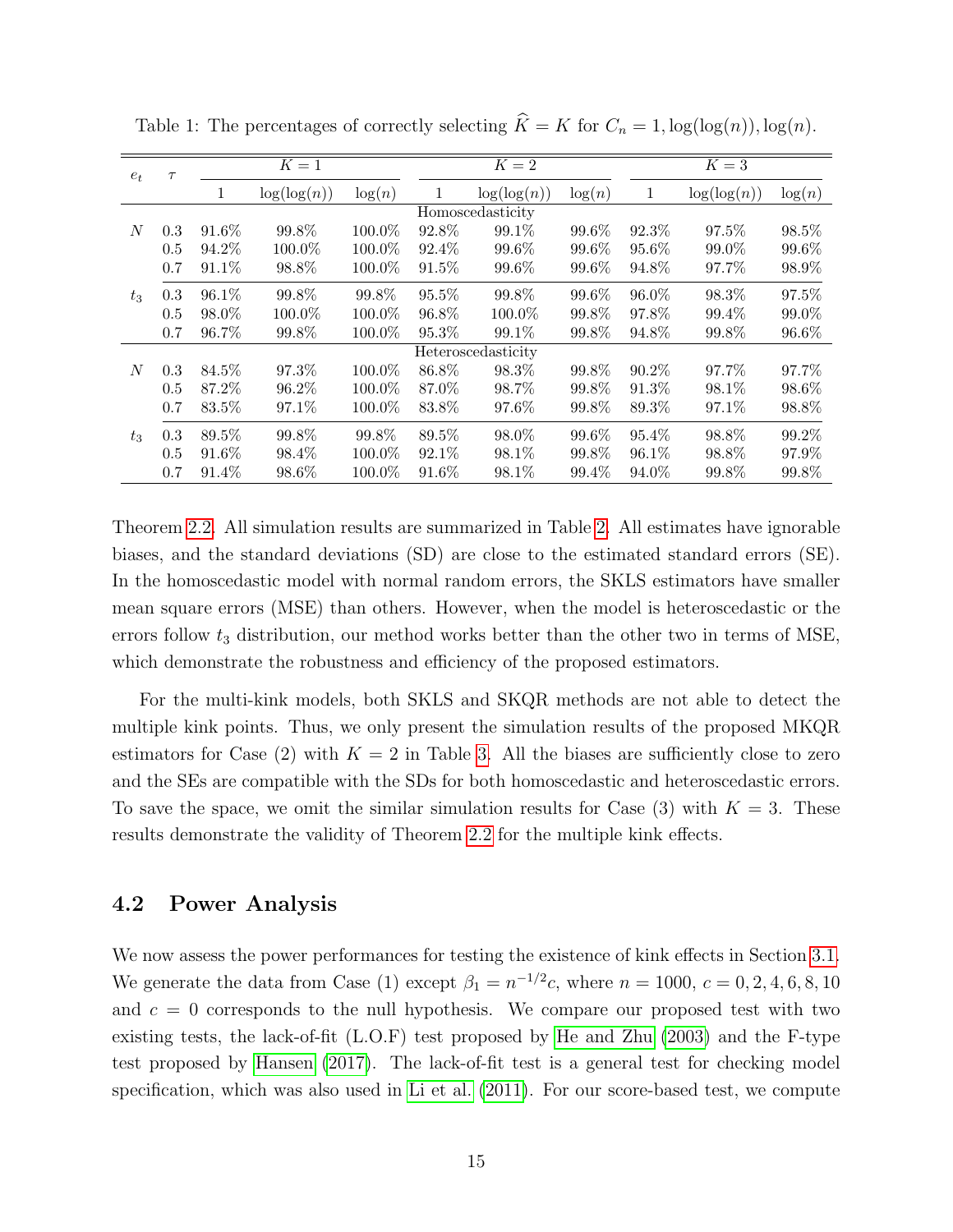Table 1: The percentages of correctly selecting $\widehat{K} = K$ for $C_n = 1, \log(\log(n)), \log(n)$.

| $e_t$ | $\tau$ | $K=1$ | | | $K=2$ | | | $K=3$ | | |
|---|---|---|---|---|---|---|---|---|---|---|
| | | 1 | $\log(\log(n))$ | $\log(n)$ | 1 | $\log(\log(n))$ | $\log(n)$ | 1 | $\log(\log(n))$ | $\log(n)$ |
| | | | | | Homoscedasticity | | | | | |
| $N$ | 0.3 | 91.6% | 99.8% | 100.0% | 92.8% | 99.1% | 99.6% | 92.3% | 97.5% | 98.5% |
| | 0.5 | 94.2% | 100.0% | 100.0% | 92.4% | 99.6% | 99.6% | 95.6% | 99.0% | 99.6% |
| | 0.7 | 91.1% | 98.8% | 100.0% | 91.5% | 99.6% | 99.6% | 94.8% | 97.7% | 98.9% |
| $t_3$ | 0.3 | 96.1% | 99.8% | 99.8% | 95.5% | 99.8% | 99.6% | 96.0% | 98.3% | 97.5% |
| | 0.5 | 98.0% | 100.0% | 100.0% | 96.8% | 100.0% | 99.8% | 97.8% | 99.4% | 99.0% |
| | 0.7 | 96.7% | 99.8% | 100.0% | 95.3% | 99.1% | 99.8% | 94.8% | 99.8% | 96.6% |
| | | | | | Heteroscedasticity | | | | | |
| $N$ | 0.3 | 84.5% | 97.3% | 100.0% | 86.8% | 98.3% | 99.8% | 90.2% | 97.7% | 97.7% |
| | 0.5 | 87.2% | 96.2% | 100.0% | 87.0% | 98.7% | 99.8% | 91.3% | 98.1% | 98.6% |
| | 0.7 | 83.5% | 97.1% | 100.0% | 83.8% | 97.6% | 99.8% | 89.3% | 97.1% | 98.8% |
| $t_3$ | 0.3 | 89.5% | 99.8% | 99.8% | 89.5% | 98.0% | 99.6% | 95.4% | 98.8% | 99.2% |
| | 0.5 | 91.6% | 98.4% | 100.0% | 92.1% | 98.1% | 99.8% | 96.1% | 98.8% | 97.9% |
| | 0.7 | 91.4% | 98.6% | 100.0% | 91.6% | 98.1% | 99.4% | 94.0% | 99.8% | 99.8% |

Theorem 2.2. All simulation results are summarized in Table 2. All estimates have ignorable biases, and the standard deviations (SD) are close to the estimated standard errors (SE). In the homoscedastic model with normal random errors, the SKLS estimators have smaller mean square errors (MSE) than others. However, when the model is heteroscedastic or the errors follow $t_3$ distribution, our method works better than the other two in terms of MSE, which demonstrate the robustness and efficiency of the proposed estimators.

For the multi-kink models, both SKLS and SKQR methods are not able to detect the multiple kink points. Thus, we only present the simulation results of the proposed MKQR estimators for Case (2) with $K = 2$ in Table 3. All the biases are sufficiently close to zero and the SEs are compatible with the SDs for both homoscedastic and heteroscedastic errors. To save the space, we omit the similar simulation results for Case (3) with $K = 3$. These results demonstrate the validity of Theorem 2.2 for the multiple kink effects.

## 4.2 Power Analysis

We now assess the power performances for testing the existence of kink effects in Section 3.1. We generate the data from Case (1) except $\beta_1 = n^{-1/2}c$, where $n = 1000$, $c = 0, 2, 4, 6, 8, 10$ and $c = 0$ corresponds to the null hypothesis. We compare our proposed test with two existing tests, the lack-of-fit (L.O.F) test proposed by He and Zhu (2003) and the F-type test proposed by Hansen (2017). The lack-of-fit test is a general test for checking model specification, which was also used in Li et al. (2011). For our score-based test, we compute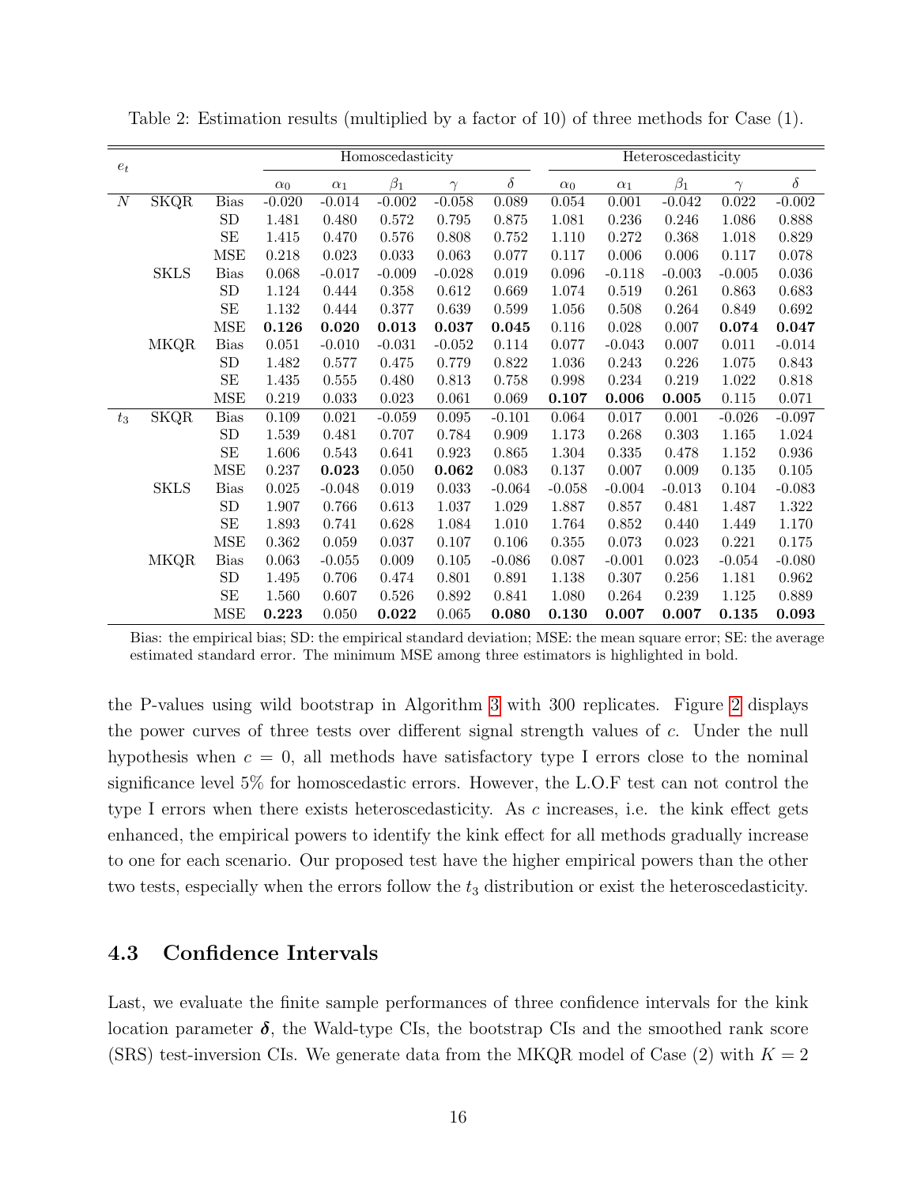Table 2: Estimation results (multiplied by a factor of 10) of three methods for Case (1).

| $e_t$ | | | Homoscedasticity | | | | | Heteroscedasticity | | | | |
|---|---|---|---|---|---|---|---|---|---|---|---|---|
| | | | $\alpha_0$ | $\alpha_1$ | $\beta_1$ | $\gamma$ | $\delta$ | $\alpha_0$ | $\alpha_1$ | $\beta_1$ | $\gamma$ | $\delta$ |
| $N$ | SKQR | Bias | -0.020 | -0.014 | -0.002 | -0.058 | 0.089 | 0.054 | 0.001 | -0.042 | 0.022 | -0.002 |
| | | SD | 1.481 | 0.480 | 0.572 | 0.795 | 0.875 | 1.081 | 0.236 | 0.246 | 1.086 | 0.888 |
| | | SE | 1.415 | 0.470 | 0.576 | 0.808 | 0.752 | 1.110 | 0.272 | 0.368 | 1.018 | 0.829 |
| | | MSE | 0.218 | 0.023 | 0.033 | 0.063 | 0.077 | 0.117 | 0.006 | 0.006 | 0.117 | 0.078 |
| | SKLS | Bias | 0.068 | -0.017 | -0.009 | -0.028 | 0.019 | 0.096 | -0.118 | -0.003 | -0.005 | 0.036 |
| | | SD | 1.124 | 0.444 | 0.358 | 0.612 | 0.669 | 1.074 | 0.519 | 0.261 | 0.863 | 0.683 |
| | | SE | 1.132 | 0.444 | 0.377 | 0.639 | 0.599 | 1.056 | 0.508 | 0.264 | 0.849 | 0.692 |
| | | MSE | **0.126** | **0.020** | **0.013** | **0.037** | **0.045** | 0.116 | 0.028 | 0.007 | **0.074** | **0.047** |
| | MKQR | Bias | 0.051 | -0.010 | -0.031 | -0.052 | 0.114 | 0.077 | -0.043 | 0.007 | 0.011 | -0.014 |
| | | SD | 1.482 | 0.577 | 0.475 | 0.779 | 0.822 | 1.036 | 0.243 | 0.226 | 1.075 | 0.843 |
| | | SE | 1.435 | 0.555 | 0.480 | 0.813 | 0.758 | 0.998 | 0.234 | 0.219 | 1.022 | 0.818 |
| | | MSE | 0.219 | 0.033 | 0.023 | 0.061 | 0.069 | **0.107** | **0.006** | **0.005** | 0.115 | 0.071 |
| $t_3$ | SKQR | Bias | 0.109 | 0.021 | -0.059 | 0.095 | -0.101 | 0.064 | 0.017 | 0.001 | -0.026 | -0.097 |
| | | SD | 1.539 | 0.481 | 0.707 | 0.784 | 0.909 | 1.173 | 0.268 | 0.303 | 1.165 | 1.024 |
| | | SE | 1.606 | 0.543 | 0.641 | 0.923 | 0.865 | 1.304 | 0.335 | 0.478 | 1.152 | 0.936 |
| | | MSE | 0.237 | **0.023** | 0.050 | **0.062** | 0.083 | 0.137 | 0.007 | 0.009 | 0.135 | 0.105 |
| | SKLS | Bias | 0.025 | -0.048 | 0.019 | 0.033 | -0.064 | -0.058 | -0.004 | -0.013 | 0.104 | -0.083 |
| | | SD | 1.907 | 0.766 | 0.613 | 1.037 | 1.029 | 1.887 | 0.857 | 0.481 | 1.487 | 1.322 |
| | | SE | 1.893 | 0.741 | 0.628 | 1.084 | 1.010 | 1.764 | 0.852 | 0.440 | 1.449 | 1.170 |
| | | MSE | 0.362 | 0.059 | 0.037 | 0.107 | 0.106 | 0.355 | 0.073 | 0.023 | 0.221 | 0.175 |
| | MKQR | Bias | 0.063 | -0.055 | 0.009 | 0.105 | -0.086 | 0.087 | -0.001 | 0.023 | -0.054 | -0.080 |
| | | SD | 1.495 | 0.706 | 0.474 | 0.801 | 0.891 | 1.138 | 0.307 | 0.256 | 1.181 | 0.962 |
| | | SE | 1.560 | 0.607 | 0.526 | 0.892 | 0.841 | 1.080 | 0.264 | 0.239 | 1.125 | 0.889 |
| | | MSE | **0.223** | 0.050 | **0.022** | 0.065 | **0.080** | **0.130** | **0.007** | **0.007** | **0.135** | **0.093** |

Bias: the empirical bias; SD: the empirical standard deviation; MSE: the mean square error; SE: the average estimated standard error. The minimum MSE among three estimators is highlighted in bold.

the P-values using wild bootstrap in Algorithm 3 with 300 replicates. Figure 2 displays the power curves of three tests over different signal strength values of $c$. Under the null hypothesis when $c = 0$, all methods have satisfactory type I errors close to the nominal significance level 5% for homoscedastic errors. However, the L.O.F test can not control the type I errors when there exists heteroscedasticity. As $c$ increases, i.e. the kink effect gets enhanced, the empirical powers to identify the kink effect for all methods gradually increase to one for each scenario. Our proposed test have the higher empirical powers than the other two tests, especially when the errors follow the $t_3$ distribution or exist the heteroscedasticity.

## 4.3 Confidence Intervals

Last, we evaluate the finite sample performances of three confidence intervals for the kink location parameter $\boldsymbol{\delta}$, the Wald-type CIs, the bootstrap CIs and the smoothed rank score (SRS) test-inversion CIs. We generate data from the MKQR model of Case (2) with $K = 2$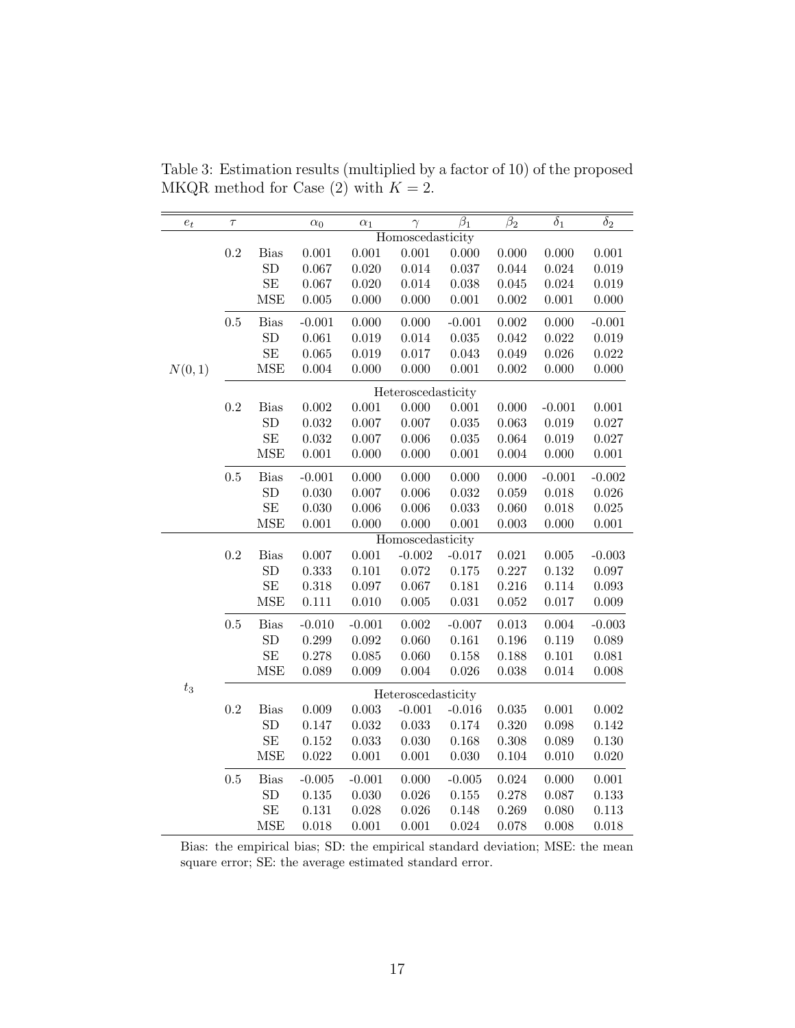Table 3: Estimation results (multiplied by a factor of 10) of the proposed MKQR method for Case (2) with $K = 2$.

| $e_t$ | $\tau$ | | $\alpha_0$ | $\alpha_1$ | $\gamma$ | $\beta_1$ | $\beta_2$ | $\delta_1$ | $\delta_2$ |
|---|---|---|---|---|---|---|---|---|---|
| | | | | | Homoscedasticity | | | | |
| | 0.2 | Bias | 0.001 | 0.001 | 0.001 | 0.000 | 0.000 | 0.000 | 0.001 |
| | | SD | 0.067 | 0.020 | 0.014 | 0.037 | 0.044 | 0.024 | 0.019 |
| | | SE | 0.067 | 0.020 | 0.014 | 0.038 | 0.045 | 0.024 | 0.019 |
| | | MSE | 0.005 | 0.000 | 0.000 | 0.001 | 0.002 | 0.001 | 0.000 |
| | 0.5 | Bias | -0.001 | 0.000 | 0.000 | -0.001 | 0.002 | 0.000 | -0.001 |
| | | SD | 0.061 | 0.019 | 0.014 | 0.035 | 0.042 | 0.022 | 0.019 |
| | | SE | 0.065 | 0.019 | 0.017 | 0.043 | 0.049 | 0.026 | 0.022 |
| $N(0,1)$ | | MSE | 0.004 | 0.000 | 0.000 | 0.001 | 0.002 | 0.000 | 0.000 |
| | | | | | Heteroscedasticity | | | | |
| | 0.2 | Bias | 0.002 | 0.001 | 0.000 | 0.001 | 0.000 | -0.001 | 0.001 |
| | | SD | 0.032 | 0.007 | 0.007 | 0.035 | 0.063 | 0.019 | 0.027 |
| | | SE | 0.032 | 0.007 | 0.006 | 0.035 | 0.064 | 0.019 | 0.027 |
| | | MSE | 0.001 | 0.000 | 0.000 | 0.001 | 0.004 | 0.000 | 0.001 |
| | 0.5 | Bias | -0.001 | 0.000 | 0.000 | 0.000 | 0.000 | -0.001 | -0.002 |
| | | SD | 0.030 | 0.007 | 0.006 | 0.032 | 0.059 | 0.018 | 0.026 |
| | | SE | 0.030 | 0.006 | 0.006 | 0.033 | 0.060 | 0.018 | 0.025 |
| | | MSE | 0.001 | 0.000 | 0.000 | 0.001 | 0.003 | 0.000 | 0.001 |
| | | | | | Homoscedasticity | | | | |
| | 0.2 | Bias | 0.007 | 0.001 | -0.002 | -0.017 | 0.021 | 0.005 | -0.003 |
| | | SD | 0.333 | 0.101 | 0.072 | 0.175 | 0.227 | 0.132 | 0.097 |
| | | SE | 0.318 | 0.097 | 0.067 | 0.181 | 0.216 | 0.114 | 0.093 |
| | | MSE | 0.111 | 0.010 | 0.005 | 0.031 | 0.052 | 0.017 | 0.009 |
| | 0.5 | Bias | -0.010 | -0.001 | 0.002 | -0.007 | 0.013 | 0.004 | -0.003 |
| | | SD | 0.299 | 0.092 | 0.060 | 0.161 | 0.196 | 0.119 | 0.089 |
| | | SE | 0.278 | 0.085 | 0.060 | 0.158 | 0.188 | 0.101 | 0.081 |
| | | MSE | 0.089 | 0.009 | 0.004 | 0.026 | 0.038 | 0.014 | 0.008 |
| $t_3$ | | | | | Heteroscedasticity | | | | |
| | 0.2 | Bias | 0.009 | 0.003 | -0.001 | -0.016 | 0.035 | 0.001 | 0.002 |
| | | SD | 0.147 | 0.032 | 0.033 | 0.174 | 0.320 | 0.098 | 0.142 |
| | | SE | 0.152 | 0.033 | 0.030 | 0.168 | 0.308 | 0.089 | 0.130 |
| | | MSE | 0.022 | 0.001 | 0.001 | 0.030 | 0.104 | 0.010 | 0.020 |
| | 0.5 | Bias | -0.005 | -0.001 | 0.000 | -0.005 | 0.024 | 0.000 | 0.001 |
| | | SD | 0.135 | 0.030 | 0.026 | 0.155 | 0.278 | 0.087 | 0.133 |
| | | SE | 0.131 | 0.028 | 0.026 | 0.148 | 0.269 | 0.080 | 0.113 |
| | | MSE | 0.018 | 0.001 | 0.001 | 0.024 | 0.078 | 0.008 | 0.018 |

Bias: the empirical bias; SD: the empirical standard deviation; MSE: the mean square error; SE: the average estimated standard error.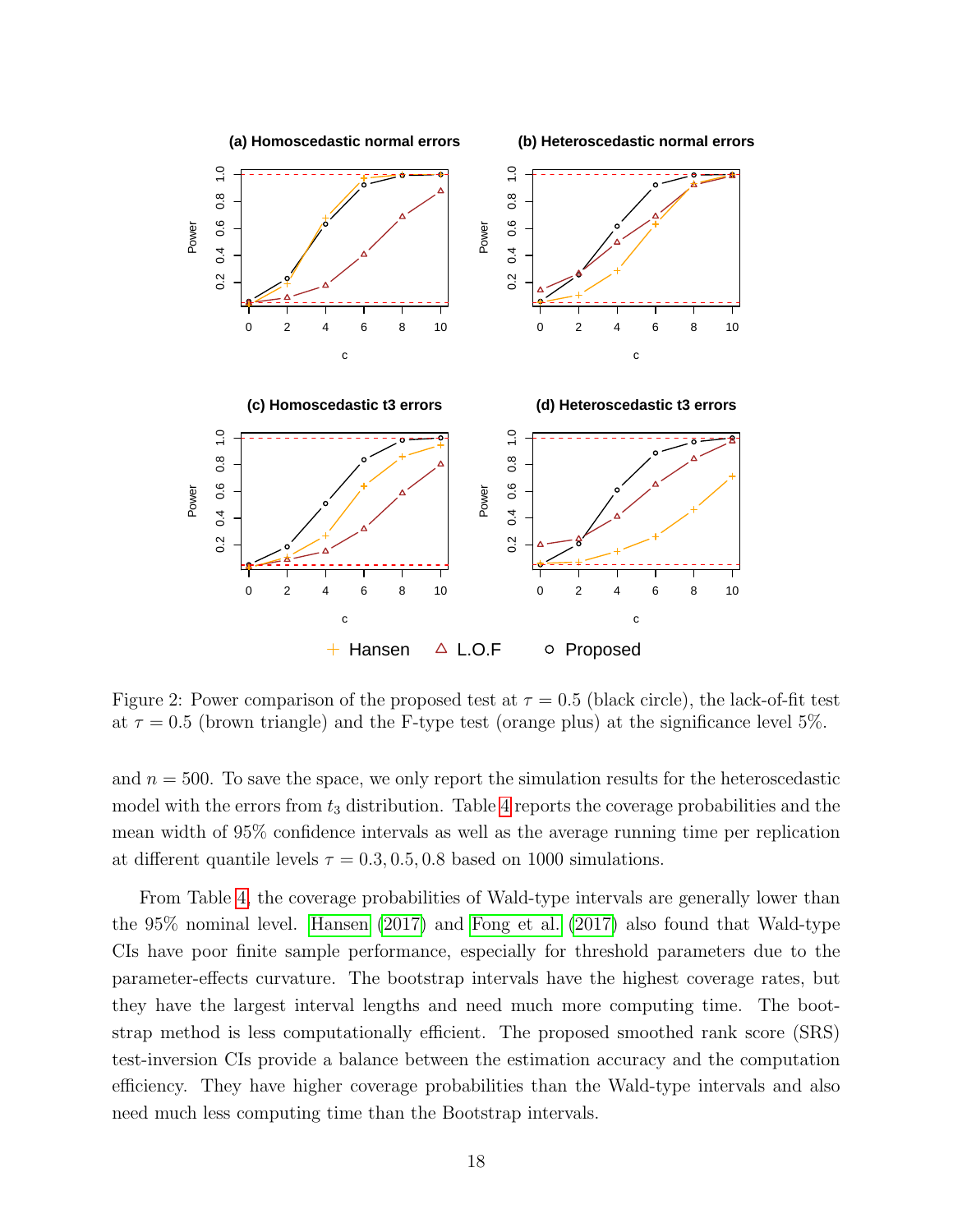Figure 2: Power comparison of the proposed test at $\tau = 0.5$ (black circle), the lack-of-fit test at $\tau = 0.5$ (brown triangle) and the F-type test (orange plus) at the significance level 5%.

and $n = 500$. To save the space, we only report the simulation results for the heteroscedastic model with the errors from $t_3$ distribution. Table 4 reports the coverage probabilities and the mean width of 95% confidence intervals as well as the average running time per replication at different quantile levels $\tau = 0.3, 0.5, 0.8$ based on 1000 simulations.

From Table 4, the coverage probabilities of Wald-type intervals are generally lower than the 95% nominal level. Hansen (2017) and Fong et al. (2017) also found that Wald-type CIs have poor finite sample performance, especially for threshold parameters due to the parameter-effects curvature. The bootstrap intervals have the highest coverage rates, but they have the largest interval lengths and need much more computing time. The bootstrap method is less computationally efficient. The proposed smoothed rank score (SRS) test-inversion CIs provide a balance between the estimation accuracy and the computation efficiency. They have higher coverage probabilities than the Wald-type intervals and also need much less computing time than the Bootstrap intervals.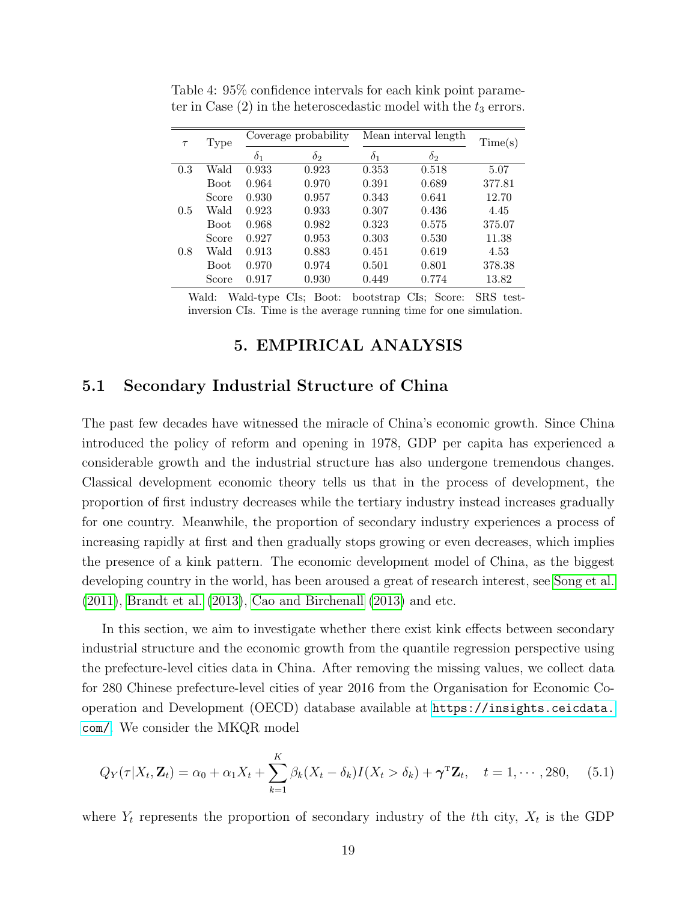Table 4: 95% confidence intervals for each kink point parameter in Case (2) in the heteroscedastic model with the $t_3$ errors.

| $\tau$ | Type | Coverage probability | | Mean interval length | | Time(s) |
|---|---|---|---|---|---|---|
| | | $\delta_1$ | $\delta_2$ | $\delta_1$ | $\delta_2$ | |
| 0.3 | Wald | 0.933 | 0.923 | 0.353 | 0.518 | 5.07 |
| | Boot | 0.964 | 0.970 | 0.391 | 0.689 | 377.81 |
| | Score | 0.930 | 0.957 | 0.343 | 0.641 | 12.70 |
| 0.5 | Wald | 0.923 | 0.933 | 0.307 | 0.436 | 4.45 |
| | Boot | 0.968 | 0.982 | 0.323 | 0.575 | 375.07 |
| | Score | 0.927 | 0.953 | 0.303 | 0.530 | 11.38 |
| 0.8 | Wald | 0.913 | 0.883 | 0.451 | 0.619 | 4.53 |
| | Boot | 0.970 | 0.974 | 0.501 | 0.801 | 378.38 |
| | Score | 0.917 | 0.930 | 0.449 | 0.774 | 13.82 |

Wald: Wald-type CIs; Boot: bootstrap CIs; Score: SRS test-inversion CIs. Time is the average running time for one simulation.

# 5. EMPIRICAL ANALYSIS

## 5.1 Secondary Industrial Structure of China

The past few decades have witnessed the miracle of China's economic growth. Since China introduced the policy of reform and opening in 1978, GDP per capita has experienced a considerable growth and the industrial structure has also undergone tremendous changes. Classical development economic theory tells us that in the process of development, the proportion of first industry decreases while the tertiary industry instead increases gradually for one country. Meanwhile, the proportion of secondary industry experiences a process of increasing rapidly at first and then gradually stops growing or even decreases, which implies the presence of a kink pattern. The economic development model of China, as the biggest developing country in the world, has been aroused a great of research interest, see Song et al. (2011), Brandt et al. (2013), Cao and Birchenall (2013) and etc.

In this section, we aim to investigate whether there exist kink effects between secondary industrial structure and the economic growth from the quantile regression perspective using the prefecture-level cities data in China. After removing the missing values, we collect data for 280 Chinese prefecture-level cities of year 2016 from the Organisation for Economic Cooperation and Development (OECD) database available at https://insights.ceicdata.com/. We consider the MKQR model

$$Q_Y(\tau|X_t, \mathbf{Z}_t) = \alpha_0 + \alpha_1 X_t + \sum_{k=1}^{K} \beta_k (X_t - \delta_k) I(X_t > \delta_k) + \boldsymbol{\gamma}^{\mathrm{T}} \mathbf{Z}_t, \quad t = 1, \cdots, 280, \tag{5.1}$$

where $Y_t$ represents the proportion of secondary industry of the $t$th city, $X_t$ is the GDP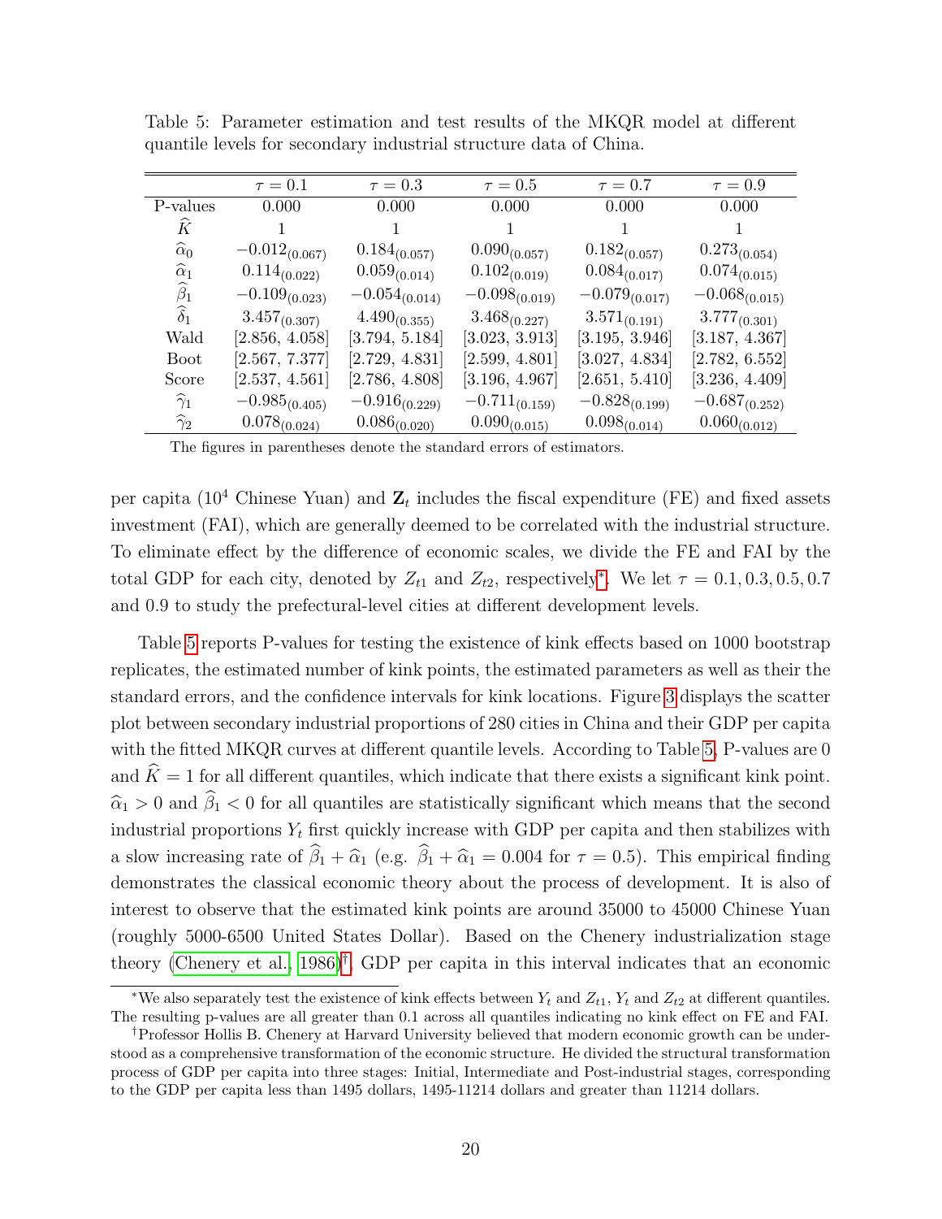Table 5: Parameter estimation and test results of the MKQR model at different quantile levels for secondary industrial structure data of China.

| | $\tau = 0.1$ | $\tau = 0.3$ | $\tau = 0.5$ | $\tau = 0.7$ | $\tau = 0.9$ |
|---|---|---|---|---|---|
| P-values | 0.000 | 0.000 | 0.000 | 0.000 | 0.000 |
| $\widehat{K}$ | 1 | 1 | 1 | 1 | 1 |
| $\widehat{\alpha}_0$ | $-0.012_{(0.067)}$ | $0.184_{(0.057)}$ | $0.090_{(0.057)}$ | $0.182_{(0.057)}$ | $0.273_{(0.054)}$ |
| $\widehat{\alpha}_1$ | $0.114_{(0.022)}$ | $0.059_{(0.014)}$ | $0.102_{(0.019)}$ | $0.084_{(0.017)}$ | $0.074_{(0.015)}$ |
| $\widehat{\beta}_1$ | $-0.109_{(0.023)}$ | $-0.054_{(0.014)}$ | $-0.098_{(0.019)}$ | $-0.079_{(0.017)}$ | $-0.068_{(0.015)}$ |
| $\widehat{\delta}_1$ | $3.457_{(0.307)}$ | $4.490_{(0.355)}$ | $3.468_{(0.227)}$ | $3.571_{(0.191)}$ | $3.777_{(0.301)}$ |
| Wald | [2.856, 4.058] | [3.794, 5.184] | [3.023, 3.913] | [3.195, 3.946] | [3.187, 4.367] |
| Boot | [2.567, 7.377] | [2.729, 4.831] | [2.599, 4.801] | [3.027, 4.834] | [2.782, 6.552] |
| Score | [2.537, 4.561] | [2.786, 4.808] | [3.196, 4.967] | [2.651, 5.410] | [3.236, 4.409] |
| $\widehat{\gamma}_1$ | $-0.985_{(0.405)}$ | $-0.916_{(0.229)}$ | $-0.711_{(0.159)}$ | $-0.828_{(0.199)}$ | $-0.687_{(0.252)}$ |
| $\widehat{\gamma}_2$ | $0.078_{(0.024)}$ | $0.086_{(0.020)}$ | $0.090_{(0.015)}$ | $0.098_{(0.014)}$ | $0.060_{(0.012)}$ |

The figures in parentheses denote the standard errors of estimators.

per capita ($10^4$ Chinese Yuan) and $\mathbf{Z}_t$ includes the fiscal expenditure (FE) and fixed assets investment (FAI), which are generally deemed to be correlated with the industrial structure. To eliminate effect by the difference of economic scales, we divide the FE and FAI by the total GDP for each city, denoted by $Z_{t1}$ and $Z_{t2}$, respectively*. We let $\tau = 0.1, 0.3, 0.5, 0.7$ and 0.9 to study the prefectural-level cities at different development levels.

Table 5 reports P-values for testing the existence of kink effects based on 1000 bootstrap replicates, the estimated number of kink points, the estimated parameters as well as their the standard errors, and the confidence intervals for kink locations. Figure 3 displays the scatter plot between secondary industrial proportions of 280 cities in China and their GDP per capita with the fitted MKQR curves at different quantile levels. According to Table 5, P-values are 0 and $\widehat{K} = 1$ for all different quantiles, which indicate that there exists a significant kink point. $\widehat{\alpha}_1 > 0$ and $\widehat{\beta}_1 < 0$ for all quantiles are statistically significant which means that the second industrial proportions $Y_t$ first quickly increase with GDP per capita and then stabilizes with a slow increasing rate of $\widehat{\beta}_1 + \widehat{\alpha}_1$ (e.g. $\widehat{\beta}_1 + \widehat{\alpha}_1 = 0.004$ for $\tau = 0.5$). This empirical finding demonstrates the classical economic theory about the process of development. It is also of interest to observe that the estimated kink points are around 35000 to 45000 Chinese Yuan (roughly 5000-6500 United States Dollar). Based on the Chenery industrialization stage theory (Chenery et al., 1986)†, GDP per capita in this interval indicates that an economic

*We also separately test the existence of kink effects between $Y_t$ and $Z_{t1}$, $Y_t$ and $Z_{t2}$ at different quantiles. The resulting p-values are all greater than 0.1 across all quantiles indicating no kink effect on FE and FAI.

†Professor Hollis B. Chenery at Harvard University believed that modern economic growth can be understood as a comprehensive transformation of the economic structure. He divided the structural transformation process of GDP per capita into three stages: Initial, Intermediate and Post-industrial stages, corresponding to the GDP per capita less than 1495 dollars, 1495-11214 dollars and greater than 11214 dollars.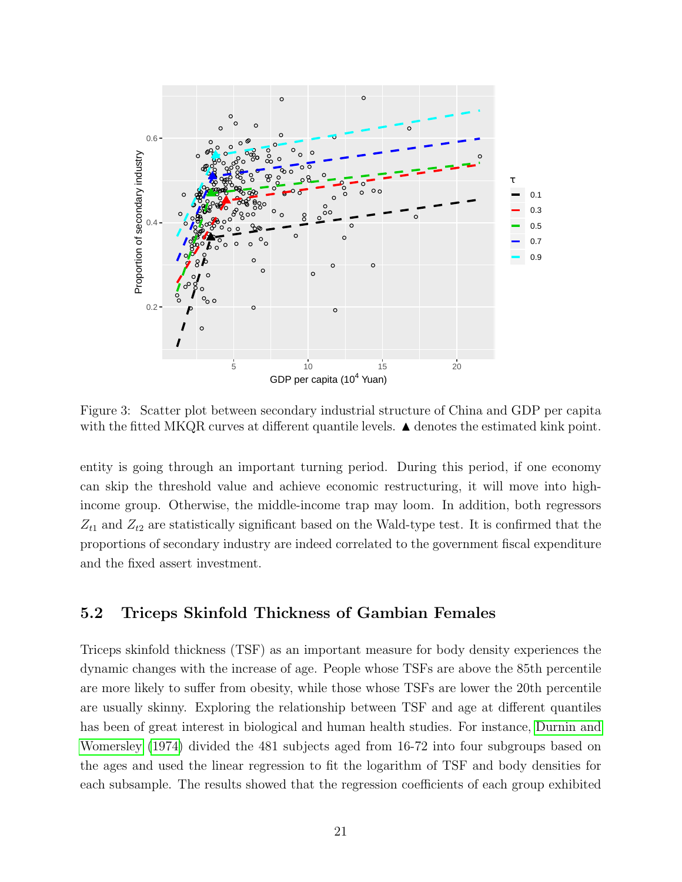Figure 3: Scatter plot between secondary industrial structure of China and GDP per capita with the fitted MKQR curves at different quantile levels. ▲ denotes the estimated kink point.

entity is going through an important turning period. During this period, if one economy can skip the threshold value and achieve economic restructuring, it will move into high-income group. Otherwise, the middle-income trap may loom. In addition, both regressors $Z_{t1}$ and $Z_{t2}$ are statistically significant based on the Wald-type test. It is confirmed that the proportions of secondary industry are indeed correlated to the government fiscal expenditure and the fixed assert investment.

## 5.2 Triceps Skinfold Thickness of Gambian Females

Triceps skinfold thickness (TSF) as an important measure for body density experiences the dynamic changes with the increase of age. People whose TSFs are above the 85th percentile are more likely to suffer from obesity, while those whose TSFs are lower the 20th percentile are usually skinny. Exploring the relationship between TSF and age at different quantiles has been of great interest in biological and human health studies. For instance, Durnin and Womersley (1974) divided the 481 subjects aged from 16-72 into four subgroups based on the ages and used the linear regression to fit the logarithm of TSF and body densities for each subsample. The results showed that the regression coefficients of each group exhibited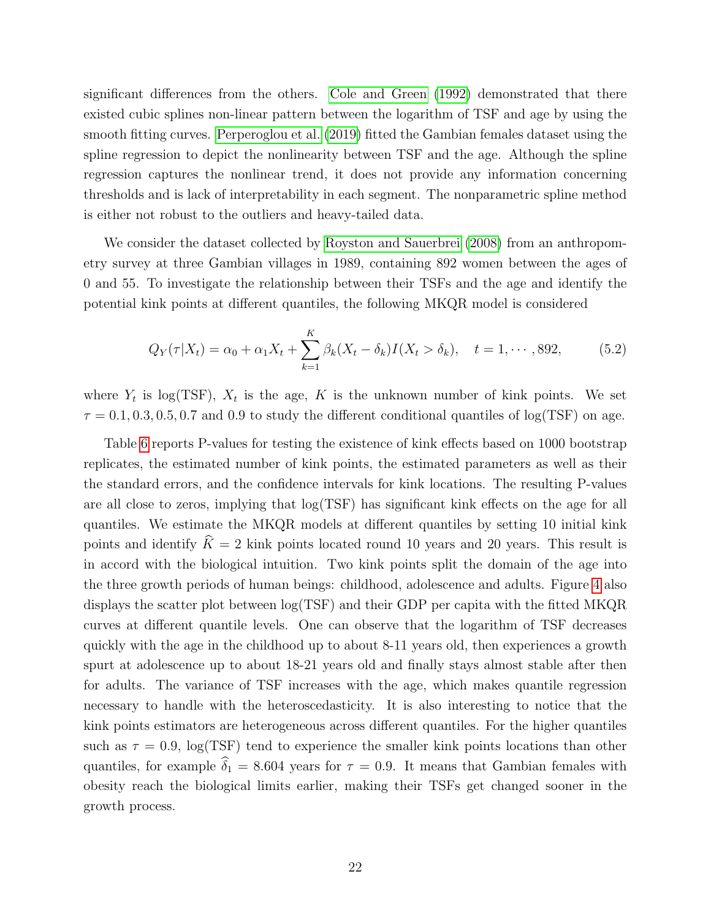significant differences from the others. Cole and Green (1992) demonstrated that there existed cubic splines non-linear pattern between the logarithm of TSF and age by using the smooth fitting curves. Perperoglou et al. (2019) fitted the Gambian females dataset using the spline regression to depict the nonlinearity between TSF and the age. Although the spline regression captures the nonlinear trend, it does not provide any information concerning thresholds and is lack of interpretability in each segment. The nonparametric spline method is either not robust to the outliers and heavy-tailed data.

We consider the dataset collected by Royston and Sauerbrei (2008) from an anthropometry survey at three Gambian villages in 1989, containing 892 women between the ages of 0 and 55. To investigate the relationship between their TSFs and the age and identify the potential kink points at different quantiles, the following MKQR model is considered

$$Q_Y(\tau|X_t) = \alpha_0 + \alpha_1 X_t + \sum_{k=1}^{K} \beta_k (X_t - \delta_k) I(X_t > \delta_k), \quad t = 1, \cdots, 892, \tag{5.2}$$

where $Y_t$ is log(TSF), $X_t$ is the age, $K$ is the unknown number of kink points. We set $\tau = 0.1, 0.3, 0.5, 0.7$ and $0.9$ to study the different conditional quantiles of log(TSF) on age.

Table 6 reports P-values for testing the existence of kink effects based on 1000 bootstrap replicates, the estimated number of kink points, the estimated parameters as well as their the standard errors, and the confidence intervals for kink locations. The resulting P-values are all close to zeros, implying that log(TSF) has significant kink effects on the age for all quantiles. We estimate the MKQR models at different quantiles by setting 10 initial kink points and identify $\widehat{K} = 2$ kink points located round 10 years and 20 years. This result is in accord with the biological intuition. Two kink points split the domain of the age into the three growth periods of human beings: childhood, adolescence and adults. Figure 4 also displays the scatter plot between log(TSF) and their GDP per capita with the fitted MKQR curves at different quantile levels. One can observe that the logarithm of TSF decreases quickly with the age in the childhood up to about 8-11 years old, then experiences a growth spurt at adolescence up to about 18-21 years old and finally stays almost stable after then for adults. The variance of TSF increases with the age, which makes quantile regression necessary to handle with the heteroscedasticity. It is also interesting to notice that the kink points estimators are heterogeneous across different quantiles. For the higher quantiles such as $\tau = 0.9$, log(TSF) tend to experience the smaller kink points locations than other quantiles, for example $\widehat{\delta}_1 = 8.604$ years for $\tau = 0.9$. It means that Gambian females with obesity reach the biological limits earlier, making their TSFs get changed sooner in the growth process.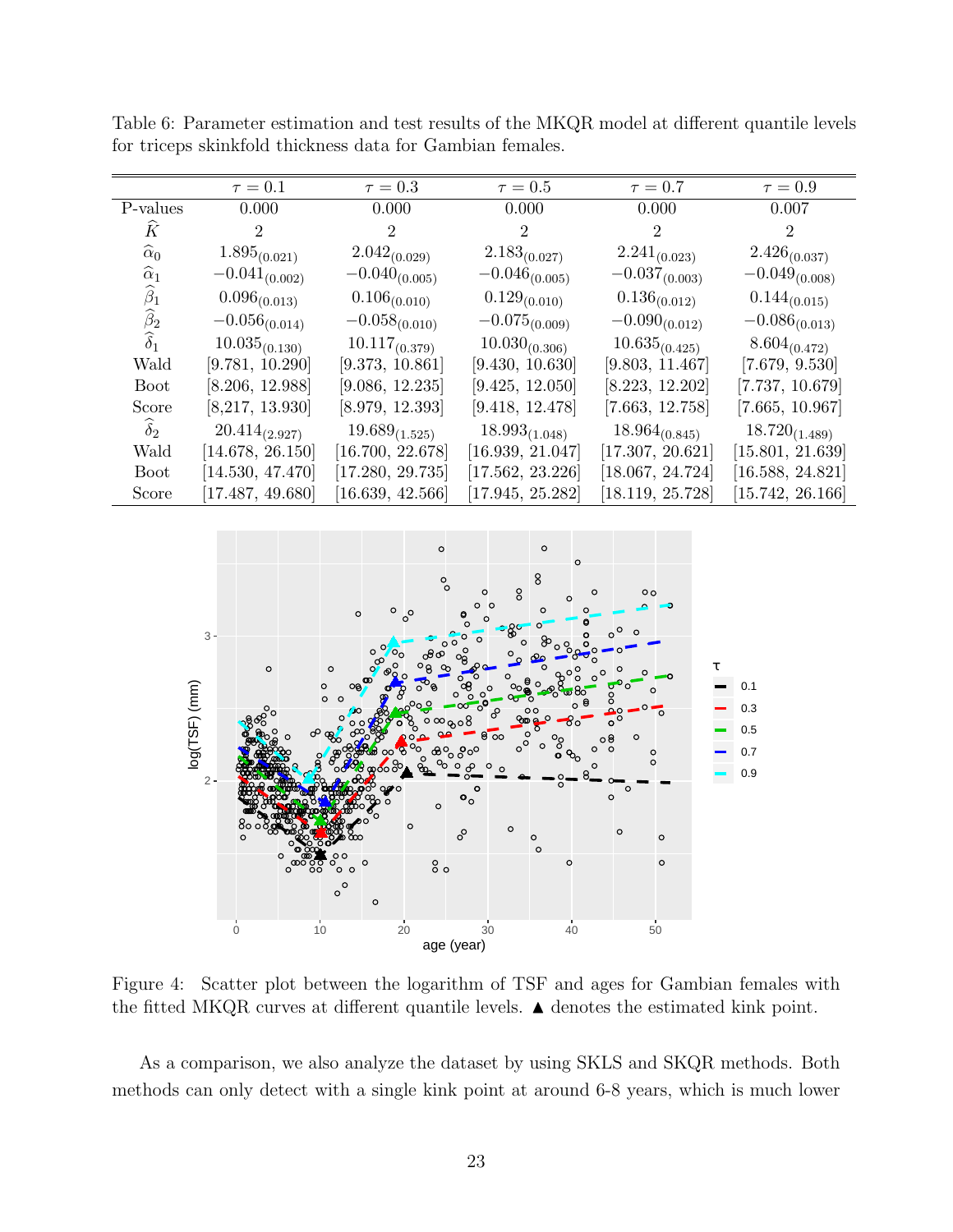Table 6: Parameter estimation and test results of the MKQR model at different quantile levels for triceps skinkfold thickness data for Gambian females.

| | $\tau = 0.1$ | $\tau = 0.3$ | $\tau = 0.5$ | $\tau = 0.7$ | $\tau = 0.9$ |
|---|---|---|---|---|---|
| P-values | 0.000 | 0.000 | 0.000 | 0.000 | 0.007 |
| $\widehat{K}$ | 2 | 2 | 2 | 2 | 2 |
| $\widehat{\alpha}_0$ | $1.895_{(0.021)}$ | $2.042_{(0.029)}$ | $2.183_{(0.027)}$ | $2.241_{(0.023)}$ | $2.426_{(0.037)}$ |
| $\widehat{\alpha}_1$ | $-0.041_{(0.002)}$ | $-0.040_{(0.005)}$ | $-0.046_{(0.005)}$ | $-0.037_{(0.003)}$ | $-0.049_{(0.008)}$ |
| $\widehat{\beta}_1$ | $0.096_{(0.013)}$ | $0.106_{(0.010)}$ | $0.129_{(0.010)}$ | $0.136_{(0.012)}$ | $0.144_{(0.015)}$ |
| $\widehat{\beta}_2$ | $-0.056_{(0.014)}$ | $-0.058_{(0.010)}$ | $-0.075_{(0.009)}$ | $-0.090_{(0.012)}$ | $-0.086_{(0.013)}$ |
| $\widehat{\delta}_1$ | $10.035_{(0.130)}$ | $10.117_{(0.379)}$ | $10.030_{(0.306)}$ | $10.635_{(0.425)}$ | $8.604_{(0.472)}$ |
| Wald | [9.781, 10.290] | [9.373, 10.861] | [9.430, 10.630] | [9.803, 11.467] | [7.679, 9.530] |
| Boot | [8.206, 12.988] | [9.086, 12.235] | [9.425, 12.050] | [8.223, 12.202] | [7.737, 10.679] |
| Score | [8,217, 13.930] | [8.979, 12.393] | [9.418, 12.478] | [7.663, 12.758] | [7.665, 10.967] |
| $\widehat{\delta}_2$ | $20.414_{(2.927)}$ | $19.689_{(1.525)}$ | $18.993_{(1.048)}$ | $18.964_{(0.845)}$ | $18.720_{(1.489)}$ |
| Wald | [14.678, 26.150] | [16.700, 22.678] | [16.939, 21.047] | [17.307, 20.621] | [15.801, 21.639] |
| Boot | [14.530, 47.470] | [17.280, 29.735] | [17.562, 23.226] | [18.067, 24.724] | [16.588, 24.821] |
| Score | [17.487, 49.680] | [16.639, 42.566] | [17.945, 25.282] | [18.119, 25.728] | [15.742, 26.166] |

Figure 4: Scatter plot between the logarithm of TSF and ages for Gambian females with the fitted MKQR curves at different quantile levels. ▲ denotes the estimated kink point.

As a comparison, we also analyze the dataset by using SKLS and SKQR methods. Both methods can only detect with a single kink point at around 6-8 years, which is much lower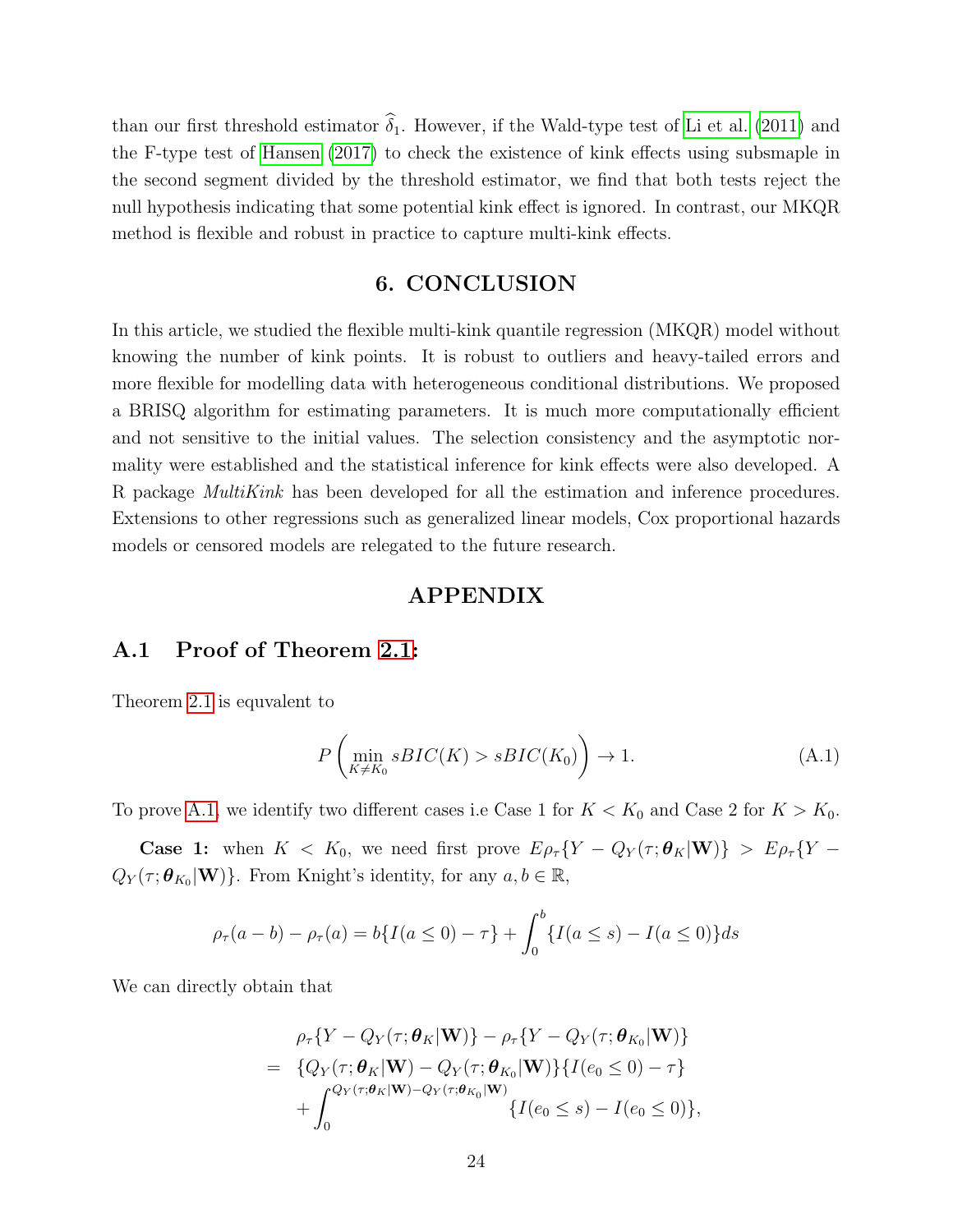than our first threshold estimator $\widehat{\delta}_1$. However, if the Wald-type test of Li et al. (2011) and the F-type test of Hansen (2017) to check the existence of kink effects using subsmaple in the second segment divided by the threshold estimator, we find that both tests reject the null hypothesis indicating that some potential kink effect is ignored. In contrast, our MKQR method is flexible and robust in practice to capture multi-kink effects.

## 6. CONCLUSION

In this article, we studied the flexible multi-kink quantile regression (MKQR) model without knowing the number of kink points. It is robust to outliers and heavy-tailed errors and more flexible for modelling data with heterogeneous conditional distributions. We proposed a BRISQ algorithm for estimating parameters. It is much more computationally efficient and not sensitive to the initial values. The selection consistency and the asymptotic normality were established and the statistical inference for kink effects were also developed. A R package *MultiKink* has been developed for all the estimation and inference procedures. Extensions to other regressions such as generalized linear models, Cox proportional hazards models or censored models are relegated to the future research.

## APPENDIX

### A.1 Proof of Theorem 2.1:

Theorem 2.1 is equvalent to

$$P\left(\min_{K\neq K_0} sBIC(K) > sBIC(K_0)\right) \to 1. \tag{A.1}$$

To prove A.1, we identify two different cases i.e Case 1 for $K < K_0$ and Case 2 for $K > K_0$.

**Case 1:** when $K < K_0$, we need first prove $E\rho_\tau\{Y - Q_Y(\tau;\boldsymbol{\theta}_K|\mathbf{W})\} > E\rho_\tau\{Y - Q_Y(\tau;\boldsymbol{\theta}_{K_0}|\mathbf{W})\}$. From Knight's identity, for any $a, b \in \mathbb{R}$,

$$\rho_\tau(a-b) - \rho_\tau(a) = b\{I(a\leq 0) - \tau\} + \int_0^b \{I(a\leq s) - I(a \leq 0)\}ds$$

We can directly obtain that

$$\begin{aligned}
&\rho_\tau\{Y - Q_Y(\tau;\boldsymbol{\theta}_K|\mathbf{W})\} - \rho_\tau\{Y - Q_Y(\tau;\boldsymbol{\theta}_{K_0}|\mathbf{W})\} \\
=\;& \{Q_Y(\tau;\boldsymbol{\theta}_K|\mathbf{W}) - Q_Y(\tau;\boldsymbol{\theta}_{K_0}|\mathbf{W})\}\{I(e_0\leq 0) - \tau\} \\
&+ \int_0^{Q_Y(\tau;\boldsymbol{\theta}_K|\mathbf{W}) - Q_Y(\tau;\boldsymbol{\theta}_{K_0}|\mathbf{W})} \{I(e_0 \leq s) - I(e_0 \leq 0)\},
\end{aligned}$$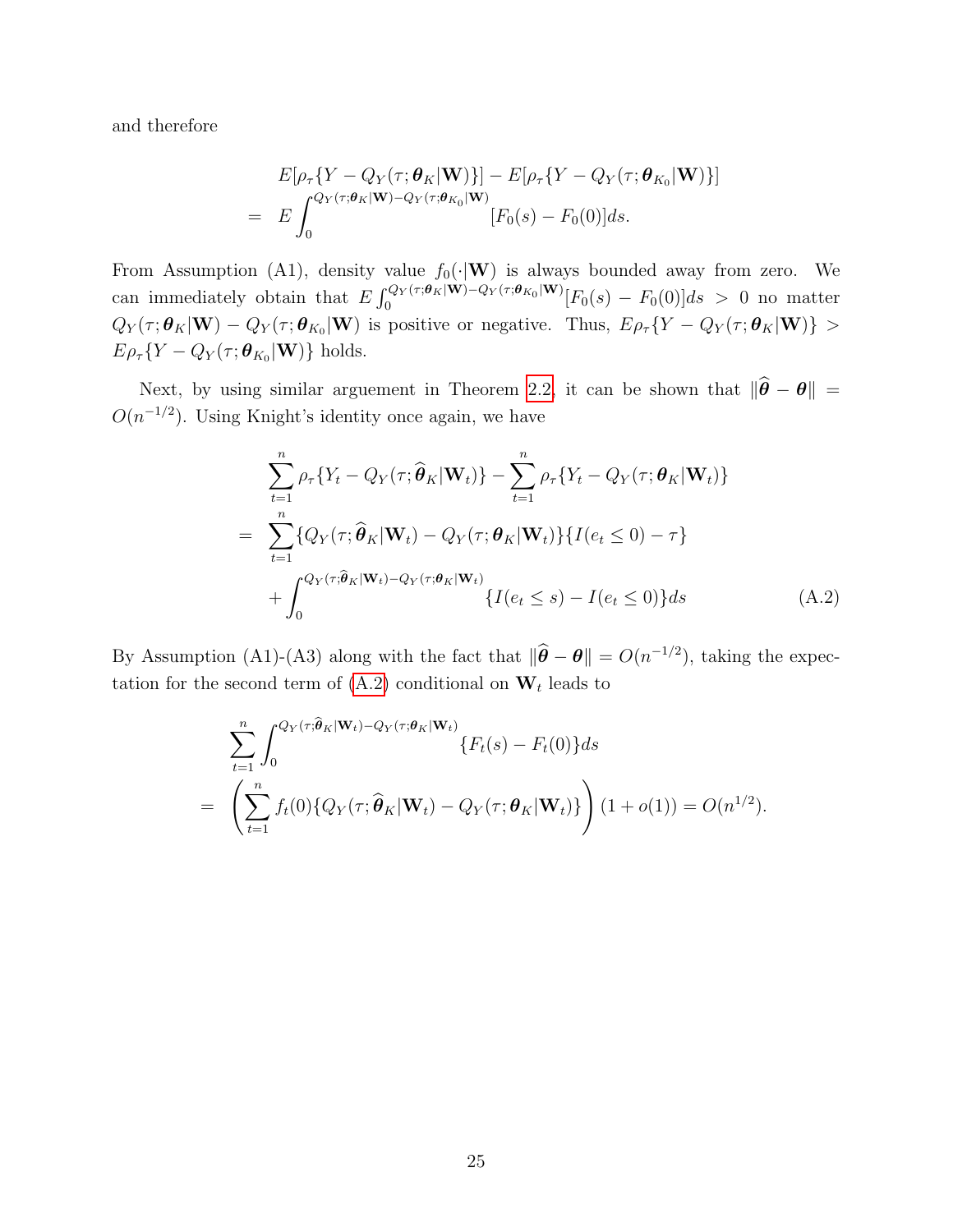and therefore

$$
\begin{aligned}
& E[\rho_\tau\{Y - Q_Y(\tau;\boldsymbol{\theta}_K|\mathbf{W})\}] - E[\rho_\tau\{Y - Q_Y(\tau;\boldsymbol{\theta}_{K_0}|\mathbf{W})\}] \\
= \;& E\int_0^{Q_Y(\tau;\boldsymbol{\theta}_K|\mathbf{W}) - Q_Y(\tau;\boldsymbol{\theta}_{K_0}|\mathbf{W})} [F_0(s) - F_0(0)]ds.
\end{aligned}
$$

From Assumption (A1), density value $f_0(\cdot|\mathbf{W})$ is always bounded away from zero. We can immediately obtain that $E\int_0^{Q_Y(\tau;\boldsymbol{\theta}_K|\mathbf{W}) - Q_Y(\tau;\boldsymbol{\theta}_{K_0}|\mathbf{W})}[F_0(s) - F_0(0)]ds > 0$ no matter $Q_Y(\tau;\boldsymbol{\theta}_K|\mathbf{W}) - Q_Y(\tau;\boldsymbol{\theta}_{K_0}|\mathbf{W})$ is positive or negative. Thus, $E\rho_\tau\{Y - Q_Y(\tau;\boldsymbol{\theta}_K|\mathbf{W})\} > E\rho_\tau\{Y - Q_Y(\tau;\boldsymbol{\theta}_{K_0}|\mathbf{W})\}$ holds.

Next, by using similar arguement in Theorem 2.2, it can be shown that $\|\widehat{\boldsymbol{\theta}} - \boldsymbol{\theta}\| = O(n^{-1/2})$. Using Knight's identity once again, we have

$$
\begin{aligned}
& \sum_{t=1}^n \rho_\tau\{Y_t - Q_Y(\tau;\widehat{\boldsymbol{\theta}}_K|\mathbf{W}_t)\} - \sum_{t=1}^n \rho_\tau\{Y_t - Q_Y(\tau;\boldsymbol{\theta}_K|\mathbf{W}_t)\} \\
= \;& \sum_{t=1}^n \{Q_Y(\tau;\widehat{\boldsymbol{\theta}}_K|\mathbf{W}_t) - Q_Y(\tau;\boldsymbol{\theta}_K|\mathbf{W}_t)\}\{I(e_t \le 0) - \tau\} \\
& + \int_0^{Q_Y(\tau;\widehat{\boldsymbol{\theta}}_K|\mathbf{W}_t) - Q_Y(\tau;\boldsymbol{\theta}_K|\mathbf{W}_t)} \{I(e_t \le s) - I(e_t \le 0)\}ds \qquad \text{(A.2)}
\end{aligned}
$$

By Assumption (A1)-(A3) along with the fact that $\|\widehat{\boldsymbol{\theta}} - \boldsymbol{\theta}\| = O(n^{-1/2})$, taking the expectation for the second term of (A.2) conditional on $\mathbf{W}_t$ leads to

$$
\begin{aligned}
& \sum_{t=1}^n \int_0^{Q_Y(\tau;\widehat{\boldsymbol{\theta}}_K|\mathbf{W}_t) - Q_Y(\tau;\boldsymbol{\theta}_K|\mathbf{W}_t)} \{F_t(s) - F_t(0)\}ds \\
= \;& \left(\sum_{t=1}^n f_t(0)\{Q_Y(\tau;\widehat{\boldsymbol{\theta}}_K|\mathbf{W}_t) - Q_Y(\tau;\boldsymbol{\theta}_K|\mathbf{W}_t)\}\right)(1 + o(1)) = O(n^{1/2}).
\end{aligned}
$$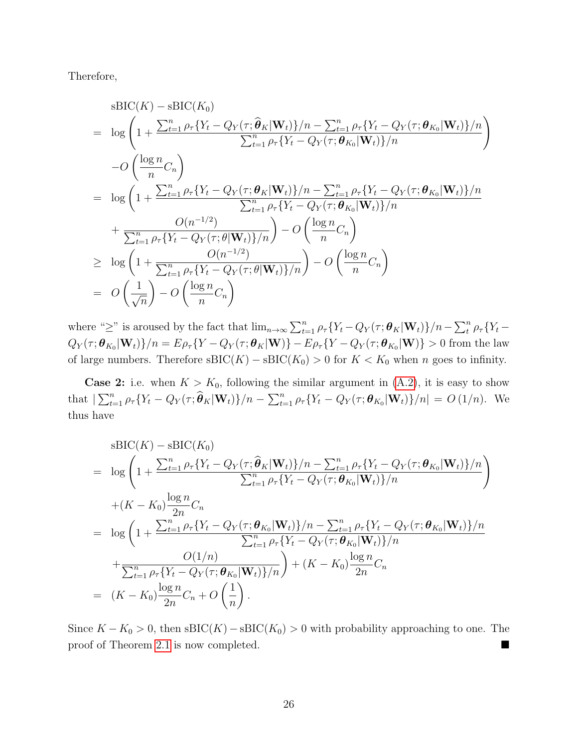Therefore,

$$
\begin{aligned}
& \text{sBIC}(K) - \text{sBIC}(K_0) \\
= \; & \log\left(1 + \frac{\sum_{t=1}^n \rho_\tau\{Y_t - Q_Y(\tau; \widehat{\boldsymbol{\theta}}_K|\mathbf{W}_t)\}/n - \sum_{t=1}^n \rho_\tau\{Y_t - Q_Y(\tau; \boldsymbol{\theta}_{K_0}|\mathbf{W}_t)\}/n}{\sum_{t=1}^n \rho_\tau\{Y_t - Q_Y(\tau; \boldsymbol{\theta}_{K_0}|\mathbf{W}_t)\}/n}\right) \\
& - O\left(\frac{\log n}{n} C_n\right) \\
= \; & \log\left(1 + \frac{\sum_{t=1}^n \rho_\tau\{Y_t - Q_Y(\tau; \boldsymbol{\theta}_K|\mathbf{W}_t)\}/n - \sum_{t=1}^n \rho_\tau\{Y_t - Q_Y(\tau; \boldsymbol{\theta}_{K_0}|\mathbf{W}_t)\}/n}{\sum_{t=1}^n \rho_\tau\{Y_t - Q_Y(\tau; \boldsymbol{\theta}_{K_0}|\mathbf{W}_t)\}/n}\right. \\
& \left. + \frac{O(n^{-1/2})}{\sum_{t=1}^n \rho_\tau\{Y_t - Q_Y(\tau; \theta|\mathbf{W}_t)\}/n}\right) - O\left(\frac{\log n}{n} C_n\right) \\
\geq \; & \log\left(1 + \frac{O(n^{-1/2})}{\sum_{t=1}^n \rho_\tau\{Y_t - Q_Y(\tau; \theta|\mathbf{W}_t)\}/n}\right) - O\left(\frac{\log n}{n} C_n\right) \\
= \; & O\left(\frac{1}{\sqrt{n}}\right) - O\left(\frac{\log n}{n} C_n\right)
\end{aligned}
$$

where "$\geq$" is aroused by the fact that $\lim_{n\to\infty} \sum_{t=1}^n \rho_\tau\{Y_t - Q_Y(\tau; \boldsymbol{\theta}_K|\mathbf{W}_t)\}/n - \sum_t^n \rho_\tau\{Y_t - Q_Y(\tau; \boldsymbol{\theta}_{K_0}|\mathbf{W}_t)\}/n = E\rho_\tau\{Y - Q_Y(\tau; \boldsymbol{\theta}_K|\mathbf{W})\} - E\rho_\tau\{Y - Q_Y(\tau; \boldsymbol{\theta}_{K_0}|\mathbf{W})\} > 0$ from the law of large numbers. Therefore $\text{sBIC}(K) - \text{sBIC}(K_0) > 0$ for $K < K_0$ when $n$ goes to infinity.

**Case 2:** i.e. when $K > K_0$, following the similar argument in (A.2), it is easy to show that $|\sum_{t=1}^n \rho_\tau\{Y_t - Q_Y(\tau; \widehat{\boldsymbol{\theta}}_K|\mathbf{W}_t)\}/n - \sum_{t=1}^n \rho_\tau\{Y_t - Q_Y(\tau; \boldsymbol{\theta}_{K_0}|\mathbf{W}_t)\}/n| = O(1/n)$. We thus have

$$
\begin{aligned}
& \text{sBIC}(K) - \text{sBIC}(K_0) \\
= \; & \log\left(1 + \frac{\sum_{t=1}^n \rho_\tau\{Y_t - Q_Y(\tau; \widehat{\boldsymbol{\theta}}_K|\mathbf{W}_t)\}/n - \sum_{t=1}^n \rho_\tau\{Y_t - Q_Y(\tau; \boldsymbol{\theta}_{K_0}|\mathbf{W}_t)\}/n}{\sum_{t=1}^n \rho_\tau\{Y_t - Q_Y(\tau; \boldsymbol{\theta}_{K_0}|\mathbf{W}_t)\}/n}\right) \\
& + (K - K_0)\frac{\log n}{2n} C_n \\
= \; & \log\left(1 + \frac{\sum_{t=1}^n \rho_\tau\{Y_t - Q_Y(\tau; \boldsymbol{\theta}_{K_0}|\mathbf{W}_t)\}/n - \sum_{t=1}^n \rho_\tau\{Y_t - Q_Y(\tau; \boldsymbol{\theta}_{K_0}|\mathbf{W}_t)\}/n}{\sum_{t=1}^n \rho_\tau\{Y_t - Q_Y(\tau; \boldsymbol{\theta}_{K_0}|\mathbf{W}_t)\}/n}\right. \\
& \left. + \frac{O(1/n)}{\sum_{t=1}^n \rho_\tau\{Y_t - Q_Y(\tau; \boldsymbol{\theta}_{K_0}|\mathbf{W}_t)\}/n}\right) + (K - K_0)\frac{\log n}{2n} C_n \\
= \; & (K - K_0)\frac{\log n}{2n} C_n + O\left(\frac{1}{n}\right).
\end{aligned}
$$

Since $K - K_0 > 0$, then $\text{sBIC}(K) - \text{sBIC}(K_0) > 0$ with probability approaching to one. The proof of Theorem 2.1 is now completed. ■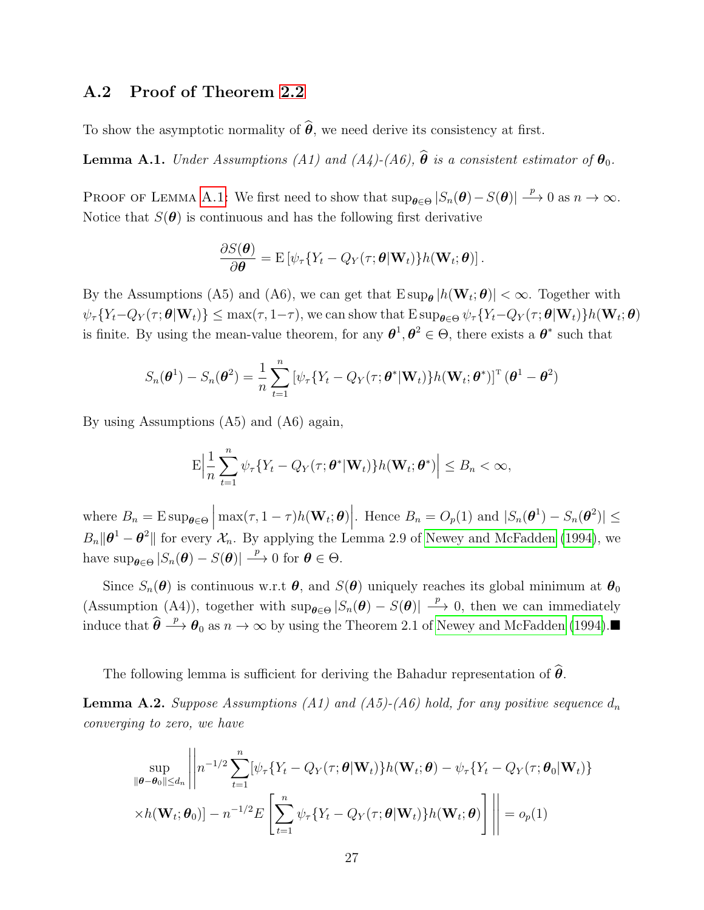## A.2 Proof of Theorem 2.2

To show the asymptotic normality of $\widehat{\boldsymbol{\theta}}$, we need derive its consistency at first.

**Lemma A.1.** *Under Assumptions (A1) and (A4)-(A6), $\widehat{\boldsymbol{\theta}}$ is a consistent estimator of $\boldsymbol{\theta}_0$.*

Proof of Lemma A.1: We first need to show that $\sup_{\boldsymbol{\theta}\in\Theta} |S_n(\boldsymbol{\theta}) - S(\boldsymbol{\theta})| \xrightarrow{p} 0$ as $n \to \infty$. Notice that $S(\boldsymbol{\theta})$ is continuous and has the following first derivative

$$\frac{\partial S(\boldsymbol{\theta})}{\partial \boldsymbol{\theta}} = \mathrm{E}\left[\psi_\tau\{Y_t - Q_Y(\tau;\boldsymbol{\theta}|\mathbf{W}_t)\}h(\mathbf{W}_t;\boldsymbol{\theta})\right].$$

By the Assumptions (A5) and (A6), we can get that $\mathrm{E}\sup_{\boldsymbol{\theta}} |h(\mathbf{W}_t;\boldsymbol{\theta})| < \infty$. Together with $\psi_\tau\{Y_t - Q_Y(\tau;\boldsymbol{\theta}|\mathbf{W}_t)\} \le \max(\tau, 1-\tau)$, we can show that $\mathrm{E}\sup_{\boldsymbol{\theta}\in\Theta} \psi_\tau\{Y_t - Q_Y(\tau;\boldsymbol{\theta}|\mathbf{W}_t)\}h(\mathbf{W}_t;\boldsymbol{\theta})$ is finite. By using the mean-value theorem, for any $\boldsymbol{\theta}^1, \boldsymbol{\theta}^2 \in \Theta$, there exists a $\boldsymbol{\theta}^*$ such that

$$S_n(\boldsymbol{\theta}^1) - S_n(\boldsymbol{\theta}^2) = \frac{1}{n}\sum_{t=1}^{n}\left[\psi_\tau\{Y_t - Q_Y(\tau;\boldsymbol{\theta}^*|\mathbf{W}_t)\}h(\mathbf{W}_t;\boldsymbol{\theta}^*)\right]^{\mathrm{T}}(\boldsymbol{\theta}^1 - \boldsymbol{\theta}^2)$$

By using Assumptions (A5) and (A6) again,

$$\mathrm{E}\Big|\frac{1}{n}\sum_{t=1}^{n}\psi_\tau\{Y_t - Q_Y(\tau;\boldsymbol{\theta}^*|\mathbf{W}_t)\}h(\mathbf{W}_t;\boldsymbol{\theta}^*)\Big| \le B_n < \infty,$$

where $B_n = \mathrm{E}\sup_{\boldsymbol{\theta}\in\Theta}\Big|\max(\tau, 1-\tau)h(\mathbf{W}_t;\boldsymbol{\theta})\Big|$. Hence $B_n = O_p(1)$ and $|S_n(\boldsymbol{\theta}^1) - S_n(\boldsymbol{\theta}^2)| \le B_n\|\boldsymbol{\theta}^1 - \boldsymbol{\theta}^2\|$ for every $\mathcal{X}_n$. By applying the Lemma 2.9 of Newey and McFadden (1994), we have $\sup_{\boldsymbol{\theta}\in\Theta}|S_n(\boldsymbol{\theta}) - S(\boldsymbol{\theta})| \xrightarrow{p} 0$ for $\boldsymbol{\theta} \in \Theta$.

Since $S_n(\boldsymbol{\theta})$ is continuous w.r.t $\boldsymbol{\theta}$, and $S(\boldsymbol{\theta})$ uniquely reaches its global minimum at $\boldsymbol{\theta}_0$ (Assumption (A4)), together with $\sup_{\boldsymbol{\theta}\in\Theta}|S_n(\boldsymbol{\theta}) - S(\boldsymbol{\theta})| \xrightarrow{p} 0$, then we can immediately induce that $\widehat{\boldsymbol{\theta}} \xrightarrow{p} \boldsymbol{\theta}_0$ as $n \to \infty$ by using the Theorem 2.1 of Newey and McFadden (1994).■

The following lemma is sufficient for deriving the Bahadur representation of $\widehat{\boldsymbol{\theta}}$.

**Lemma A.2.** *Suppose Assumptions (A1) and (A5)-(A6) hold, for any positive sequence $d_n$ converging to zero, we have*

$$\sup_{\|\boldsymbol{\theta}-\boldsymbol{\theta}_0\|\le d_n}\Bigg\|n^{-1/2}\sum_{t=1}^{n}[\psi_\tau\{Y_t - Q_Y(\tau;\boldsymbol{\theta}|\mathbf{W}_t)\}h(\mathbf{W}_t;\boldsymbol{\theta}) - \psi_\tau\{Y_t - Q_Y(\tau;\boldsymbol{\theta}_0|\mathbf{W}_t)\}$$
$$\times h(\mathbf{W}_t;\boldsymbol{\theta}_0)] - n^{-1/2}E\left[\sum_{t=1}^{n}\psi_\tau\{Y_t - Q_Y(\tau;\boldsymbol{\theta}|\mathbf{W}_t)\}h(\mathbf{W}_t;\boldsymbol{\theta})\right]\Bigg\| = o_p(1)$$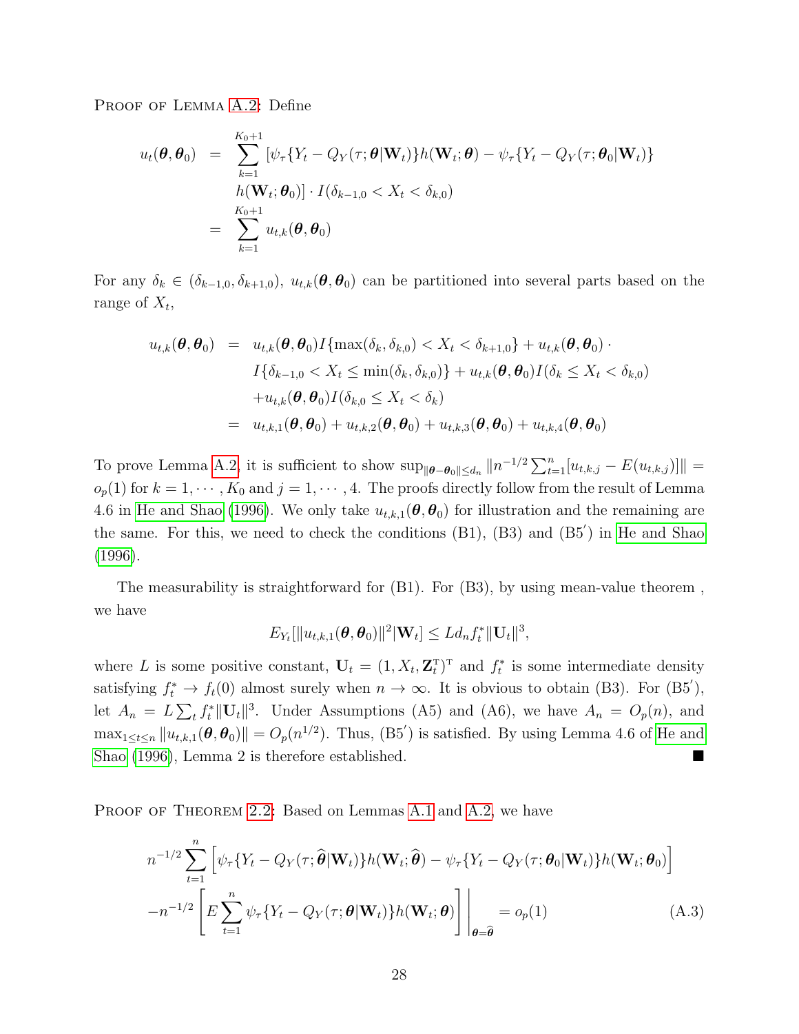Proof of Lemma A.2: Define

$$
\begin{aligned}
u_t(\boldsymbol{\theta}, \boldsymbol{\theta}_0) &= \sum_{k=1}^{K_0+1} [\psi_\tau\{Y_t - Q_Y(\tau; \boldsymbol{\theta}|\mathbf{W}_t)\} h(\mathbf{W}_t; \boldsymbol{\theta}) - \psi_\tau\{Y_t - Q_Y(\tau; \boldsymbol{\theta}_0|\mathbf{W}_t)\} \\
&\quad h(\mathbf{W}_t; \boldsymbol{\theta}_0)] \cdot I(\delta_{k-1,0} < X_t < \delta_{k,0}) \\
&= \sum_{k=1}^{K_0+1} u_{t,k}(\boldsymbol{\theta}, \boldsymbol{\theta}_0)
\end{aligned}
$$

For any $\delta_k \in (\delta_{k-1,0}, \delta_{k+1,0})$, $u_{t,k}(\boldsymbol{\theta}, \boldsymbol{\theta}_0)$ can be partitioned into several parts based on the range of $X_t$,

$$
\begin{aligned}
u_{t,k}(\boldsymbol{\theta}, \boldsymbol{\theta}_0) &= u_{t,k}(\boldsymbol{\theta}, \boldsymbol{\theta}_0) I\{\max(\delta_k, \delta_{k,0}) < X_t < \delta_{k+1,0}\} + u_{t,k}(\boldsymbol{\theta}, \boldsymbol{\theta}_0) \cdot \\
&\quad I\{\delta_{k-1,0} < X_t \leq \min(\delta_k, \delta_{k,0})\} + u_{t,k}(\boldsymbol{\theta}, \boldsymbol{\theta}_0) I(\delta_k \leq X_t < \delta_{k,0}) \\
&\quad + u_{t,k}(\boldsymbol{\theta}, \boldsymbol{\theta}_0) I(\delta_{k,0} \leq X_t < \delta_k) \\
&= u_{t,k,1}(\boldsymbol{\theta}, \boldsymbol{\theta}_0) + u_{t,k,2}(\boldsymbol{\theta}, \boldsymbol{\theta}_0) + u_{t,k,3}(\boldsymbol{\theta}, \boldsymbol{\theta}_0) + u_{t,k,4}(\boldsymbol{\theta}, \boldsymbol{\theta}_0)
\end{aligned}
$$

To prove Lemma A.2, it is sufficient to show $\sup_{\|\boldsymbol{\theta}-\boldsymbol{\theta}_0\| \leq d_n} \|n^{-1/2} \sum_{t=1}^n [u_{t,k,j} - E(u_{t,k,j})]\| = o_p(1)$ for $k = 1, \cdots, K_0$ and $j = 1, \cdots, 4$. The proofs directly follow from the result of Lemma 4.6 in He and Shao (1996). We only take $u_{t,k,1}(\boldsymbol{\theta}, \boldsymbol{\theta}_0)$ for illustration and the remaining are the same. For this, we need to check the conditions (B1), (B3) and (B5$'$) in He and Shao (1996).

The measurability is straightforward for (B1). For (B3), by using mean-value theorem , we have

$$
E_{Y_t}[\|u_{t,k,1}(\boldsymbol{\theta}, \boldsymbol{\theta}_0)\|^2 | \mathbf{W}_t] \leq L d_n f_t^* \|\mathbf{U}_t\|^3,
$$

where $L$ is some positive constant, $\mathbf{U}_t = (1, X_t, \mathbf{Z}_t^{\mathrm{T}})^{\mathrm{T}}$ and $f_t^*$ is some intermediate density satisfying $f_t^* \to f_t(0)$ almost surely when $n \to \infty$. It is obvious to obtain (B3). For (B5$'$), let $A_n = L \sum_t f_t^* \|\mathbf{U}_t\|^3$. Under Assumptions (A5) and (A6), we have $A_n = O_p(n)$, and $\max_{1 \leq t \leq n} \|u_{t,k,1}(\boldsymbol{\theta}, \boldsymbol{\theta}_0)\| = O_p(n^{1/2})$. Thus, (B5$'$) is satisfied. By using Lemma 4.6 of He and Shao (1996), Lemma 2 is therefore established. ■

Proof of Theorem 2.2: Based on Lemmas A.1 and A.2, we have

$$
\begin{aligned}
& n^{-1/2} \sum_{t=1}^n \left[ \psi_\tau\{Y_t - Q_Y(\tau; \widehat{\boldsymbol{\theta}}|\mathbf{W}_t)\} h(\mathbf{W}_t; \widehat{\boldsymbol{\theta}}) - \psi_\tau\{Y_t - Q_Y(\tau; \boldsymbol{\theta}_0|\mathbf{W}_t)\} h(\mathbf{W}_t; \boldsymbol{\theta}_0) \right] \\
& - n^{-1/2} \left[ E \sum_{t=1}^n \psi_\tau\{Y_t - Q_Y(\tau; \boldsymbol{\theta}|\mathbf{W}_t)\} h(\mathbf{W}_t; \boldsymbol{\theta}) \right] \Bigg|_{\boldsymbol{\theta}=\widehat{\boldsymbol{\theta}}} = o_p(1) \qquad \text{(A.3)}
\end{aligned}
$$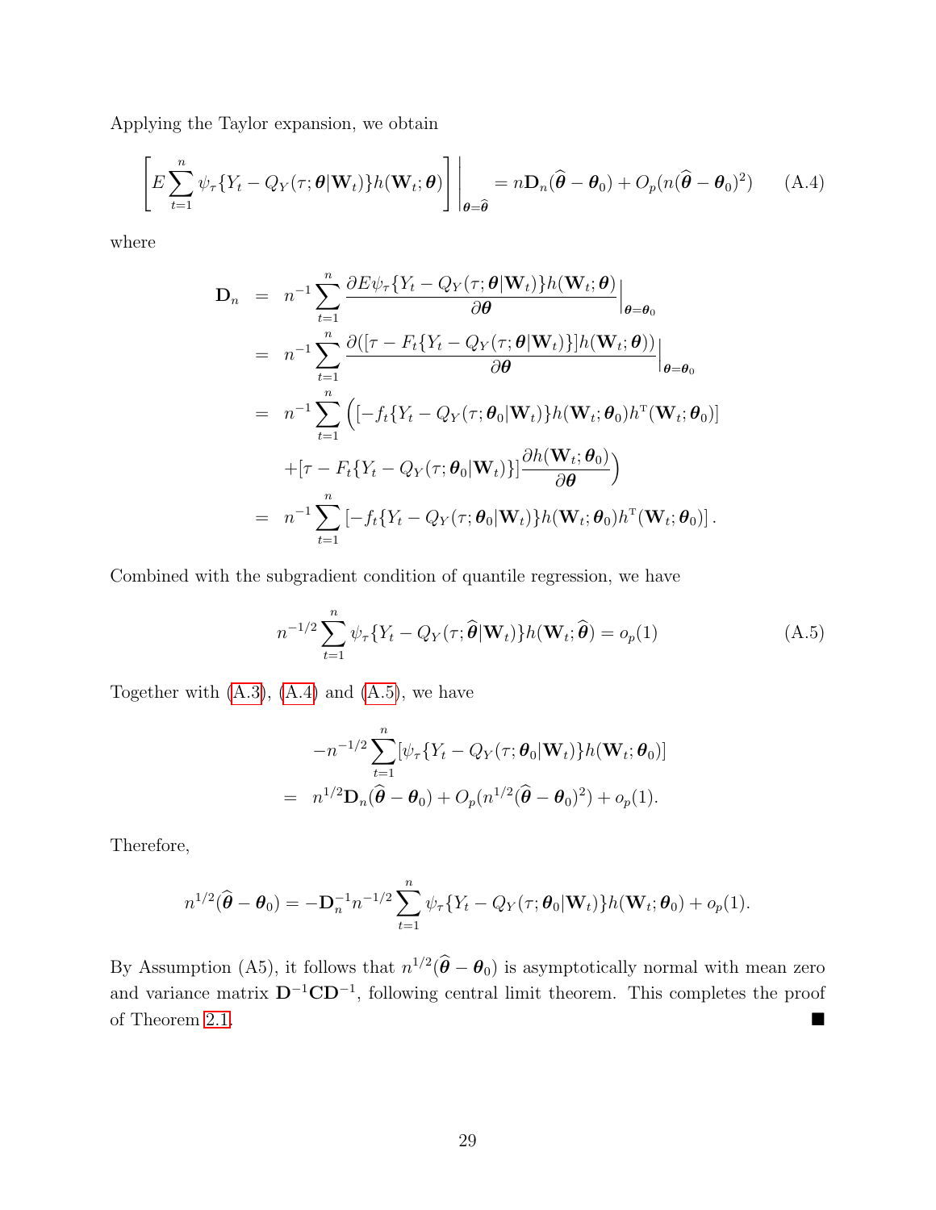Applying the Taylor expansion, we obtain

$$\left[E\sum_{t=1}^{n}\psi_\tau\{Y_t - Q_Y(\tau;\boldsymbol{\theta}|\mathbf{W}_t)\}h(\mathbf{W}_t;\boldsymbol{\theta})\right]\Bigg|_{\boldsymbol{\theta}=\widehat{\boldsymbol{\theta}}} = n\mathbf{D}_n(\widehat{\boldsymbol{\theta}}-\boldsymbol{\theta}_0) + O_p(n(\widehat{\boldsymbol{\theta}}-\boldsymbol{\theta}_0)^2) \qquad \text{(A.4)}$$

where

$$\begin{aligned}
\mathbf{D}_n &= n^{-1}\sum_{t=1}^{n}\frac{\partial E\psi_\tau\{Y_t - Q_Y(\tau;\boldsymbol{\theta}|\mathbf{W}_t)\}h(\mathbf{W}_t;\boldsymbol{\theta})}{\partial\boldsymbol{\theta}}\Big|_{\boldsymbol{\theta}=\boldsymbol{\theta}_0} \\
&= n^{-1}\sum_{t=1}^{n}\frac{\partial([\tau - F_t\{Y_t - Q_Y(\tau;\boldsymbol{\theta}|\mathbf{W}_t)\}]h(\mathbf{W}_t;\boldsymbol{\theta}))}{\partial\boldsymbol{\theta}}\Big|_{\boldsymbol{\theta}=\boldsymbol{\theta}_0} \\
&= n^{-1}\sum_{t=1}^{n}\Big([-f_t\{Y_t - Q_Y(\tau;\boldsymbol{\theta}_0|\mathbf{W}_t)\}h(\mathbf{W}_t;\boldsymbol{\theta}_0)h^{\mathrm{T}}(\mathbf{W}_t;\boldsymbol{\theta}_0)] \\
&\quad + [\tau - F_t\{Y_t - Q_Y(\tau;\boldsymbol{\theta}_0|\mathbf{W}_t)\}]\frac{\partial h(\mathbf{W}_t;\boldsymbol{\theta}_0)}{\partial\boldsymbol{\theta}}\Big) \\
&= n^{-1}\sum_{t=1}^{n}\left[-f_t\{Y_t - Q_Y(\tau;\boldsymbol{\theta}_0|\mathbf{W}_t)\}h(\mathbf{W}_t;\boldsymbol{\theta}_0)h^{\mathrm{T}}(\mathbf{W}_t;\boldsymbol{\theta}_0)\right].
\end{aligned}$$

Combined with the subgradient condition of quantile regression, we have

$$n^{-1/2}\sum_{t=1}^{n}\psi_\tau\{Y_t - Q_Y(\tau;\widehat{\boldsymbol{\theta}}|\mathbf{W}_t)\}h(\mathbf{W}_t;\widehat{\boldsymbol{\theta}}) = o_p(1) \qquad \text{(A.5)}$$

Together with (A.3), (A.4) and (A.5), we have

$$\begin{aligned}
& -n^{-1/2}\sum_{t=1}^{n}[\psi_\tau\{Y_t - Q_Y(\tau;\boldsymbol{\theta}_0|\mathbf{W}_t)\}h(\mathbf{W}_t;\boldsymbol{\theta}_0)] \\
= \;& n^{1/2}\mathbf{D}_n(\widehat{\boldsymbol{\theta}}-\boldsymbol{\theta}_0) + O_p(n^{1/2}(\widehat{\boldsymbol{\theta}}-\boldsymbol{\theta}_0)^2) + o_p(1).
\end{aligned}$$

Therefore,

$$n^{1/2}(\widehat{\boldsymbol{\theta}}-\boldsymbol{\theta}_0) = -\mathbf{D}_n^{-1}n^{-1/2}\sum_{t=1}^{n}\psi_\tau\{Y_t - Q_Y(\tau;\boldsymbol{\theta}_0|\mathbf{W}_t)\}h(\mathbf{W}_t;\boldsymbol{\theta}_0) + o_p(1).$$

By Assumption (A5), it follows that $n^{1/2}(\widehat{\boldsymbol{\theta}}-\boldsymbol{\theta}_0)$ is asymptotically normal with mean zero and variance matrix $\mathbf{D}^{-1}\mathbf{C}\mathbf{D}^{-1}$, following central limit theorem. This completes the proof of Theorem 2.1. ∎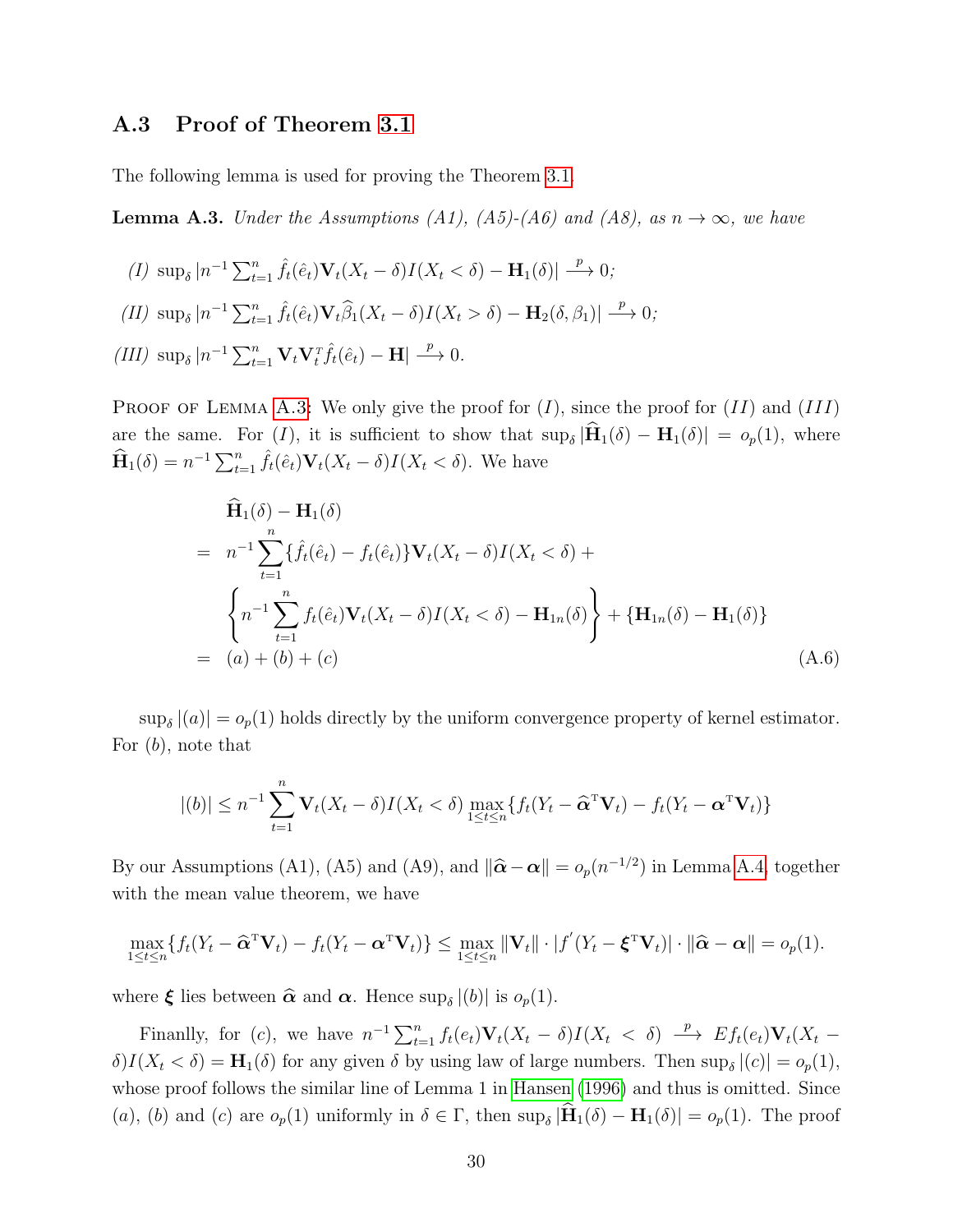### A.3 Proof of Theorem 3.1

The following lemma is used for proving the Theorem 3.1.

**Lemma A.3.** *Under the Assumptions (A1), (A5)-(A6) and (A8), as $n \to \infty$, we have*

*(I)* $\sup_\delta |n^{-1}\sum_{t=1}^n \hat{f}_t(\hat{e}_t)\mathbf{V}_t(X_t-\delta)I(X_t<\delta) - \mathbf{H}_1(\delta)| \xrightarrow{p} 0$*;*

*(II)* $\sup_\delta |n^{-1}\sum_{t=1}^n \hat{f}_t(\hat{e}_t)\mathbf{V}_t\widehat{\beta}_1(X_t-\delta)I(X_t>\delta) - \mathbf{H}_2(\delta,\beta_1)| \xrightarrow{p} 0$*;*

*(III)* $\sup_\delta |n^{-1}\sum_{t=1}^n \mathbf{V}_t\mathbf{V}_t^{\scriptscriptstyle T}\hat{f}_t(\hat{e}_t) - \mathbf{H}| \xrightarrow{p} 0$.

Proof of Lemma A.3: We only give the proof for $(I)$, since the proof for $(II)$ and $(III)$ are the same. For $(I)$, it is sufficient to show that $\sup_\delta |\widehat{\mathbf{H}}_1(\delta) - \mathbf{H}_1(\delta)| = o_p(1)$, where $\widehat{\mathbf{H}}_1(\delta) = n^{-1}\sum_{t=1}^n \hat{f}_t(\hat{e}_t)\mathbf{V}_t(X_t-\delta)I(X_t<\delta)$. We have

$$
\begin{aligned}
& \widehat{\mathbf{H}}_1(\delta) - \mathbf{H}_1(\delta) \\
= \; & n^{-1}\sum_{t=1}^n \{\hat{f}_t(\hat{e}_t) - f_t(\hat{e}_t)\}\mathbf{V}_t(X_t-\delta)I(X_t<\delta) + \\
& \left\{ n^{-1}\sum_{t=1}^n f_t(\hat{e}_t)\mathbf{V}_t(X_t-\delta)I(X_t<\delta) - \mathbf{H}_{1n}(\delta) \right\} + \{\mathbf{H}_{1n}(\delta) - \mathbf{H}_1(\delta)\} \\
= \; & (a) + (b) + (c)
\end{aligned} \tag{A.6}
$$

$\sup_\delta |(a)| = o_p(1)$ holds directly by the uniform convergence property of kernel estimator. For $(b)$, note that

$$
|(b)| \le n^{-1}\sum_{t=1}^n \mathbf{V}_t(X_t-\delta)I(X_t<\delta)\max_{1\le t\le n}\{f_t(Y_t - \widehat{\boldsymbol{\alpha}}^{\scriptscriptstyle T}\mathbf{V}_t) - f_t(Y_t - \boldsymbol{\alpha}^{\scriptscriptstyle T}\mathbf{V}_t)\}
$$

By our Assumptions (A1), (A5) and (A9), and $\|\widehat{\boldsymbol{\alpha}} - \boldsymbol{\alpha}\| = o_p(n^{-1/2})$ in Lemma A.4, together with the mean value theorem, we have

$$
\max_{1\le t\le n}\{f_t(Y_t - \widehat{\boldsymbol{\alpha}}^{\scriptscriptstyle T}\mathbf{V}_t) - f_t(Y_t - \boldsymbol{\alpha}^{\scriptscriptstyle T}\mathbf{V}_t)\} \le \max_{1\le t\le n}\|\mathbf{V}_t\|\cdot|f'(Y_t - \boldsymbol{\xi}^{\scriptscriptstyle T}\mathbf{V}_t)|\cdot\|\widehat{\boldsymbol{\alpha}} - \boldsymbol{\alpha}\| = o_p(1).
$$

where $\boldsymbol{\xi}$ lies between $\widehat{\boldsymbol{\alpha}}$ and $\boldsymbol{\alpha}$. Hence $\sup_\delta |(b)|$ is $o_p(1)$.

Finanlly, for $(c)$, we have $n^{-1}\sum_{t=1}^n f_t(e_t)\mathbf{V}_t(X_t-\delta)I(X_t<\delta) \xrightarrow{p} Ef_t(e_t)\mathbf{V}_t(X_t-\delta)I(X_t<\delta) = \mathbf{H}_1(\delta)$ for any given $\delta$ by using law of large numbers. Then $\sup_\delta |(c)| = o_p(1)$, whose proof follows the similar line of Lemma 1 in Hansen (1996) and thus is omitted. Since $(a)$, $(b)$ and $(c)$ are $o_p(1)$ uniformly in $\delta \in \Gamma$, then $\sup_\delta |\widehat{\mathbf{H}}_1(\delta) - \mathbf{H}_1(\delta)| = o_p(1)$. The proof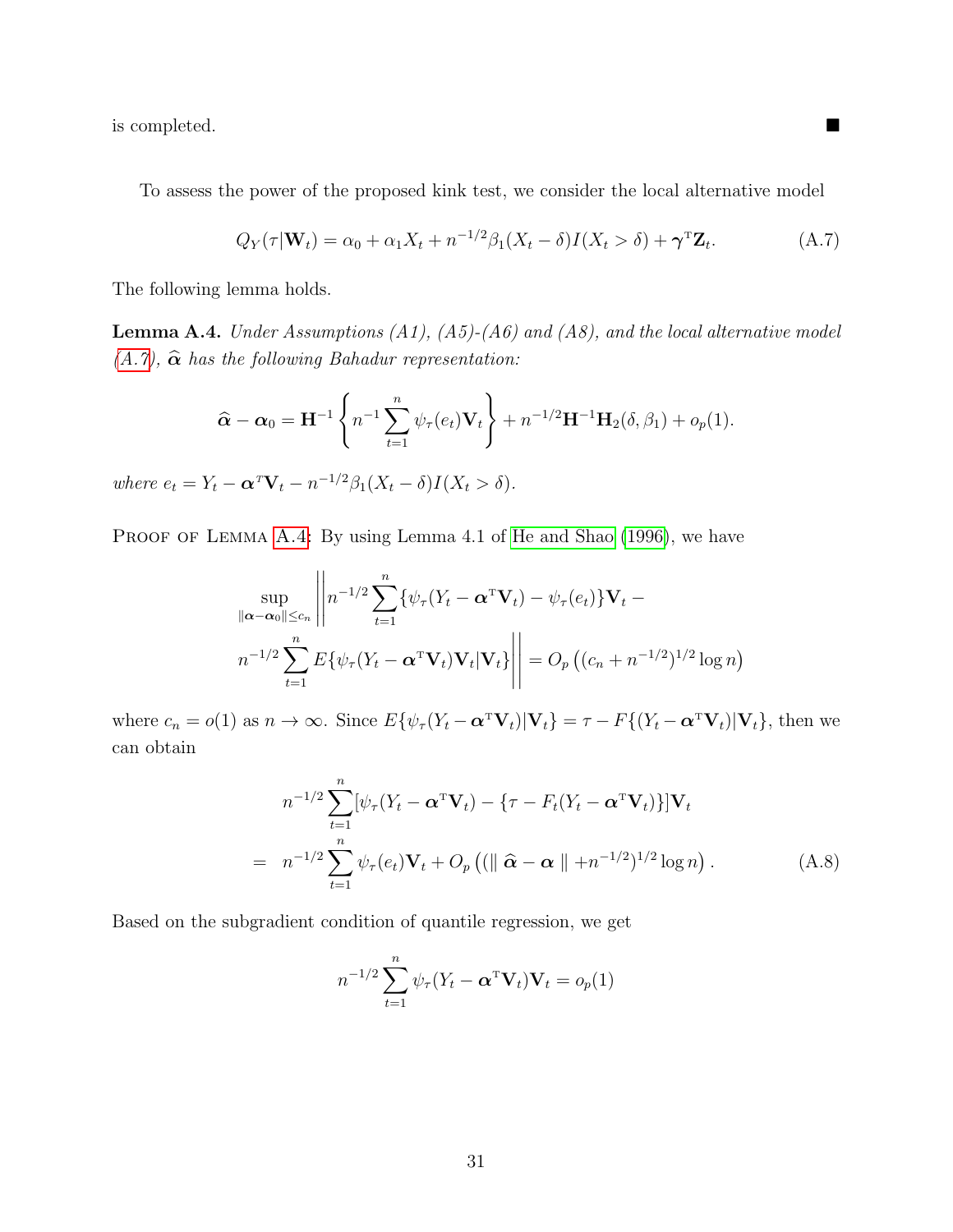is completed. ■

To assess the power of the proposed kink test, we consider the local alternative model

$$Q_Y(\tau|\mathbf{W}_t) = \alpha_0 + \alpha_1 X_t + n^{-1/2}\beta_1(X_t - \delta)I(X_t > \delta) + \boldsymbol{\gamma}^{\mathrm{T}}\mathbf{Z}_t. \tag{A.7}$$

The following lemma holds.

**Lemma A.4.** *Under Assumptions (A1), (A5)-(A6) and (A8), and the local alternative model (A.7), $\widehat{\boldsymbol{\alpha}}$ has the following Bahadur representation:*

$$\widehat{\boldsymbol{\alpha}} - \boldsymbol{\alpha}_0 = \mathbf{H}^{-1}\left\{n^{-1}\sum_{t=1}^{n}\psi_\tau(e_t)\mathbf{V}_t\right\} + n^{-1/2}\mathbf{H}^{-1}\mathbf{H}_2(\delta, \beta_1) + o_p(1).$$

*where $e_t = Y_t - \boldsymbol{\alpha}^T\mathbf{V}_t - n^{-1/2}\beta_1(X_t - \delta)I(X_t > \delta)$.*

Proof of Lemma A.4: By using Lemma 4.1 of He and Shao (1996), we have

$$\sup_{\|\boldsymbol{\alpha}-\boldsymbol{\alpha}_0\|\le c_n}\Bigg|\Bigg| n^{-1/2}\sum_{t=1}^{n}\{\psi_\tau(Y_t - \boldsymbol{\alpha}^{\mathrm{T}}\mathbf{V}_t) - \psi_\tau(e_t)\}\mathbf{V}_t - n^{-1/2}\sum_{t=1}^{n}E\{\psi_\tau(Y_t - \boldsymbol{\alpha}^{\mathrm{T}}\mathbf{V}_t)\mathbf{V}_t|\mathbf{V}_t\}\Bigg|\Bigg| = O_p\left((c_n + n^{-1/2})^{1/2}\log n\right)$$

where $c_n = o(1)$ as $n \to \infty$. Since $E\{\psi_\tau(Y_t - \boldsymbol{\alpha}^{\mathrm{T}}\mathbf{V}_t)|\mathbf{V}_t\} = \tau - F\{(Y_t - \boldsymbol{\alpha}^{\mathrm{T}}\mathbf{V}_t)|\mathbf{V}_t\}$, then we can obtain

$$\begin{aligned} & n^{-1/2}\sum_{t=1}^{n}[\psi_\tau(Y_t - \boldsymbol{\alpha}^{\mathrm{T}}\mathbf{V}_t) - \{\tau - F_t(Y_t - \boldsymbol{\alpha}^{\mathrm{T}}\mathbf{V}_t)\}]\mathbf{V}_t \\ = \ & n^{-1/2}\sum_{t=1}^{n}\psi_\tau(e_t)\mathbf{V}_t + O_p\left((\|\,\widehat{\boldsymbol{\alpha}} - \boldsymbol{\alpha}\,\| + n^{-1/2})^{1/2}\log n\right). \end{aligned} \tag{A.8}$$

Based on the subgradient condition of quantile regression, we get

$$n^{-1/2}\sum_{t=1}^{n}\psi_\tau(Y_t - \boldsymbol{\alpha}^{\mathrm{T}}\mathbf{V}_t)\mathbf{V}_t = o_p(1)$$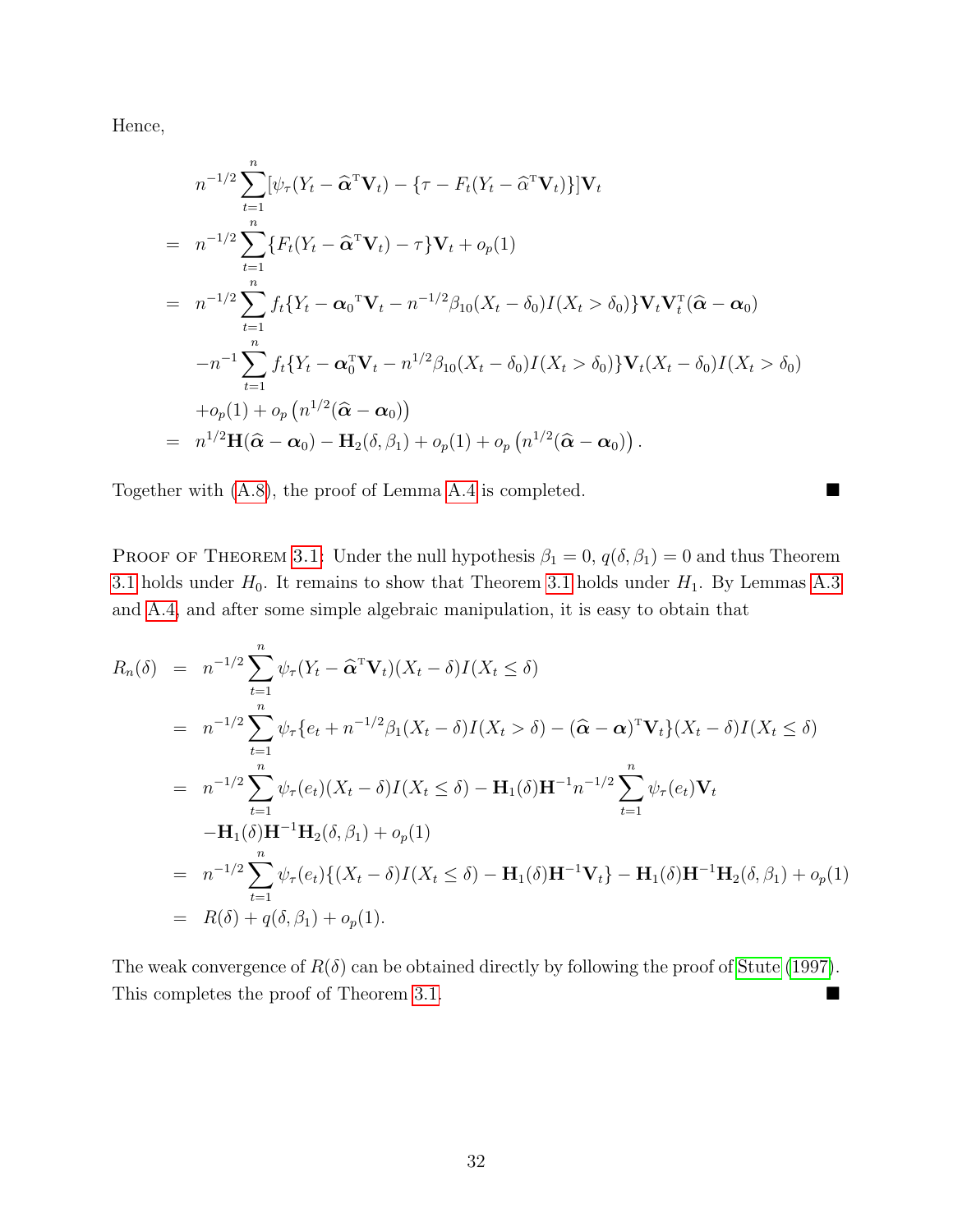Hence,

$$
\begin{aligned}
& n^{-1/2}\sum_{t=1}^{n}[\psi_\tau(Y_t-\widehat{\boldsymbol{\alpha}}^{\mathrm{T}}\mathbf{V}_t)-\{\tau-F_t(Y_t-\widehat{\alpha}^{\mathrm{T}}\mathbf{V}_t)\}]\mathbf{V}_t \\
= \; & n^{-1/2}\sum_{t=1}^{n}\{F_t(Y_t-\widehat{\boldsymbol{\alpha}}^{\mathrm{T}}\mathbf{V}_t)-\tau\}\mathbf{V}_t+o_p(1) \\
= \; & n^{-1/2}\sum_{t=1}^{n}f_t\{Y_t-\boldsymbol{\alpha}_0{}^{\mathrm{T}}\mathbf{V}_t-n^{-1/2}\beta_{10}(X_t-\delta_0)I(X_t>\delta_0)\}\mathbf{V}_t\mathbf{V}_t^{\mathrm{T}}(\widehat{\boldsymbol{\alpha}}-\boldsymbol{\alpha}_0) \\
& -n^{-1}\sum_{t=1}^{n}f_t\{Y_t-\boldsymbol{\alpha}_0^{\mathrm{T}}\mathbf{V}_t-n^{1/2}\beta_{10}(X_t-\delta_0)I(X_t>\delta_0)\}\mathbf{V}_t(X_t-\delta_0)I(X_t>\delta_0) \\
& +o_p(1)+o_p\left(n^{1/2}(\widehat{\boldsymbol{\alpha}}-\boldsymbol{\alpha}_0)\right) \\
= \; & n^{1/2}\mathbf{H}(\widehat{\boldsymbol{\alpha}}-\boldsymbol{\alpha}_0)-\mathbf{H}_2(\delta,\beta_1)+o_p(1)+o_p\left(n^{1/2}(\widehat{\boldsymbol{\alpha}}-\boldsymbol{\alpha}_0)\right).
\end{aligned}
$$

Together with (A.8), the proof of Lemma A.4 is completed. ■

Proof of Theorem 3.1: Under the null hypothesis $\beta_1=0$, $q(\delta,\beta_1)=0$ and thus Theorem 3.1 holds under $H_0$. It remains to show that Theorem 3.1 holds under $H_1$. By Lemmas A.3 and A.4, and after some simple algebraic manipulation, it is easy to obtain that

$$
\begin{aligned}
R_n(\delta) &= n^{-1/2}\sum_{t=1}^{n}\psi_\tau(Y_t-\widehat{\boldsymbol{\alpha}}^{\mathrm{T}}\mathbf{V}_t)(X_t-\delta)I(X_t\le\delta) \\
&= n^{-1/2}\sum_{t=1}^{n}\psi_\tau\{e_t+n^{-1/2}\beta_1(X_t-\delta)I(X_t>\delta)-(\widehat{\boldsymbol{\alpha}}-\boldsymbol{\alpha})^{\mathrm{T}}\mathbf{V}_t\}(X_t-\delta)I(X_t\le\delta) \\
&= n^{-1/2}\sum_{t=1}^{n}\psi_\tau(e_t)(X_t-\delta)I(X_t\le\delta)-\mathbf{H}_1(\delta)\mathbf{H}^{-1}n^{-1/2}\sum_{t=1}^{n}\psi_\tau(e_t)\mathbf{V}_t \\
&\quad -\mathbf{H}_1(\delta)\mathbf{H}^{-1}\mathbf{H}_2(\delta,\beta_1)+o_p(1) \\
&= n^{-1/2}\sum_{t=1}^{n}\psi_\tau(e_t)\{(X_t-\delta)I(X_t\le\delta)-\mathbf{H}_1(\delta)\mathbf{H}^{-1}\mathbf{V}_t\}-\mathbf{H}_1(\delta)\mathbf{H}^{-1}\mathbf{H}_2(\delta,\beta_1)+o_p(1) \\
&= R(\delta)+q(\delta,\beta_1)+o_p(1).
\end{aligned}
$$

The weak convergence of $R(\delta)$ can be obtained directly by following the proof of Stute (1997). This completes the proof of Theorem 3.1. ■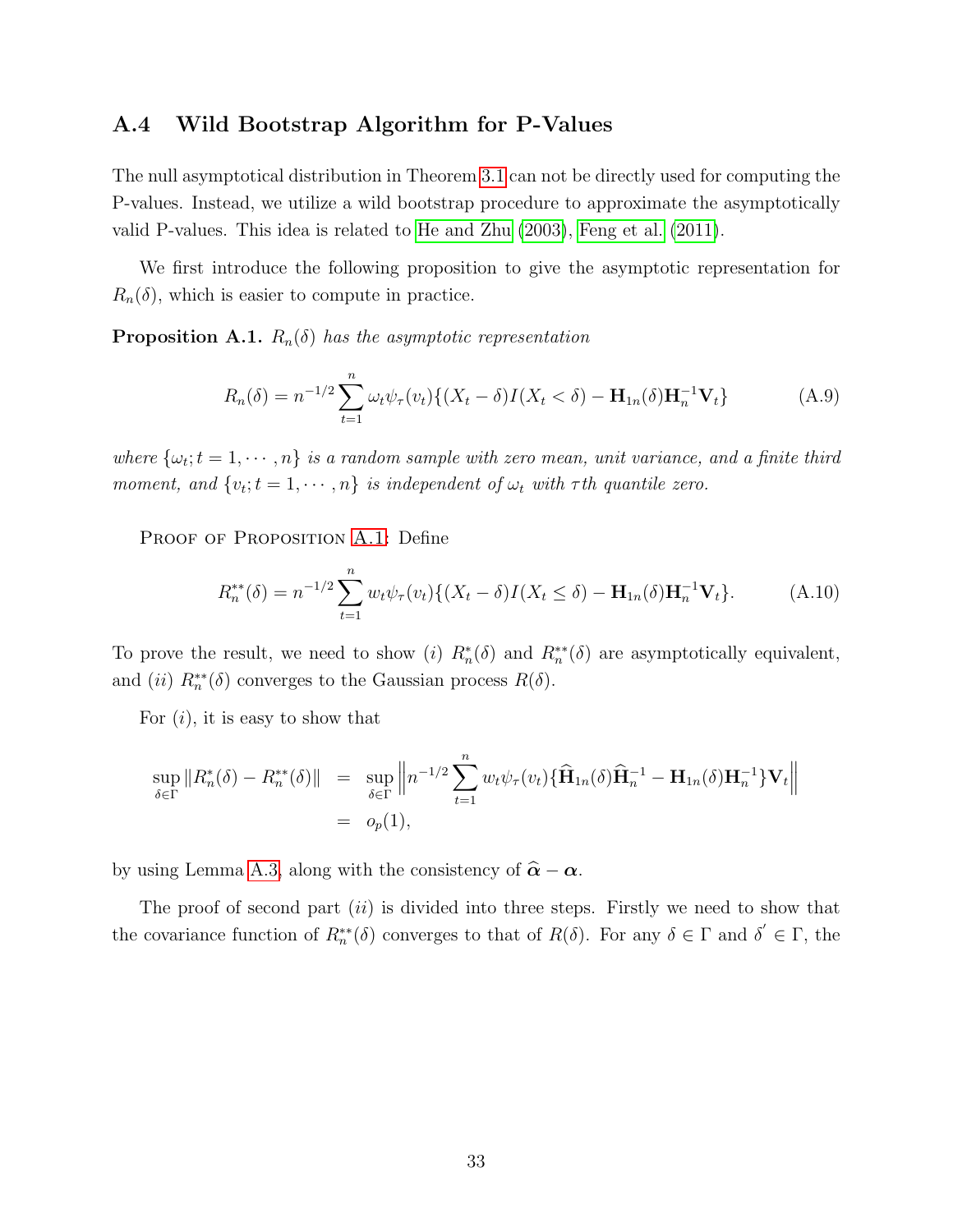## A.4 Wild Bootstrap Algorithm for P-Values

The null asymptotical distribution in Theorem 3.1 can not be directly used for computing the P-values. Instead, we utilize a wild bootstrap procedure to approximate the asymptotically valid P-values. This idea is related to He and Zhu (2003), Feng et al. (2011).

We first introduce the following proposition to give the asymptotic representation for $R_n(\delta)$, which is easier to compute in practice.

**Proposition A.1.** *$R_n(\delta)$ has the asymptotic representation*

$$R_n(\delta) = n^{-1/2} \sum_{t=1}^{n} \omega_t \psi_\tau(v_t)\{(X_t - \delta)I(X_t < \delta) - \mathbf{H}_{1n}(\delta)\mathbf{H}_n^{-1}\mathbf{V}_t\} \tag{A.9}$$

*where $\{\omega_t; t = 1, \cdots, n\}$ is a random sample with zero mean, unit variance, and a finite third moment, and $\{v_t; t = 1, \cdots, n\}$ is independent of $\omega_t$ with $\tau$th quantile zero.*

Proof of Proposition A.1: Define

$$R_n^{**}(\delta) = n^{-1/2} \sum_{t=1}^{n} w_t \psi_\tau(v_t)\{(X_t - \delta)I(X_t \leq \delta) - \mathbf{H}_{1n}(\delta)\mathbf{H}_n^{-1}\mathbf{V}_t\}. \tag{A.10}$$

To prove the result, we need to show $(i)$ $R_n^{*}(\delta)$ and $R_n^{**}(\delta)$ are asymptotically equivalent, and $(ii)$ $R_n^{**}(\delta)$ converges to the Gaussian process $R(\delta)$.

For $(i)$, it is easy to show that

$$\begin{aligned}
\sup_{\delta\in\Gamma} \|R_n^{*}(\delta) - R_n^{**}(\delta)\| &= \sup_{\delta\in\Gamma} \left\| n^{-1/2} \sum_{t=1}^{n} w_t \psi_\tau(v_t)\{\widehat{\mathbf{H}}_{1n}(\delta)\widehat{\mathbf{H}}_n^{-1} - \mathbf{H}_{1n}(\delta)\mathbf{H}_n^{-1}\}\mathbf{V}_t \right\| \\
&= o_p(1),
\end{aligned}$$

by using Lemma A.3, along with the consistency of $\widehat{\boldsymbol{\alpha}} - \boldsymbol{\alpha}$.

The proof of second part $(ii)$ is divided into three steps. Firstly we need to show that the covariance function of $R_n^{**}(\delta)$ converges to that of $R(\delta)$. For any $\delta \in \Gamma$ and $\delta' \in \Gamma$, the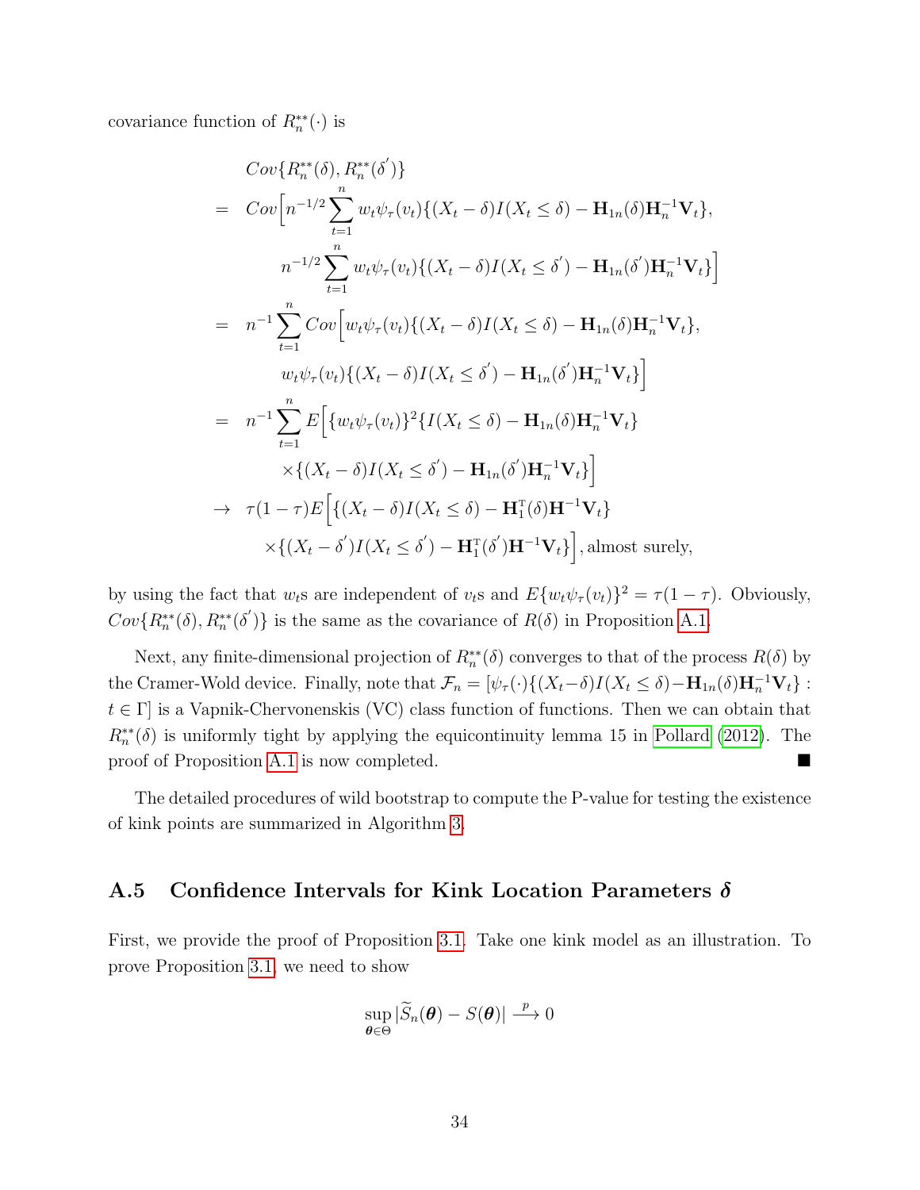covariance function of $R_n^{**}(\cdot)$ is

$$
\begin{aligned}
& Cov\{R_n^{**}(\delta), R_n^{**}(\delta^{'})\} \\
= \ & Cov\Big[n^{-1/2}\sum_{t=1}^{n} w_t\psi_\tau(v_t)\{(X_t-\delta)I(X_t\le\delta) - \mathbf{H}_{1n}(\delta)\mathbf{H}_n^{-1}\mathbf{V}_t\}, \\
& \qquad n^{-1/2}\sum_{t=1}^{n} w_t\psi_\tau(v_t)\{(X_t-\delta)I(X_t\le\delta^{'}) - \mathbf{H}_{1n}(\delta^{'})\mathbf{H}_n^{-1}\mathbf{V}_t\}\Big] \\
= \ & n^{-1}\sum_{t=1}^{n} Cov\Big[w_t\psi_\tau(v_t)\{(X_t-\delta)I(X_t\le\delta) - \mathbf{H}_{1n}(\delta)\mathbf{H}_n^{-1}\mathbf{V}_t\}, \\
& \qquad w_t\psi_\tau(v_t)\{(X_t-\delta)I(X_t\le\delta^{'}) - \mathbf{H}_{1n}(\delta^{'})\mathbf{H}_n^{-1}\mathbf{V}_t\}\Big] \\
= \ & n^{-1}\sum_{t=1}^{n} E\Big[\{w_t\psi_\tau(v_t)\}^2\{I(X_t\le\delta) - \mathbf{H}_{1n}(\delta)\mathbf{H}_n^{-1}\mathbf{V}_t\} \\
& \qquad \times\{(X_t-\delta)I(X_t\le\delta^{'}) - \mathbf{H}_{1n}(\delta^{'})\mathbf{H}_n^{-1}\mathbf{V}_t\}\Big] \\
\to \ & \tau(1-\tau)E\Big[\{(X_t-\delta)I(X_t\le\delta) - \mathbf{H}_1^{\mathrm{T}}(\delta)\mathbf{H}^{-1}\mathbf{V}_t\} \\
& \times\{(X_t-\delta^{'})I(X_t\le\delta^{'}) - \mathbf{H}_1^{\mathrm{T}}(\delta^{'})\mathbf{H}^{-1}\mathbf{V}_t\}\Big], \text{almost surely,}
\end{aligned}
$$

by using the fact that $w_t$s are independent of $v_t$s and $E\{w_t\psi_\tau(v_t)\}^2 = \tau(1-\tau)$. Obviously, $Cov\{R_n^{**}(\delta), R_n^{**}(\delta^{'})\}$ is the same as the covariance of $R(\delta)$ in Proposition A.1.

Next, any finite-dimensional projection of $R_n^{**}(\delta)$ converges to that of the process $R(\delta)$ by the Cramer-Wold device. Finally, note that $\mathcal{F}_n = [\psi_\tau(\cdot)\{(X_t-\delta)I(X_t\le\delta) - \mathbf{H}_{1n}(\delta)\mathbf{H}_n^{-1}\mathbf{V}_t\} : t\in\Gamma]$ is a Vapnik-Chervonenskis (VC) class function of functions. Then we can obtain that $R_n^{**}(\delta)$ is uniformly tight by applying the equicontinuity lemma 15 in Pollard (2012). The proof of Proposition A.1 is now completed. ■

The detailed procedures of wild bootstrap to compute the P-value for testing the existence of kink points are summarized in Algorithm 3.

## A.5 Confidence Intervals for Kink Location Parameters $\boldsymbol{\delta}$

First, we provide the proof of Proposition 3.1. Take one kink model as an illustration. To prove Proposition 3.1, we need to show

$$
\sup_{\boldsymbol{\theta}\in\Theta} |\widetilde{S}_n(\boldsymbol{\theta}) - S(\boldsymbol{\theta})| \xrightarrow{p} 0
$$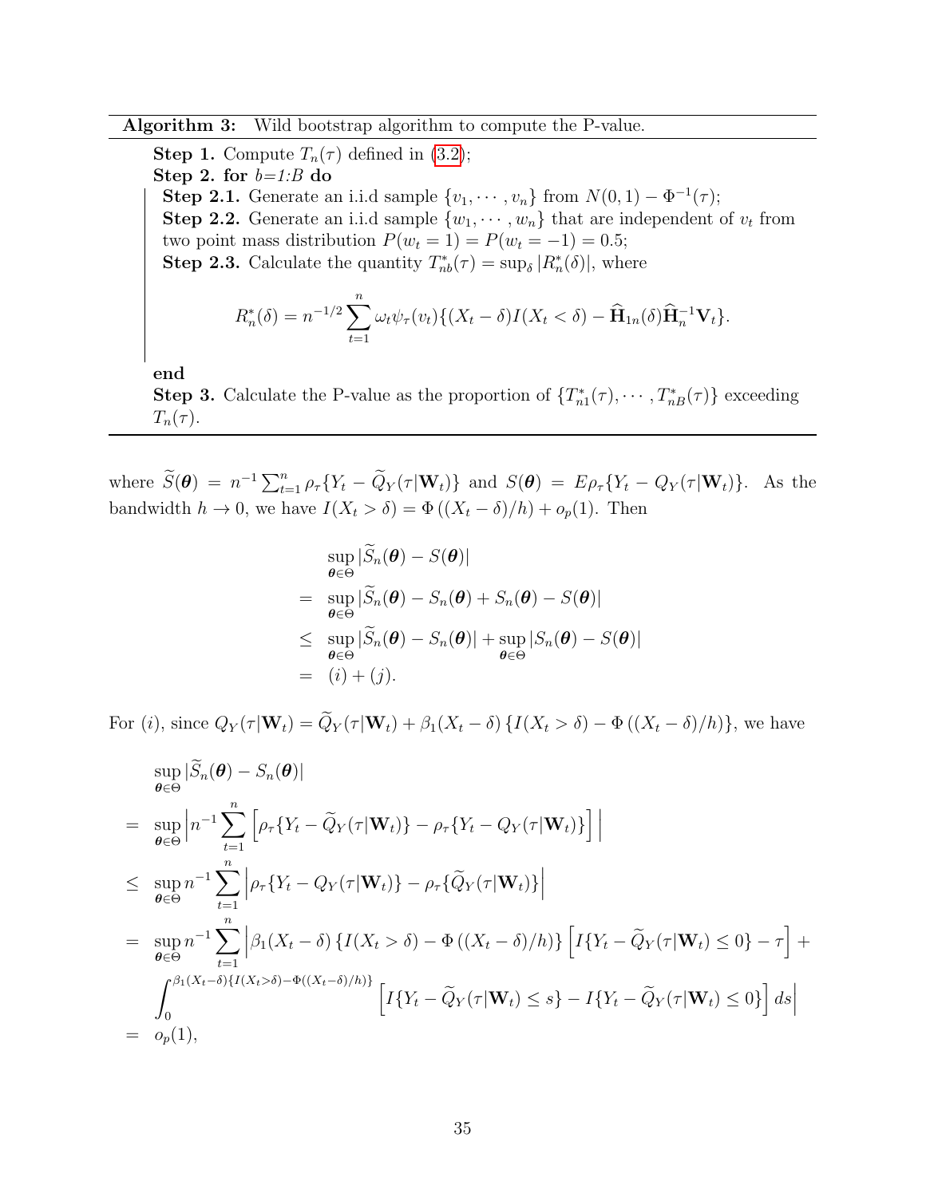**Algorithm 3:** Wild bootstrap algorithm to compute the P-value.

**Step 1.** Compute $T_n(\tau)$ defined in (3.2);

**Step 2. for** $b$=1:$B$ **do**

**Step 2.1.** Generate an i.i.d sample $\{v_1, \cdots, v_n\}$ from $N(0,1) - \Phi^{-1}(\tau)$;

**Step 2.2.** Generate an i.i.d sample $\{w_1, \cdots, w_n\}$ that are independent of $v_t$ from two point mass distribution $P(w_t = 1) = P(w_t = -1) = 0.5$;

**Step 2.3.** Calculate the quantity $T^*_{nb}(\tau) = \sup_\delta |R^*_n(\delta)|$, where

$$R^*_n(\delta) = n^{-1/2} \sum_{t=1}^{n} \omega_t \psi_\tau(v_t)\{(X_t - \delta) I(X_t < \delta) - \widehat{\mathbf{H}}_{1n}(\delta)\widehat{\mathbf{H}}_n^{-1}\mathbf{V}_t\}.$$

**end**

**Step 3.** Calculate the P-value as the proportion of $\{T^*_{n1}(\tau), \cdots, T^*_{nB}(\tau)\}$ exceeding $T_n(\tau)$.

---

where $\widetilde{S}(\boldsymbol{\theta}) = n^{-1}\sum_{t=1}^{n} \rho_\tau\{Y_t - \widetilde{Q}_Y(\tau|\mathbf{W}_t)\}$ and $S(\boldsymbol{\theta}) = E\rho_\tau\{Y_t - Q_Y(\tau|\mathbf{W}_t)\}$. As the bandwidth $h \to 0$, we have $I(X_t > \delta) = \Phi\left((X_t - \delta)/h\right) + o_p(1)$. Then

$$\begin{aligned}
& \sup_{\boldsymbol{\theta}\in\Theta} |\widetilde{S}_n(\boldsymbol{\theta}) - S(\boldsymbol{\theta})| \\
= & \sup_{\boldsymbol{\theta}\in\Theta} |\widetilde{S}_n(\boldsymbol{\theta}) - S_n(\boldsymbol{\theta}) + S_n(\boldsymbol{\theta}) - S(\boldsymbol{\theta})| \\
\leq & \sup_{\boldsymbol{\theta}\in\Theta} |\widetilde{S}_n(\boldsymbol{\theta}) - S_n(\boldsymbol{\theta})| + \sup_{\boldsymbol{\theta}\in\Theta} |S_n(\boldsymbol{\theta}) - S(\boldsymbol{\theta})| \\
= & \ (i) + (j).
\end{aligned}$$

For $(i)$, since $Q_Y(\tau|\mathbf{W}_t) = \widetilde{Q}_Y(\tau|\mathbf{W}_t) + \beta_1(X_t - \delta)\{I(X_t > \delta) - \Phi\left((X_t - \delta)/h\right)\}$, we have

$$\begin{aligned}
& \sup_{\boldsymbol{\theta}\in\Theta} |\widetilde{S}_n(\boldsymbol{\theta}) - S_n(\boldsymbol{\theta})| \\
= & \sup_{\boldsymbol{\theta}\in\Theta} \Big| n^{-1} \sum_{t=1}^{n} \Big[\rho_\tau\{Y_t - \widetilde{Q}_Y(\tau|\mathbf{W}_t)\} - \rho_\tau\{Y_t - Q_Y(\tau|\mathbf{W}_t)\}\Big] \Big| \\
\leq & \sup_{\boldsymbol{\theta}\in\Theta} n^{-1} \sum_{t=1}^{n} \Big| \rho_\tau\{Y_t - Q_Y(\tau|\mathbf{W}_t)\} - \rho_\tau\{\widetilde{Q}_Y(\tau|\mathbf{W}_t)\} \Big| \\
= & \sup_{\boldsymbol{\theta}\in\Theta} n^{-1} \sum_{t=1}^{n} \Big| \beta_1(X_t - \delta)\{I(X_t > \delta) - \Phi\left((X_t - \delta)/h\right)\} \Big[ I\{Y_t - \widetilde{Q}_Y(\tau|\mathbf{W}_t) \leq 0\} - \tau \Big] + \\
& \int_0^{\beta_1(X_t-\delta)\{I(X_t>\delta)-\Phi((X_t-\delta)/h)\}} \Big[ I\{Y_t - \widetilde{Q}_Y(\tau|\mathbf{W}_t) \leq s\} - I\{Y_t - \widetilde{Q}_Y(\tau|\mathbf{W}_t) \leq 0\} \Big] ds \Big| \\
= & \ o_p(1),
\end{aligned}$$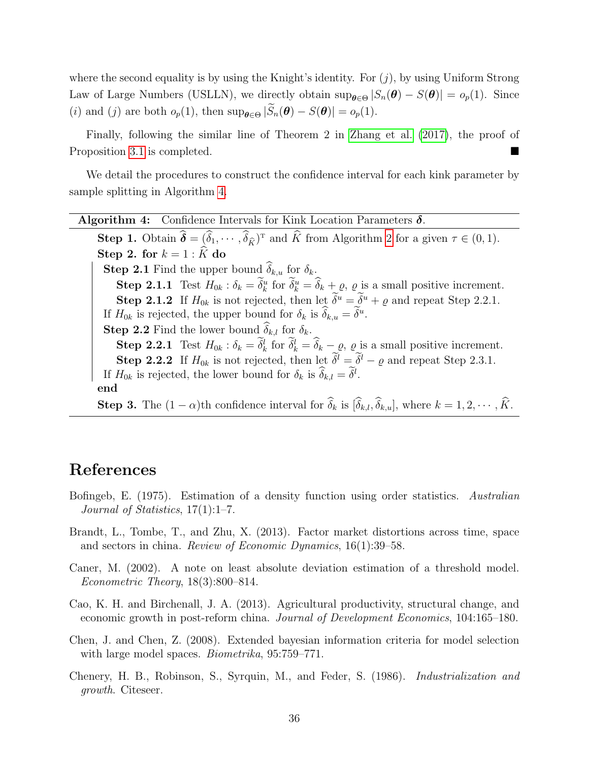where the second equality is by using the Knight's identity. For $(j)$, by using Uniform Strong Law of Large Numbers (USLLN), we directly obtain $\sup_{\boldsymbol{\theta}\in\Theta}|S_n(\boldsymbol{\theta}) - S(\boldsymbol{\theta})| = o_p(1)$. Since $(i)$ and $(j)$ are both $o_p(1)$, then $\sup_{\boldsymbol{\theta}\in\Theta}|\widetilde{S}_n(\boldsymbol{\theta}) - S(\boldsymbol{\theta})| = o_p(1)$.

Finally, following the similar line of Theorem 2 in Zhang et al. (2017), the proof of Proposition 3.1 is completed. ■

We detail the procedures to construct the confidence interval for each kink parameter by sample splitting in Algorithm 4.

---

**Algorithm 4:** Confidence Intervals for Kink Location Parameters $\boldsymbol{\delta}$.

---

**Step 1.** Obtain $\widehat{\boldsymbol{\delta}} = (\widehat{\delta}_1, \cdots, \widehat{\delta}_{\widehat{K}})^{\mathrm{T}}$ and $\widehat{K}$ from Algorithm 2 for a given $\tau \in (0,1)$.

**Step 2. for** $k = 1 : \widehat{K}$ **do**

- **Step 2.1** Find the upper bound $\widehat{\delta}_{k,u}$ for $\delta_k$.
  - **Step 2.1.1** Test $H_{0k} : \delta_k = \widetilde{\delta}_k^u$ for $\widetilde{\delta}_k^u = \widehat{\delta}_k + \varrho$, $\varrho$ is a small positive increment.
  - **Step 2.1.2** If $H_{0k}$ is not rejected, then let $\widetilde{\delta}^u = \widetilde{\delta}^u + \varrho$ and repeat Step 2.2.1.

  If $H_{0k}$ is rejected, the upper bound for $\delta_k$ is $\widehat{\delta}_{k,u} = \widetilde{\delta}^u$.
- **Step 2.2** Find the lower bound $\widehat{\delta}_{k,l}$ for $\delta_k$.
  - **Step 2.2.1** Test $H_{0k} : \delta_k = \widetilde{\delta}_k^l$ for $\widetilde{\delta}_k^l = \widehat{\delta}_k - \varrho$, $\varrho$ is a small positive increment.
  - **Step 2.2.2** If $H_{0k}$ is not rejected, then let $\widetilde{\delta}^l = \widetilde{\delta}^l - \varrho$ and repeat Step 2.3.1.

  If $H_{0k}$ is rejected, the lower bound for $\delta_k$ is $\widehat{\delta}_{k,l} = \widetilde{\delta}^l$.

**end**

**Step 3.** The $(1-\alpha)$th confidence interval for $\widehat{\delta}_k$ is $[\widehat{\delta}_{k,l}, \widehat{\delta}_{k,u}]$, where $k = 1, 2, \cdots, \widehat{K}$.

---

# References

Bofingeb, E. (1975). Estimation of a density function using order statistics. *Australian Journal of Statistics*, 17(1):1–7.

Brandt, L., Tombe, T., and Zhu, X. (2013). Factor market distortions across time, space and sectors in china. *Review of Economic Dynamics*, 16(1):39–58.

Caner, M. (2002). A note on least absolute deviation estimation of a threshold model. *Econometric Theory*, 18(3):800–814.

Cao, K. H. and Birchenall, J. A. (2013). Agricultural productivity, structural change, and economic growth in post-reform china. *Journal of Development Economics*, 104:165–180.

Chen, J. and Chen, Z. (2008). Extended bayesian information criteria for model selection with large model spaces. *Biometrika*, 95:759–771.

Chenery, H. B., Robinson, S., Syrquin, M., and Feder, S. (1986). *Industrialization and growth*. Citeseer.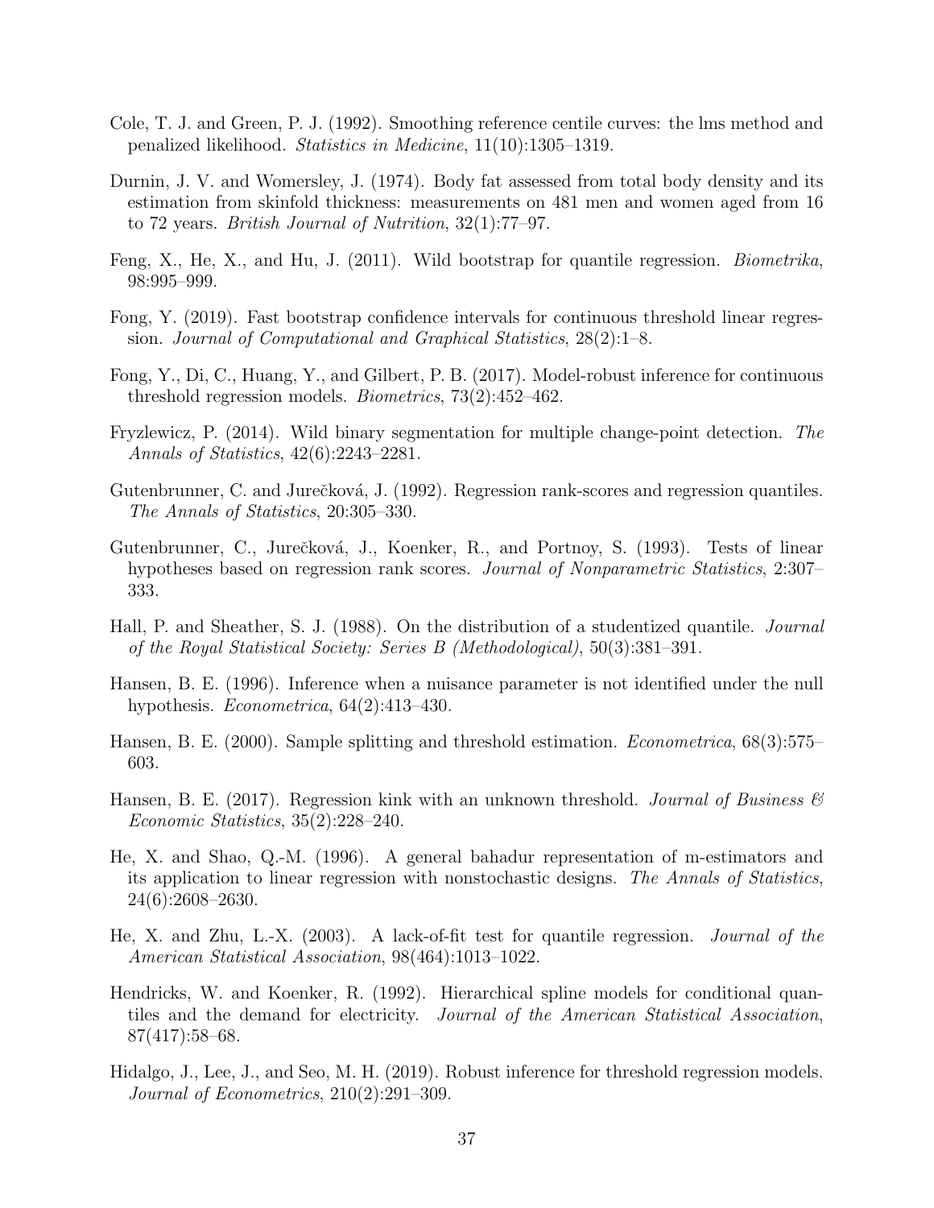Cole, T. J. and Green, P. J. (1992). Smoothing reference centile curves: the lms method and penalized likelihood. *Statistics in Medicine*, 11(10):1305–1319.

Durnin, J. V. and Womersley, J. (1974). Body fat assessed from total body density and its estimation from skinfold thickness: measurements on 481 men and women aged from 16 to 72 years. *British Journal of Nutrition*, 32(1):77–97.

Feng, X., He, X., and Hu, J. (2011). Wild bootstrap for quantile regression. *Biometrika*, 98:995–999.

Fong, Y. (2019). Fast bootstrap confidence intervals for continuous threshold linear regression. *Journal of Computational and Graphical Statistics*, 28(2):1–8.

Fong, Y., Di, C., Huang, Y., and Gilbert, P. B. (2017). Model-robust inference for continuous threshold regression models. *Biometrics*, 73(2):452–462.

Fryzlewicz, P. (2014). Wild binary segmentation for multiple change-point detection. *The Annals of Statistics*, 42(6):2243–2281.

Gutenbrunner, C. and Jurečková, J. (1992). Regression rank-scores and regression quantiles. *The Annals of Statistics*, 20:305–330.

Gutenbrunner, C., Jurečková, J., Koenker, R., and Portnoy, S. (1993). Tests of linear hypotheses based on regression rank scores. *Journal of Nonparametric Statistics*, 2:307–333.

Hall, P. and Sheather, S. J. (1988). On the distribution of a studentized quantile. *Journal of the Royal Statistical Society: Series B (Methodological)*, 50(3):381–391.

Hansen, B. E. (1996). Inference when a nuisance parameter is not identified under the null hypothesis. *Econometrica*, 64(2):413–430.

Hansen, B. E. (2000). Sample splitting and threshold estimation. *Econometrica*, 68(3):575–603.

Hansen, B. E. (2017). Regression kink with an unknown threshold. *Journal of Business & Economic Statistics*, 35(2):228–240.

He, X. and Shao, Q.-M. (1996). A general bahadur representation of m-estimators and its application to linear regression with nonstochastic designs. *The Annals of Statistics*, 24(6):2608–2630.

He, X. and Zhu, L.-X. (2003). A lack-of-fit test for quantile regression. *Journal of the American Statistical Association*, 98(464):1013–1022.

Hendricks, W. and Koenker, R. (1992). Hierarchical spline models for conditional quantiles and the demand for electricity. *Journal of the American Statistical Association*, 87(417):58–68.

Hidalgo, J., Lee, J., and Seo, M. H. (2019). Robust inference for threshold regression models. *Journal of Econometrics*, 210(2):291–309.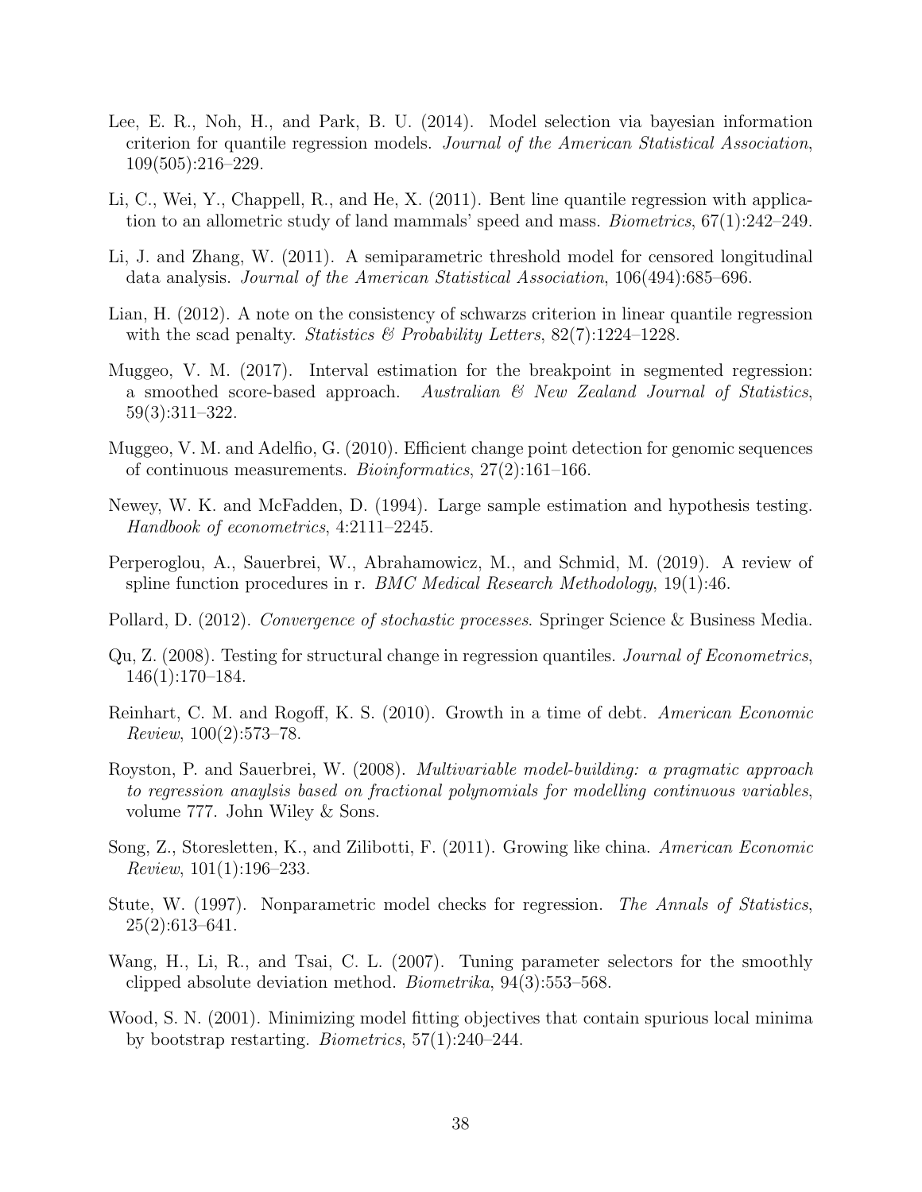Lee, E. R., Noh, H., and Park, B. U. (2014). Model selection via bayesian information criterion for quantile regression models. *Journal of the American Statistical Association*, 109(505):216–229.

Li, C., Wei, Y., Chappell, R., and He, X. (2011). Bent line quantile regression with application to an allometric study of land mammals' speed and mass. *Biometrics*, 67(1):242–249.

Li, J. and Zhang, W. (2011). A semiparametric threshold model for censored longitudinal data analysis. *Journal of the American Statistical Association*, 106(494):685–696.

Lian, H. (2012). A note on the consistency of schwarzs criterion in linear quantile regression with the scad penalty. *Statistics & Probability Letters*, 82(7):1224–1228.

Muggeo, V. M. (2017). Interval estimation for the breakpoint in segmented regression: a smoothed score-based approach. *Australian & New Zealand Journal of Statistics*, 59(3):311–322.

Muggeo, V. M. and Adelfio, G. (2010). Efficient change point detection for genomic sequences of continuous measurements. *Bioinformatics*, 27(2):161–166.

Newey, W. K. and McFadden, D. (1994). Large sample estimation and hypothesis testing. *Handbook of econometrics*, 4:2111–2245.

Perperoglou, A., Sauerbrei, W., Abrahamowicz, M., and Schmid, M. (2019). A review of spline function procedures in r. *BMC Medical Research Methodology*, 19(1):46.

Pollard, D. (2012). *Convergence of stochastic processes*. Springer Science & Business Media.

Qu, Z. (2008). Testing for structural change in regression quantiles. *Journal of Econometrics*, 146(1):170–184.

Reinhart, C. M. and Rogoff, K. S. (2010). Growth in a time of debt. *American Economic Review*, 100(2):573–78.

Royston, P. and Sauerbrei, W. (2008). *Multivariable model-building: a pragmatic approach to regression anaylsis based on fractional polynomials for modelling continuous variables*, volume 777. John Wiley & Sons.

Song, Z., Storesletten, K., and Zilibotti, F. (2011). Growing like china. *American Economic Review*, 101(1):196–233.

Stute, W. (1997). Nonparametric model checks for regression. *The Annals of Statistics*, 25(2):613–641.

Wang, H., Li, R., and Tsai, C. L. (2007). Tuning parameter selectors for the smoothly clipped absolute deviation method. *Biometrika*, 94(3):553–568.

Wood, S. N. (2001). Minimizing model fitting objectives that contain spurious local minima by bootstrap restarting. *Biometrics*, 57(1):240–244.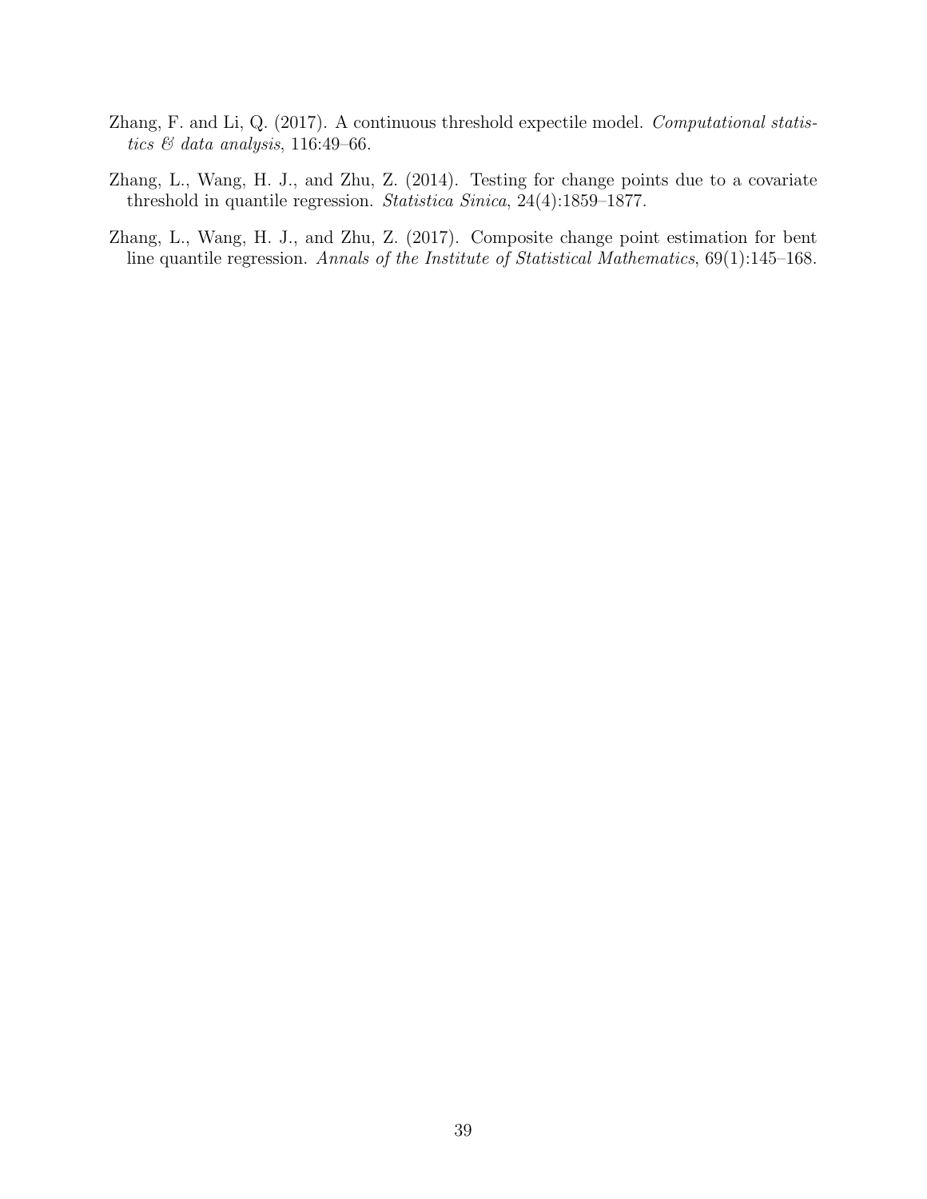Zhang, F. and Li, Q. (2017). A continuous threshold expectile model. *Computational statistics & data analysis*, 116:49–66.

Zhang, L., Wang, H. J., and Zhu, Z. (2014). Testing for change points due to a covariate threshold in quantile regression. *Statistica Sinica*, 24(4):1859–1877.

Zhang, L., Wang, H. J., and Zhu, Z. (2017). Composite change point estimation for bent line quantile regression. *Annals of the Institute of Statistical Mathematics*, 69(1):145–168.